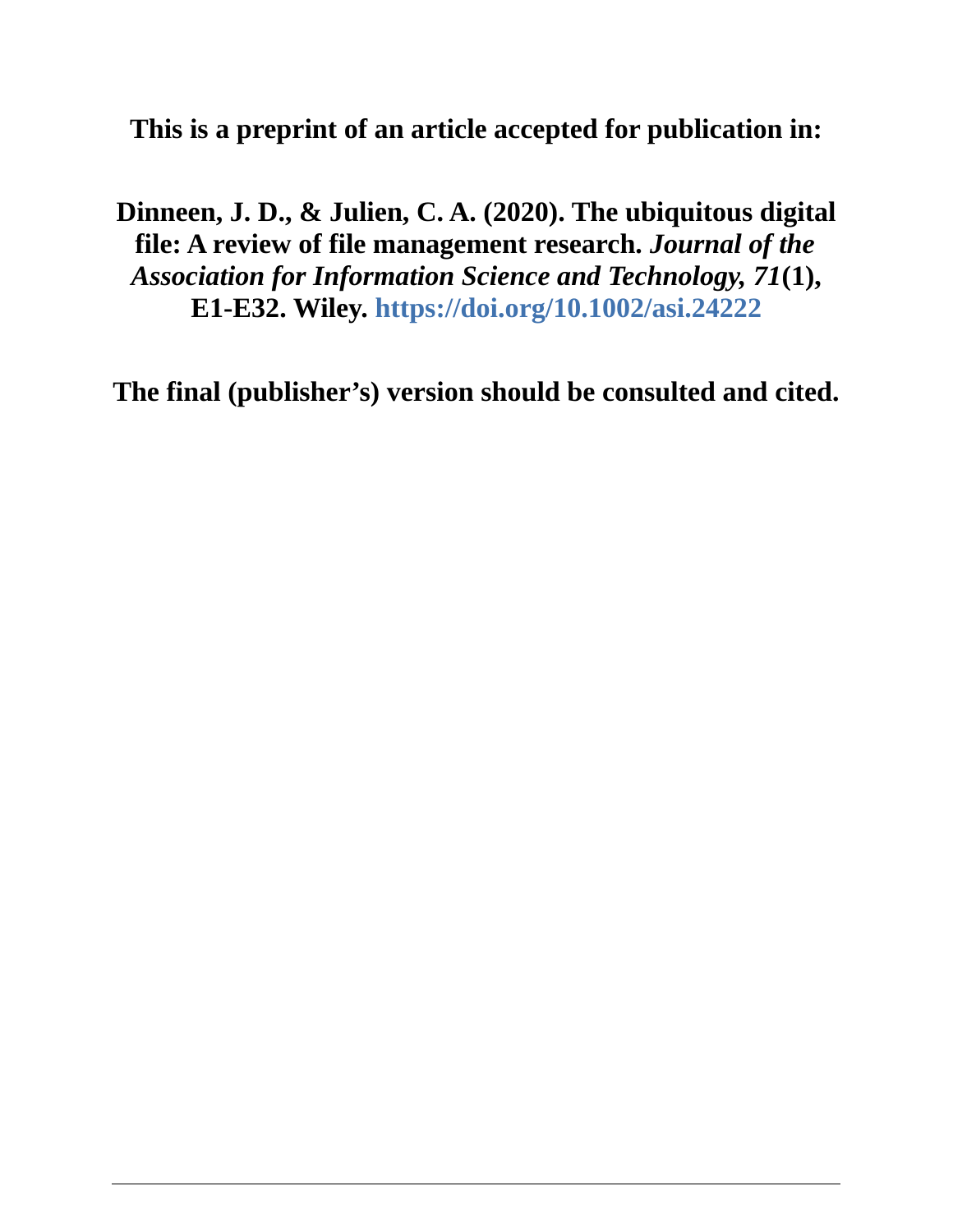**This is a preprint of an article accepted for publication in:**

**Dinneen, J. D., & Julien, C. A. (2020). The ubiquitous digital file: A review of file management research.** ***Journal of the Association for Information Science and Technology, 71*****(1), E1-E32. Wiley. https://doi.org/10.1002/asi.24222**

**The final (publisher's) version should be consulted and cited.**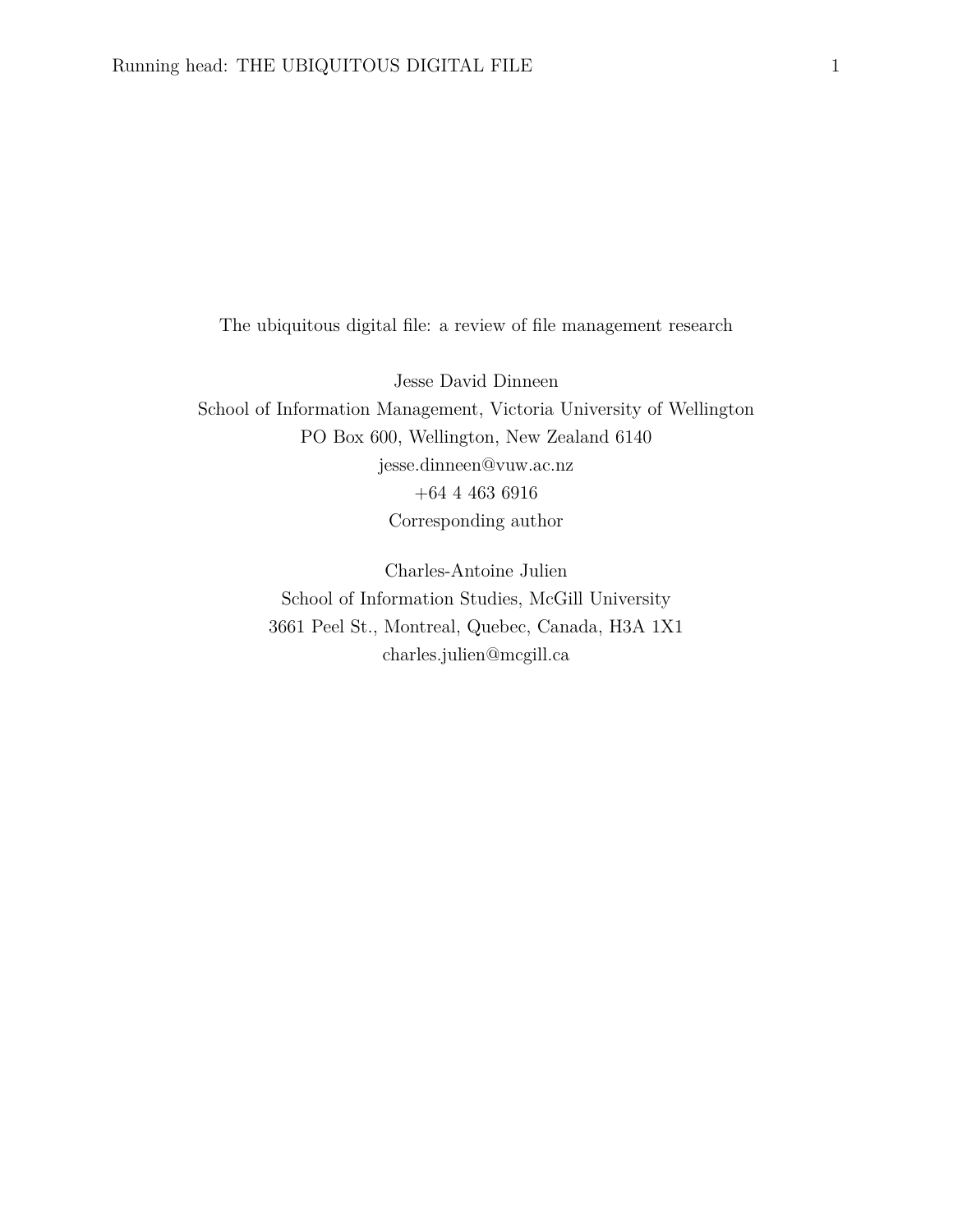# The ubiquitous digital file: a review of file management research

Jesse David Dinneen
School of Information Management, Victoria University of Wellington
PO Box 600, Wellington, New Zealand 6140
jesse.dinneen@vuw.ac.nz
+64 4 463 6916
Corresponding author

Charles-Antoine Julien
School of Information Studies, McGill University
3661 Peel St., Montreal, Quebec, Canada, H3A 1X1
charles.julien@mcgill.ca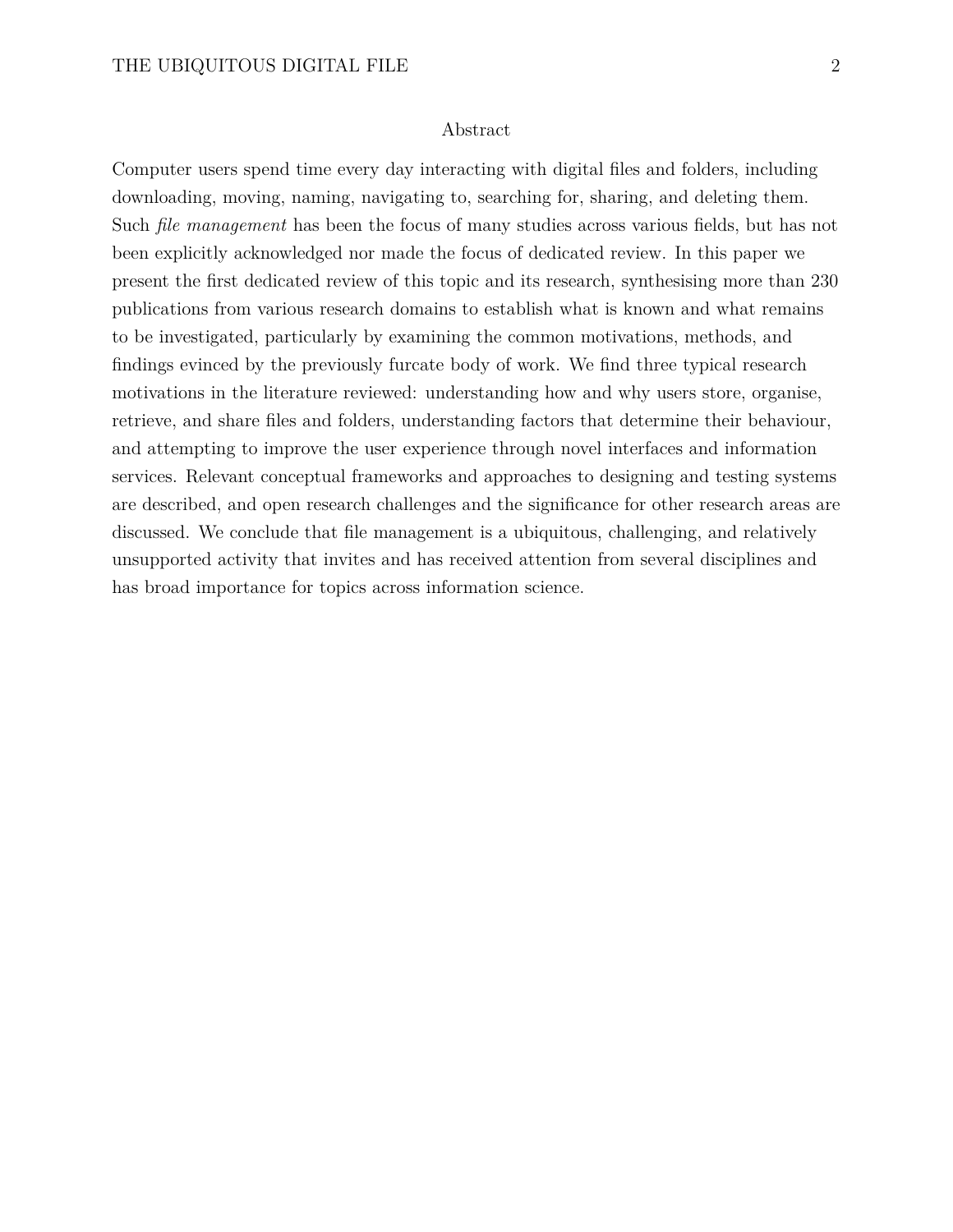## Abstract

Computer users spend time every day interacting with digital files and folders, including downloading, moving, naming, navigating to, searching for, sharing, and deleting them. Such *file management* has been the focus of many studies across various fields, but has not been explicitly acknowledged nor made the focus of dedicated review. In this paper we present the first dedicated review of this topic and its research, synthesising more than 230 publications from various research domains to establish what is known and what remains to be investigated, particularly by examining the common motivations, methods, and findings evinced by the previously furcate body of work. We find three typical research motivations in the literature reviewed: understanding how and why users store, organise, retrieve, and share files and folders, understanding factors that determine their behaviour, and attempting to improve the user experience through novel interfaces and information services. Relevant conceptual frameworks and approaches to designing and testing systems are described, and open research challenges and the significance for other research areas are discussed. We conclude that file management is a ubiquitous, challenging, and relatively unsupported activity that invites and has received attention from several disciplines and has broad importance for topics across information science.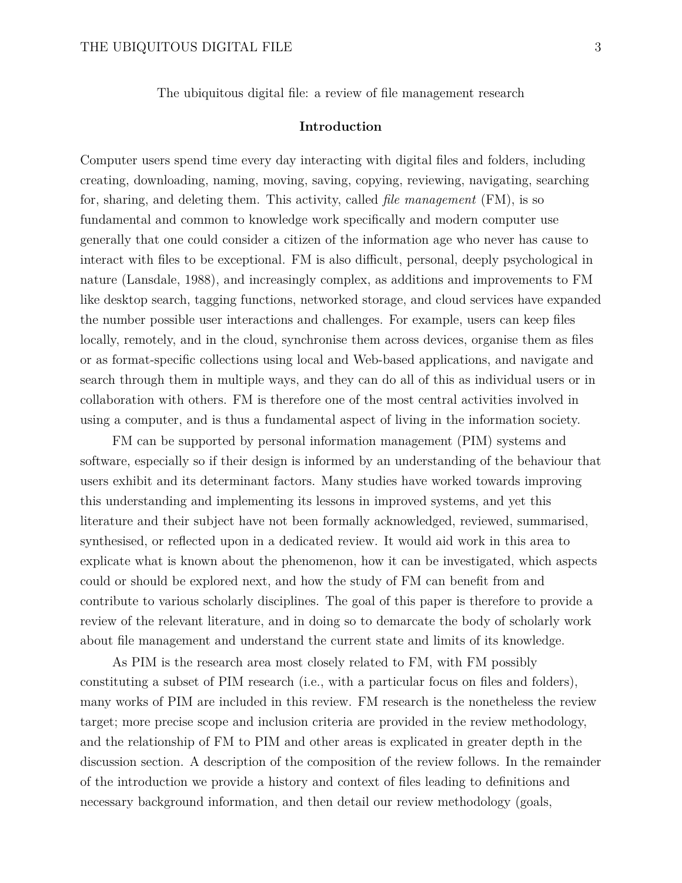The ubiquitous digital file: a review of file management research

## Introduction

Computer users spend time every day interacting with digital files and folders, including creating, downloading, naming, moving, saving, copying, reviewing, navigating, searching for, sharing, and deleting them. This activity, called *file management* (FM), is so fundamental and common to knowledge work specifically and modern computer use generally that one could consider a citizen of the information age who never has cause to interact with files to be exceptional. FM is also difficult, personal, deeply psychological in nature (Lansdale, 1988), and increasingly complex, as additions and improvements to FM like desktop search, tagging functions, networked storage, and cloud services have expanded the number possible user interactions and challenges. For example, users can keep files locally, remotely, and in the cloud, synchronise them across devices, organise them as files or as format-specific collections using local and Web-based applications, and navigate and search through them in multiple ways, and they can do all of this as individual users or in collaboration with others. FM is therefore one of the most central activities involved in using a computer, and is thus a fundamental aspect of living in the information society.

FM can be supported by personal information management (PIM) systems and software, especially so if their design is informed by an understanding of the behaviour that users exhibit and its determinant factors. Many studies have worked towards improving this understanding and implementing its lessons in improved systems, and yet this literature and their subject have not been formally acknowledged, reviewed, summarised, synthesised, or reflected upon in a dedicated review. It would aid work in this area to explicate what is known about the phenomenon, how it can be investigated, which aspects could or should be explored next, and how the study of FM can benefit from and contribute to various scholarly disciplines. The goal of this paper is therefore to provide a review of the relevant literature, and in doing so to demarcate the body of scholarly work about file management and understand the current state and limits of its knowledge.

As PIM is the research area most closely related to FM, with FM possibly constituting a subset of PIM research (i.e., with a particular focus on files and folders), many works of PIM are included in this review. FM research is the nonetheless the review target; more precise scope and inclusion criteria are provided in the review methodology, and the relationship of FM to PIM and other areas is explicated in greater depth in the discussion section. A description of the composition of the review follows. In the remainder of the introduction we provide a history and context of files leading to definitions and necessary background information, and then detail our review methodology (goals,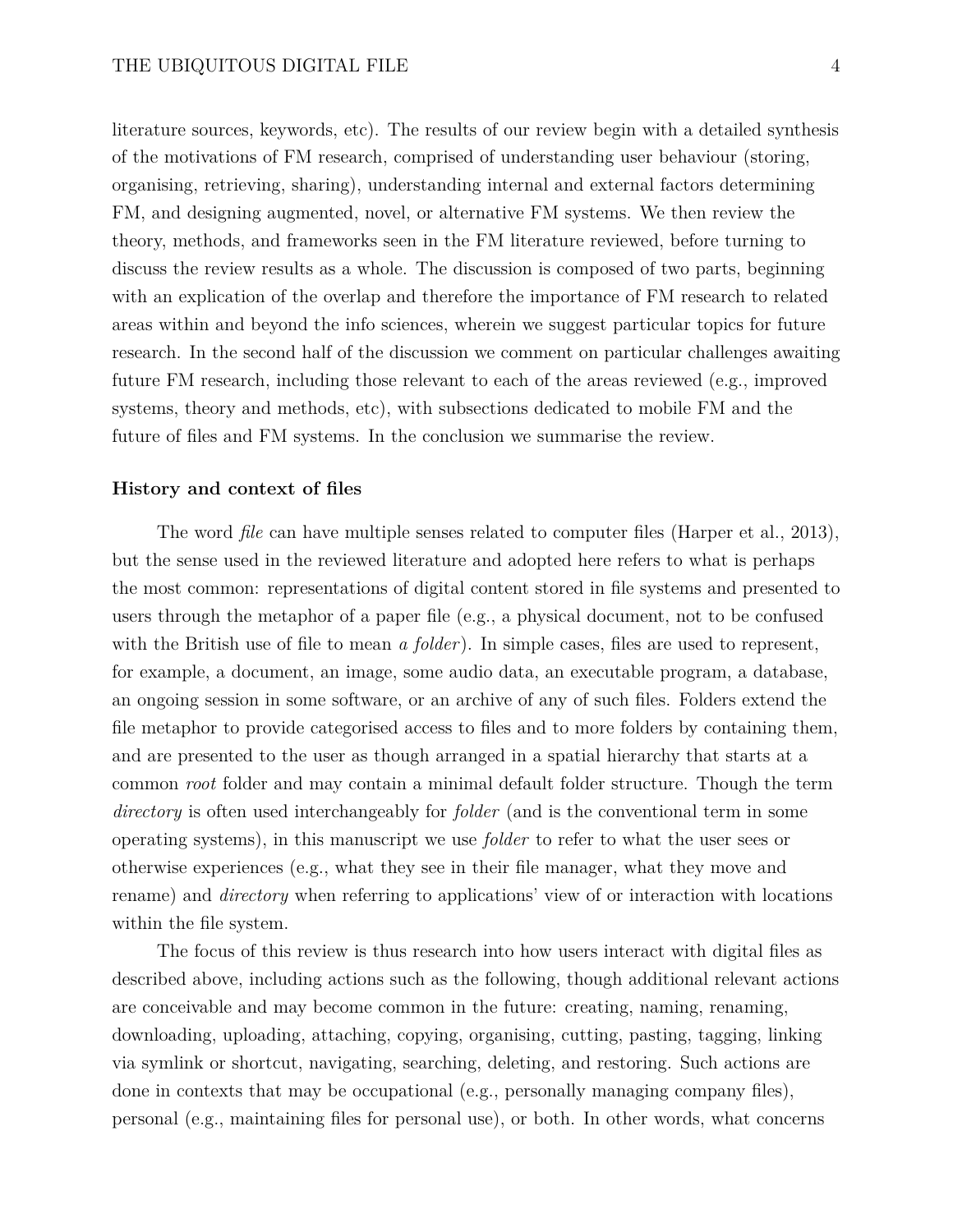literature sources, keywords, etc). The results of our review begin with a detailed synthesis of the motivations of FM research, comprised of understanding user behaviour (storing, organising, retrieving, sharing), understanding internal and external factors determining FM, and designing augmented, novel, or alternative FM systems. We then review the theory, methods, and frameworks seen in the FM literature reviewed, before turning to discuss the review results as a whole. The discussion is composed of two parts, beginning with an explication of the overlap and therefore the importance of FM research to related areas within and beyond the info sciences, wherein we suggest particular topics for future research. In the second half of the discussion we comment on particular challenges awaiting future FM research, including those relevant to each of the areas reviewed (e.g., improved systems, theory and methods, etc), with subsections dedicated to mobile FM and the future of files and FM systems. In the conclusion we summarise the review.

## History and context of files

The word *file* can have multiple senses related to computer files (Harper et al., 2013), but the sense used in the reviewed literature and adopted here refers to what is perhaps the most common: representations of digital content stored in file systems and presented to users through the metaphor of a paper file (e.g., a physical document, not to be confused with the British use of file to mean *a folder*). In simple cases, files are used to represent, for example, a document, an image, some audio data, an executable program, a database, an ongoing session in some software, or an archive of any of such files. Folders extend the file metaphor to provide categorised access to files and to more folders by containing them, and are presented to the user as though arranged in a spatial hierarchy that starts at a common *root* folder and may contain a minimal default folder structure. Though the term *directory* is often used interchangeably for *folder* (and is the conventional term in some operating systems), in this manuscript we use *folder* to refer to what the user sees or otherwise experiences (e.g., what they see in their file manager, what they move and rename) and *directory* when referring to applications' view of or interaction with locations within the file system.

The focus of this review is thus research into how users interact with digital files as described above, including actions such as the following, though additional relevant actions are conceivable and may become common in the future: creating, naming, renaming, downloading, uploading, attaching, copying, organising, cutting, pasting, tagging, linking via symlink or shortcut, navigating, searching, deleting, and restoring. Such actions are done in contexts that may be occupational (e.g., personally managing company files), personal (e.g., maintaining files for personal use), or both. In other words, what concerns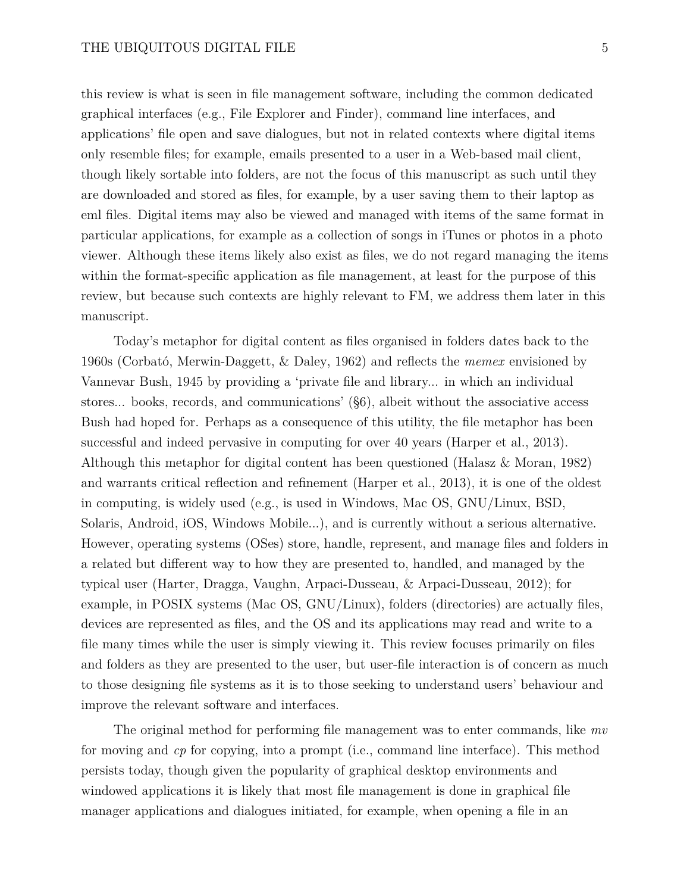this review is what is seen in file management software, including the common dedicated graphical interfaces (e.g., File Explorer and Finder), command line interfaces, and applications' file open and save dialogues, but not in related contexts where digital items only resemble files; for example, emails presented to a user in a Web-based mail client, though likely sortable into folders, are not the focus of this manuscript as such until they are downloaded and stored as files, for example, by a user saving them to their laptop as eml files. Digital items may also be viewed and managed with items of the same format in particular applications, for example as a collection of songs in iTunes or photos in a photo viewer. Although these items likely also exist as files, we do not regard managing the items within the format-specific application as file management, at least for the purpose of this review, but because such contexts are highly relevant to FM, we address them later in this manuscript.

Today's metaphor for digital content as files organised in folders dates back to the 1960s (Corbató, Merwin-Daggett, & Daley, 1962) and reflects the *memex* envisioned by Vannevar Bush, 1945 by providing a 'private file and library... in which an individual stores... books, records, and communications' (§6), albeit without the associative access Bush had hoped for. Perhaps as a consequence of this utility, the file metaphor has been successful and indeed pervasive in computing for over 40 years (Harper et al., 2013). Although this metaphor for digital content has been questioned (Halasz & Moran, 1982) and warrants critical reflection and refinement (Harper et al., 2013), it is one of the oldest in computing, is widely used (e.g., is used in Windows, Mac OS, GNU/Linux, BSD, Solaris, Android, iOS, Windows Mobile...), and is currently without a serious alternative. However, operating systems (OSes) store, handle, represent, and manage files and folders in a related but different way to how they are presented to, handled, and managed by the typical user (Harter, Dragga, Vaughn, Arpaci-Dusseau, & Arpaci-Dusseau, 2012); for example, in POSIX systems (Mac OS, GNU/Linux), folders (directories) are actually files, devices are represented as files, and the OS and its applications may read and write to a file many times while the user is simply viewing it. This review focuses primarily on files and folders as they are presented to the user, but user-file interaction is of concern as much to those designing file systems as it is to those seeking to understand users' behaviour and improve the relevant software and interfaces.

The original method for performing file management was to enter commands, like *mv* for moving and *cp* for copying, into a prompt (i.e., command line interface). This method persists today, though given the popularity of graphical desktop environments and windowed applications it is likely that most file management is done in graphical file manager applications and dialogues initiated, for example, when opening a file in an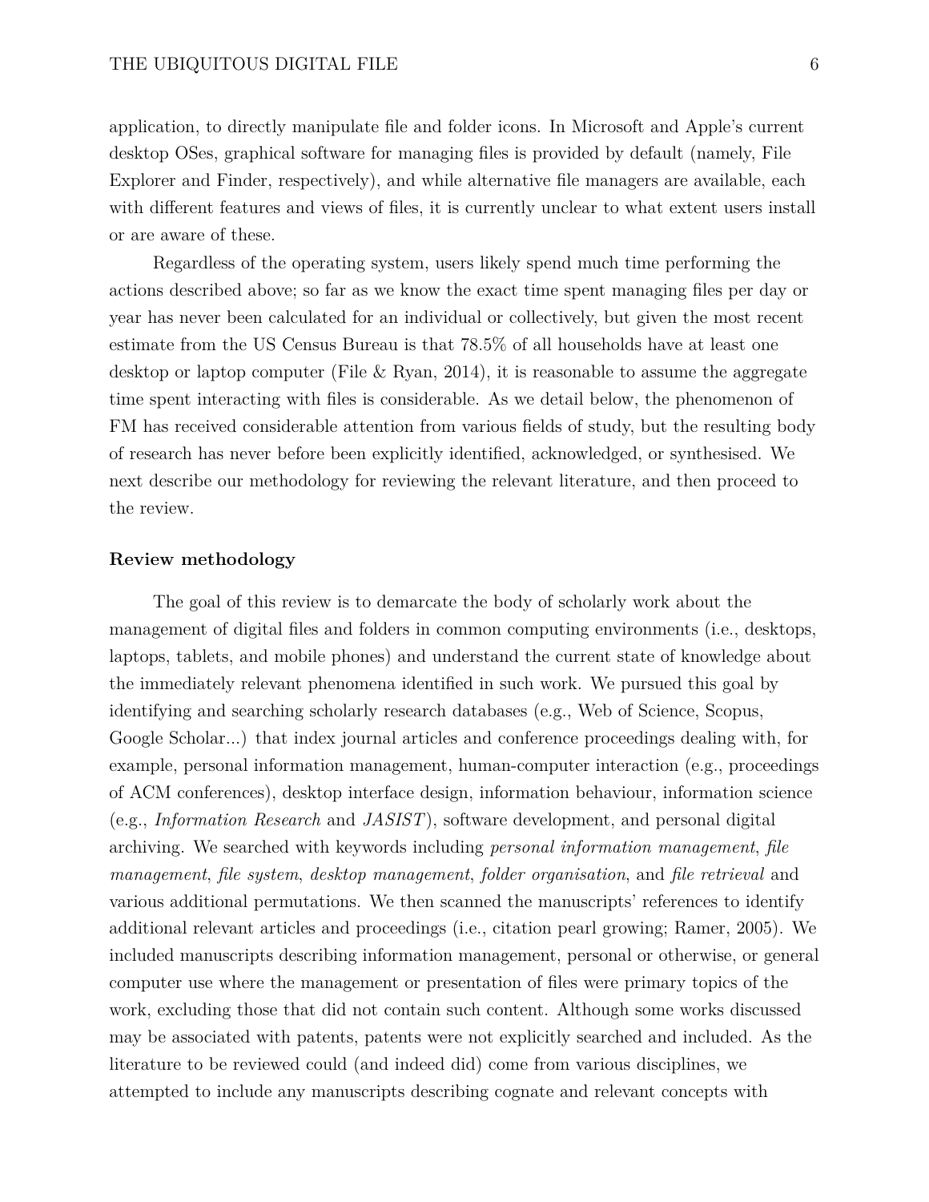application, to directly manipulate file and folder icons. In Microsoft and Apple's current desktop OSes, graphical software for managing files is provided by default (namely, File Explorer and Finder, respectively), and while alternative file managers are available, each with different features and views of files, it is currently unclear to what extent users install or are aware of these.

Regardless of the operating system, users likely spend much time performing the actions described above; so far as we know the exact time spent managing files per day or year has never been calculated for an individual or collectively, but given the most recent estimate from the US Census Bureau is that 78.5% of all households have at least one desktop or laptop computer (File & Ryan, 2014), it is reasonable to assume the aggregate time spent interacting with files is considerable. As we detail below, the phenomenon of FM has received considerable attention from various fields of study, but the resulting body of research has never before been explicitly identified, acknowledged, or synthesised. We next describe our methodology for reviewing the relevant literature, and then proceed to the review.

## Review methodology

The goal of this review is to demarcate the body of scholarly work about the management of digital files and folders in common computing environments (i.e., desktops, laptops, tablets, and mobile phones) and understand the current state of knowledge about the immediately relevant phenomena identified in such work. We pursued this goal by identifying and searching scholarly research databases (e.g., Web of Science, Scopus, Google Scholar...) that index journal articles and conference proceedings dealing with, for example, personal information management, human-computer interaction (e.g., proceedings of ACM conferences), desktop interface design, information behaviour, information science (e.g., *Information Research* and *JASIST*), software development, and personal digital archiving. We searched with keywords including *personal information management*, *file management*, *file system*, *desktop management*, *folder organisation*, and *file retrieval* and various additional permutations. We then scanned the manuscripts' references to identify additional relevant articles and proceedings (i.e., citation pearl growing; Ramer, 2005). We included manuscripts describing information management, personal or otherwise, or general computer use where the management or presentation of files were primary topics of the work, excluding those that did not contain such content. Although some works discussed may be associated with patents, patents were not explicitly searched and included. As the literature to be reviewed could (and indeed did) come from various disciplines, we attempted to include any manuscripts describing cognate and relevant concepts with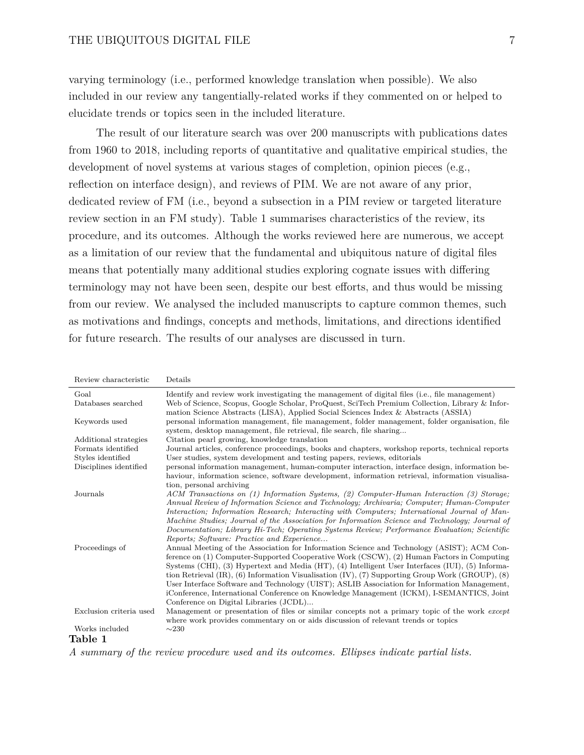varying terminology (i.e., performed knowledge translation when possible). We also included in our review any tangentially-related works if they commented on or helped to elucidate trends or topics seen in the included literature.

The result of our literature search was over 200 manuscripts with publications dates from 1960 to 2018, including reports of quantitative and qualitative empirical studies, the development of novel systems at various stages of completion, opinion pieces (e.g., reflection on interface design), and reviews of PIM. We are not aware of any prior, dedicated review of FM (i.e., beyond a subsection in a PIM review or targeted literature review section in an FM study). Table 1 summarises characteristics of the review, its procedure, and its outcomes. Although the works reviewed here are numerous, we accept as a limitation of our review that the fundamental and ubiquitous nature of digital files means that potentially many additional studies exploring cognate issues with differing terminology may not have been seen, despite our best efforts, and thus would be missing from our review. We analysed the included manuscripts to capture common themes, such as motivations and findings, concepts and methods, limitations, and directions identified for future research. The results of our analyses are discussed in turn.

| Review characteristic | Details |
|---|---|
| Goal | Identify and review work investigating the management of digital files (i.e., file management) |
| Databases searched | Web of Science, Scopus, Google Scholar, ProQuest, SciTech Premium Collection, Library & Information Science Abstracts (LISA), Applied Social Sciences Index & Abstracts (ASSIA) |
| Keywords used | personal information management, file management, folder management, folder organisation, file system, desktop management, file retrieval, file search, file sharing... |
| Additional strategies | Citation pearl growing, knowledge translation |
| Formats identified | Journal articles, conference proceedings, books and chapters, workshop reports, technical reports |
| Styles identified | User studies, system development and testing papers, reviews, editorials |
| Disciplines identified | personal information management, human-computer interaction, interface design, information behaviour, information science, software development, information retrieval, information visualisation, personal archiving |
| Journals | *ACM Transactions on (1) Information Systems, (2) Computer-Human Interaction (3) Storage; Annual Review of Information Science and Technology; Archivaria; Computer; Human-Computer Interaction; Information Research; Interacting with Computers; International Journal of Man-Machine Studies; Journal of the Association for Information Science and Technology; Journal of Documentation; Library Hi-Tech; Operating Systems Review; Performance Evaluation; Scientific Reports; Software: Practice and Experience...* |
| Proceedings of | Annual Meeting of the Association for Information Science and Technology (ASIST); ACM Conference on (1) Computer-Supported Cooperative Work (CSCW), (2) Human Factors in Computing Systems (CHI), (3) Hypertext and Media (HT), (4) Intelligent User Interfaces (IUI), (5) Information Retrieval (IR), (6) Information Visualisation (IV), (7) Supporting Group Work (GROUP), (8) User Interface Software and Technology (UIST); ASLIB Association for Information Management, iConference, International Conference on Knowledge Management (ICKM), I-SEMANTICS, Joint Conference on Digital Libraries (JCDL)... |
| Exclusion criteria used | Management or presentation of files or similar concepts not a primary topic of the work *except* where work provides commentary on or aids discussion of relevant trends or topics |
| Works included | $\sim$230 |

**Table 1**

*A summary of the review procedure used and its outcomes. Ellipses indicate partial lists.*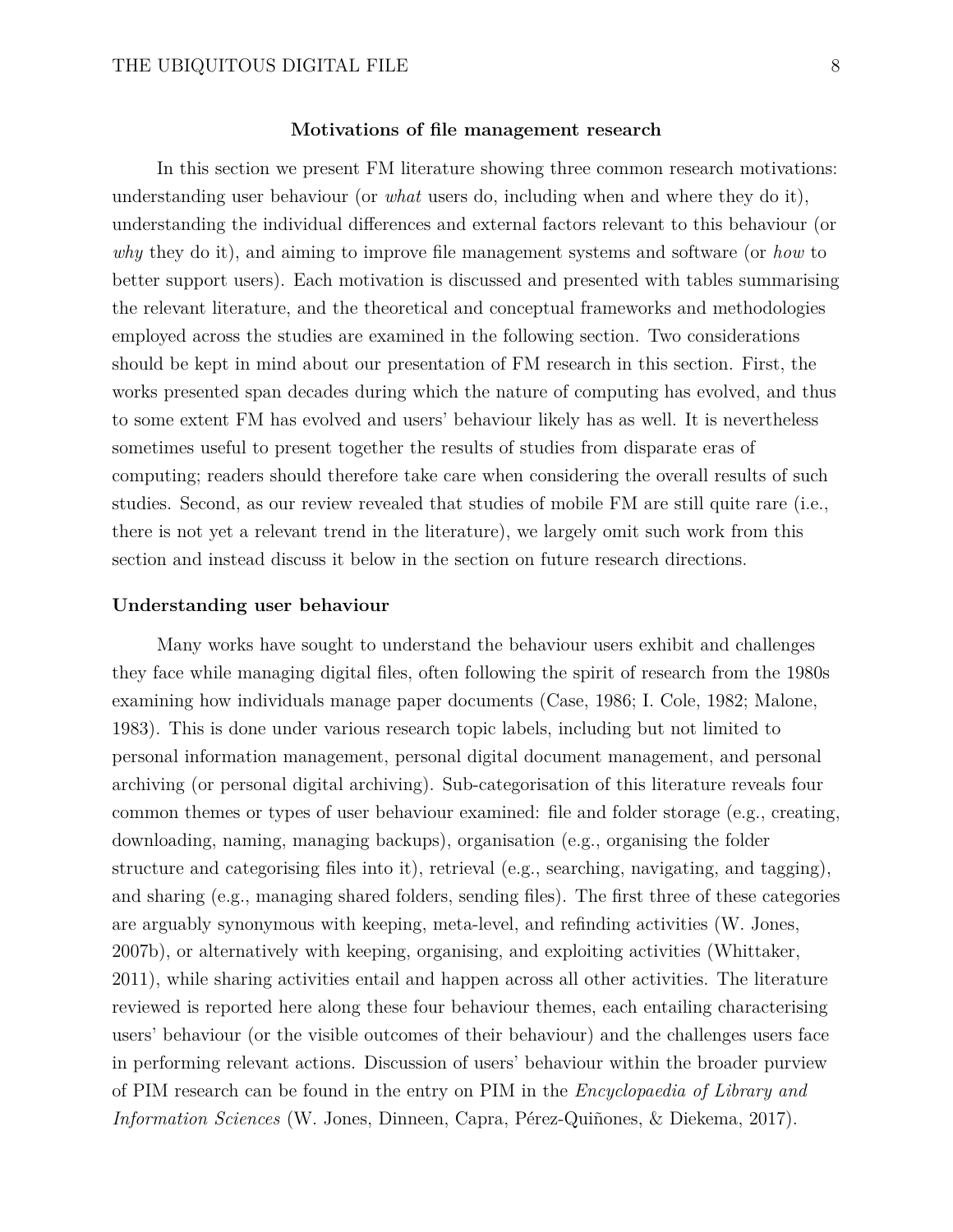## Motivations of file management research

In this section we present FM literature showing three common research motivations: understanding user behaviour (or *what* users do, including when and where they do it), understanding the individual differences and external factors relevant to this behaviour (or *why* they do it), and aiming to improve file management systems and software (or *how* to better support users). Each motivation is discussed and presented with tables summarising the relevant literature, and the theoretical and conceptual frameworks and methodologies employed across the studies are examined in the following section. Two considerations should be kept in mind about our presentation of FM research in this section. First, the works presented span decades during which the nature of computing has evolved, and thus to some extent FM has evolved and users' behaviour likely has as well. It is nevertheless sometimes useful to present together the results of studies from disparate eras of computing; readers should therefore take care when considering the overall results of such studies. Second, as our review revealed that studies of mobile FM are still quite rare (i.e., there is not yet a relevant trend in the literature), we largely omit such work from this section and instead discuss it below in the section on future research directions.

### Understanding user behaviour

Many works have sought to understand the behaviour users exhibit and challenges they face while managing digital files, often following the spirit of research from the 1980s examining how individuals manage paper documents (Case, 1986; I. Cole, 1982; Malone, 1983). This is done under various research topic labels, including but not limited to personal information management, personal digital document management, and personal archiving (or personal digital archiving). Sub-categorisation of this literature reveals four common themes or types of user behaviour examined: file and folder storage (e.g., creating, downloading, naming, managing backups), organisation (e.g., organising the folder structure and categorising files into it), retrieval (e.g., searching, navigating, and tagging), and sharing (e.g., managing shared folders, sending files). The first three of these categories are arguably synonymous with keeping, meta-level, and refinding activities (W. Jones, 2007b), or alternatively with keeping, organising, and exploiting activities (Whittaker, 2011), while sharing activities entail and happen across all other activities. The literature reviewed is reported here along these four behaviour themes, each entailing characterising users' behaviour (or the visible outcomes of their behaviour) and the challenges users face in performing relevant actions. Discussion of users' behaviour within the broader purview of PIM research can be found in the entry on PIM in the *Encyclopaedia of Library and Information Sciences* (W. Jones, Dinneen, Capra, Pérez-Quiñones, & Diekema, 2017).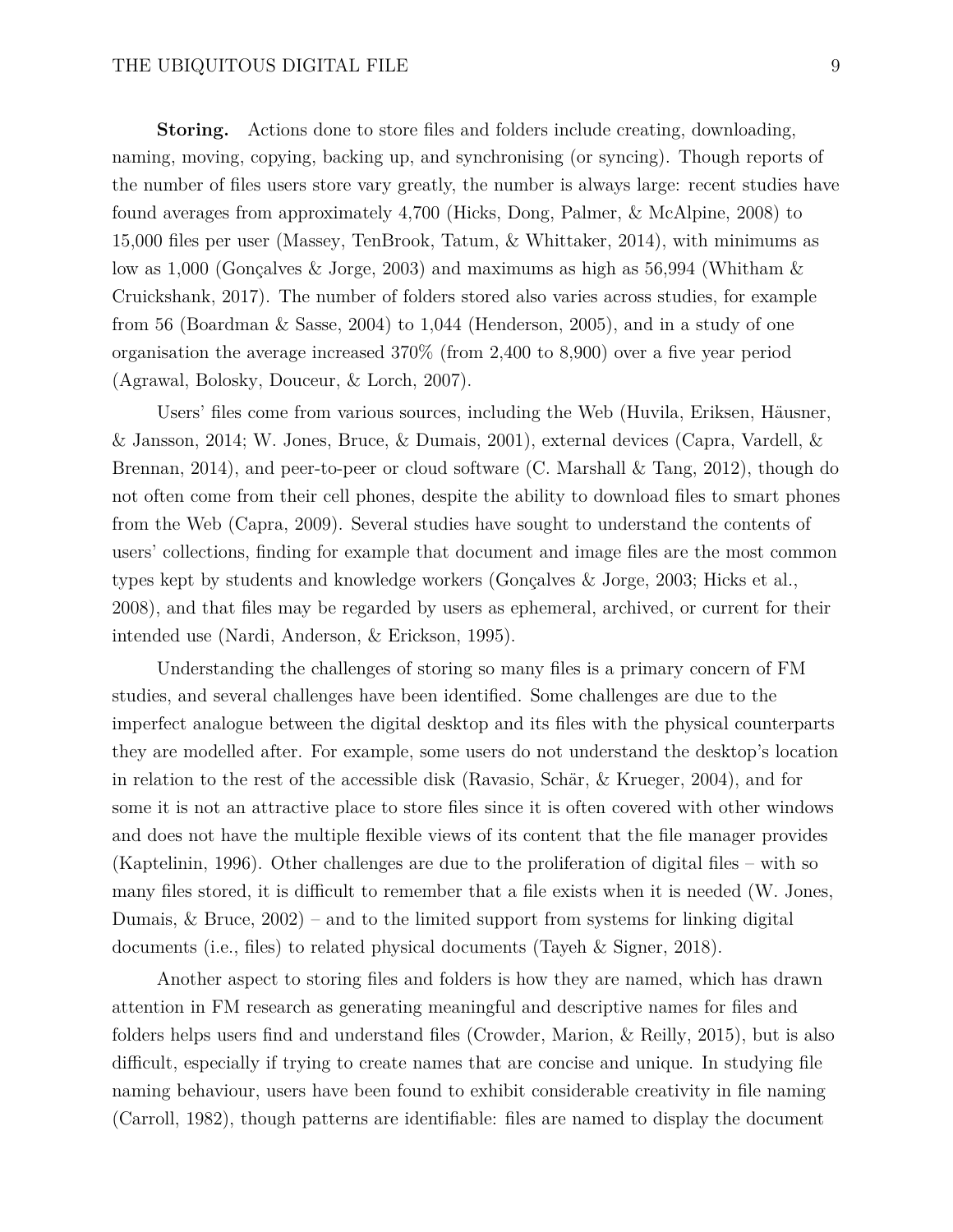**Storing.** Actions done to store files and folders include creating, downloading, naming, moving, copying, backing up, and synchronising (or syncing). Though reports of the number of files users store vary greatly, the number is always large: recent studies have found averages from approximately 4,700 (Hicks, Dong, Palmer, & McAlpine, 2008) to 15,000 files per user (Massey, TenBrook, Tatum, & Whittaker, 2014), with minimums as low as 1,000 (Gonçalves & Jorge, 2003) and maximums as high as 56,994 (Whitham & Cruickshank, 2017). The number of folders stored also varies across studies, for example from 56 (Boardman & Sasse, 2004) to 1,044 (Henderson, 2005), and in a study of one organisation the average increased 370% (from 2,400 to 8,900) over a five year period (Agrawal, Bolosky, Douceur, & Lorch, 2007).

Users' files come from various sources, including the Web (Huvila, Eriksen, Häusner, & Jansson, 2014; W. Jones, Bruce, & Dumais, 2001), external devices (Capra, Vardell, & Brennan, 2014), and peer-to-peer or cloud software (C. Marshall & Tang, 2012), though do not often come from their cell phones, despite the ability to download files to smart phones from the Web (Capra, 2009). Several studies have sought to understand the contents of users' collections, finding for example that document and image files are the most common types kept by students and knowledge workers (Gonçalves & Jorge, 2003; Hicks et al., 2008), and that files may be regarded by users as ephemeral, archived, or current for their intended use (Nardi, Anderson, & Erickson, 1995).

Understanding the challenges of storing so many files is a primary concern of FM studies, and several challenges have been identified. Some challenges are due to the imperfect analogue between the digital desktop and its files with the physical counterparts they are modelled after. For example, some users do not understand the desktop's location in relation to the rest of the accessible disk (Ravasio, Schär, & Krueger, 2004), and for some it is not an attractive place to store files since it is often covered with other windows and does not have the multiple flexible views of its content that the file manager provides (Kaptelinin, 1996). Other challenges are due to the proliferation of digital files – with so many files stored, it is difficult to remember that a file exists when it is needed (W. Jones, Dumais, & Bruce, 2002) – and to the limited support from systems for linking digital documents (i.e., files) to related physical documents (Tayeh & Signer, 2018).

Another aspect to storing files and folders is how they are named, which has drawn attention in FM research as generating meaningful and descriptive names for files and folders helps users find and understand files (Crowder, Marion, & Reilly, 2015), but is also difficult, especially if trying to create names that are concise and unique. In studying file naming behaviour, users have been found to exhibit considerable creativity in file naming (Carroll, 1982), though patterns are identifiable: files are named to display the document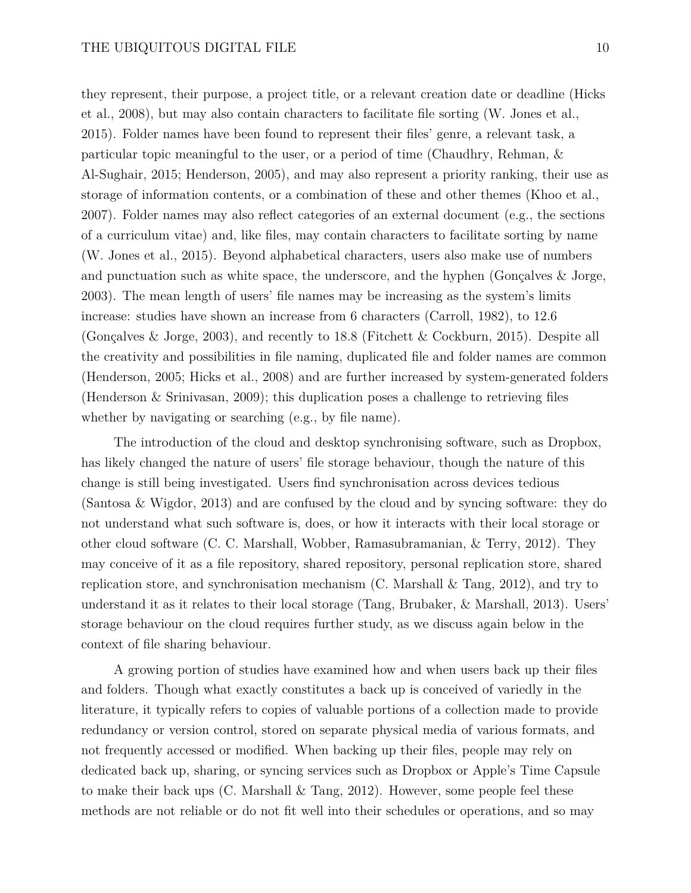they represent, their purpose, a project title, or a relevant creation date or deadline (Hicks et al., 2008), but may also contain characters to facilitate file sorting (W. Jones et al., 2015). Folder names have been found to represent their files' genre, a relevant task, a particular topic meaningful to the user, or a period of time (Chaudhry, Rehman, & Al-Sughair, 2015; Henderson, 2005), and may also represent a priority ranking, their use as storage of information contents, or a combination of these and other themes (Khoo et al., 2007). Folder names may also reflect categories of an external document (e.g., the sections of a curriculum vitae) and, like files, may contain characters to facilitate sorting by name (W. Jones et al., 2015). Beyond alphabetical characters, users also make use of numbers and punctuation such as white space, the underscore, and the hyphen (Gonçalves & Jorge, 2003). The mean length of users' file names may be increasing as the system's limits increase: studies have shown an increase from 6 characters (Carroll, 1982), to 12.6 (Gonçalves & Jorge, 2003), and recently to 18.8 (Fitchett & Cockburn, 2015). Despite all the creativity and possibilities in file naming, duplicated file and folder names are common (Henderson, 2005; Hicks et al., 2008) and are further increased by system-generated folders (Henderson & Srinivasan, 2009); this duplication poses a challenge to retrieving files whether by navigating or searching (e.g., by file name).

The introduction of the cloud and desktop synchronising software, such as Dropbox, has likely changed the nature of users' file storage behaviour, though the nature of this change is still being investigated. Users find synchronisation across devices tedious (Santosa & Wigdor, 2013) and are confused by the cloud and by syncing software: they do not understand what such software is, does, or how it interacts with their local storage or other cloud software (C. C. Marshall, Wobber, Ramasubramanian, & Terry, 2012). They may conceive of it as a file repository, shared repository, personal replication store, shared replication store, and synchronisation mechanism (C. Marshall & Tang, 2012), and try to understand it as it relates to their local storage (Tang, Brubaker, & Marshall, 2013). Users' storage behaviour on the cloud requires further study, as we discuss again below in the context of file sharing behaviour.

A growing portion of studies have examined how and when users back up their files and folders. Though what exactly constitutes a back up is conceived of variedly in the literature, it typically refers to copies of valuable portions of a collection made to provide redundancy or version control, stored on separate physical media of various formats, and not frequently accessed or modified. When backing up their files, people may rely on dedicated back up, sharing, or syncing services such as Dropbox or Apple's Time Capsule to make their back ups (C. Marshall & Tang, 2012). However, some people feel these methods are not reliable or do not fit well into their schedules or operations, and so may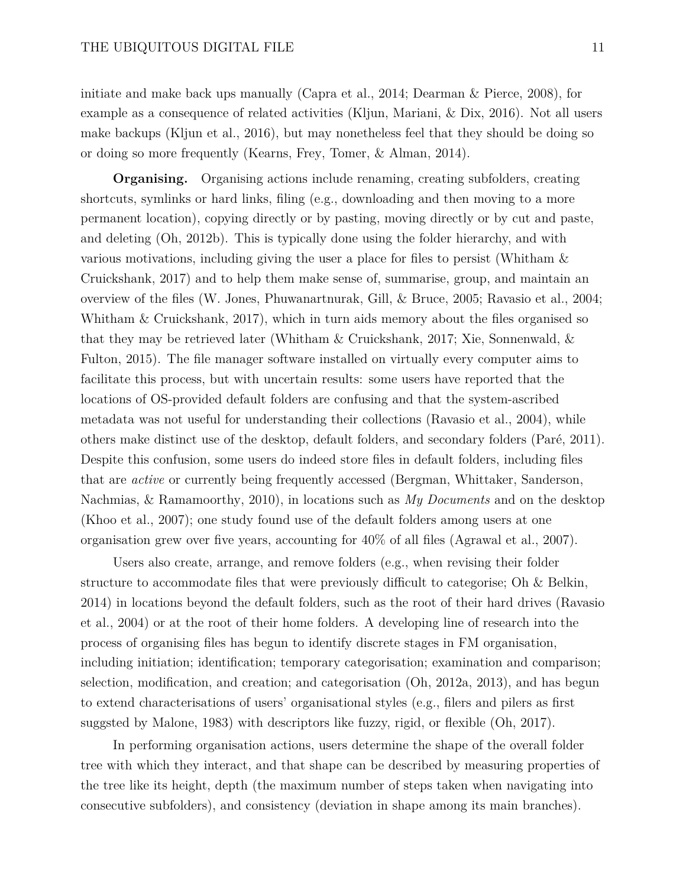initiate and make back ups manually (Capra et al., 2014; Dearman & Pierce, 2008), for example as a consequence of related activities (Kljun, Mariani, & Dix, 2016). Not all users make backups (Kljun et al., 2016), but may nonetheless feel that they should be doing so or doing so more frequently (Kearns, Frey, Tomer, & Alman, 2014).

**Organising.** Organising actions include renaming, creating subfolders, creating shortcuts, symlinks or hard links, filing (e.g., downloading and then moving to a more permanent location), copying directly or by pasting, moving directly or by cut and paste, and deleting (Oh, 2012b). This is typically done using the folder hierarchy, and with various motivations, including giving the user a place for files to persist (Whitham & Cruickshank, 2017) and to help them make sense of, summarise, group, and maintain an overview of the files (W. Jones, Phuwanartnurak, Gill, & Bruce, 2005; Ravasio et al., 2004; Whitham & Cruickshank, 2017), which in turn aids memory about the files organised so that they may be retrieved later (Whitham & Cruickshank, 2017; Xie, Sonnenwald, & Fulton, 2015). The file manager software installed on virtually every computer aims to facilitate this process, but with uncertain results: some users have reported that the locations of OS-provided default folders are confusing and that the system-ascribed metadata was not useful for understanding their collections (Ravasio et al., 2004), while others make distinct use of the desktop, default folders, and secondary folders (Paré, 2011). Despite this confusion, some users do indeed store files in default folders, including files that are *active* or currently being frequently accessed (Bergman, Whittaker, Sanderson, Nachmias, & Ramamoorthy, 2010), in locations such as *My Documents* and on the desktop (Khoo et al., 2007); one study found use of the default folders among users at one organisation grew over five years, accounting for 40% of all files (Agrawal et al., 2007).

Users also create, arrange, and remove folders (e.g., when revising their folder structure to accommodate files that were previously difficult to categorise; Oh & Belkin, 2014) in locations beyond the default folders, such as the root of their hard drives (Ravasio et al., 2004) or at the root of their home folders. A developing line of research into the process of organising files has begun to identify discrete stages in FM organisation, including initiation; identification; temporary categorisation; examination and comparison; selection, modification, and creation; and categorisation (Oh, 2012a, 2013), and has begun to extend characterisations of users' organisational styles (e.g., filers and pilers as first suggsted by Malone, 1983) with descriptors like fuzzy, rigid, or flexible (Oh, 2017).

In performing organisation actions, users determine the shape of the overall folder tree with which they interact, and that shape can be described by measuring properties of the tree like its height, depth (the maximum number of steps taken when navigating into consecutive subfolders), and consistency (deviation in shape among its main branches).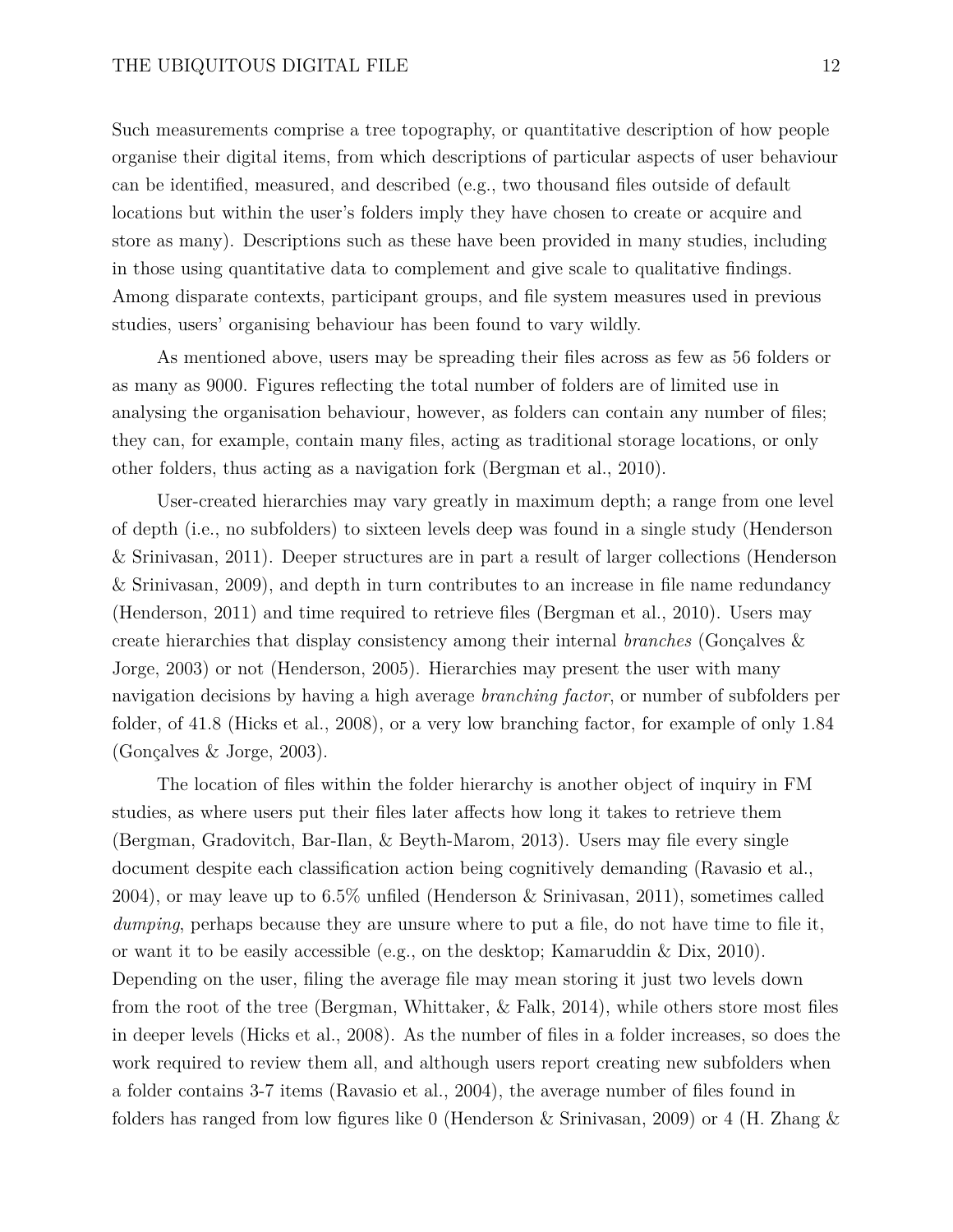Such measurements comprise a tree topography, or quantitative description of how people organise their digital items, from which descriptions of particular aspects of user behaviour can be identified, measured, and described (e.g., two thousand files outside of default locations but within the user's folders imply they have chosen to create or acquire and store as many). Descriptions such as these have been provided in many studies, including in those using quantitative data to complement and give scale to qualitative findings. Among disparate contexts, participant groups, and file system measures used in previous studies, users' organising behaviour has been found to vary wildly.

As mentioned above, users may be spreading their files across as few as 56 folders or as many as 9000. Figures reflecting the total number of folders are of limited use in analysing the organisation behaviour, however, as folders can contain any number of files; they can, for example, contain many files, acting as traditional storage locations, or only other folders, thus acting as a navigation fork (Bergman et al., 2010).

User-created hierarchies may vary greatly in maximum depth; a range from one level of depth (i.e., no subfolders) to sixteen levels deep was found in a single study (Henderson & Srinivasan, 2011). Deeper structures are in part a result of larger collections (Henderson & Srinivasan, 2009), and depth in turn contributes to an increase in file name redundancy (Henderson, 2011) and time required to retrieve files (Bergman et al., 2010). Users may create hierarchies that display consistency among their internal *branches* (Gonçalves & Jorge, 2003) or not (Henderson, 2005). Hierarchies may present the user with many navigation decisions by having a high average *branching factor*, or number of subfolders per folder, of 41.8 (Hicks et al., 2008), or a very low branching factor, for example of only 1.84 (Gonçalves & Jorge, 2003).

The location of files within the folder hierarchy is another object of inquiry in FM studies, as where users put their files later affects how long it takes to retrieve them (Bergman, Gradovitch, Bar-Ilan, & Beyth-Marom, 2013). Users may file every single document despite each classification action being cognitively demanding (Ravasio et al., 2004), or may leave up to 6.5% unfiled (Henderson & Srinivasan, 2011), sometimes called *dumping*, perhaps because they are unsure where to put a file, do not have time to file it, or want it to be easily accessible (e.g., on the desktop; Kamaruddin & Dix, 2010). Depending on the user, filing the average file may mean storing it just two levels down from the root of the tree (Bergman, Whittaker, & Falk, 2014), while others store most files in deeper levels (Hicks et al., 2008). As the number of files in a folder increases, so does the work required to review them all, and although users report creating new subfolders when a folder contains 3-7 items (Ravasio et al., 2004), the average number of files found in folders has ranged from low figures like 0 (Henderson & Srinivasan, 2009) or 4 (H. Zhang &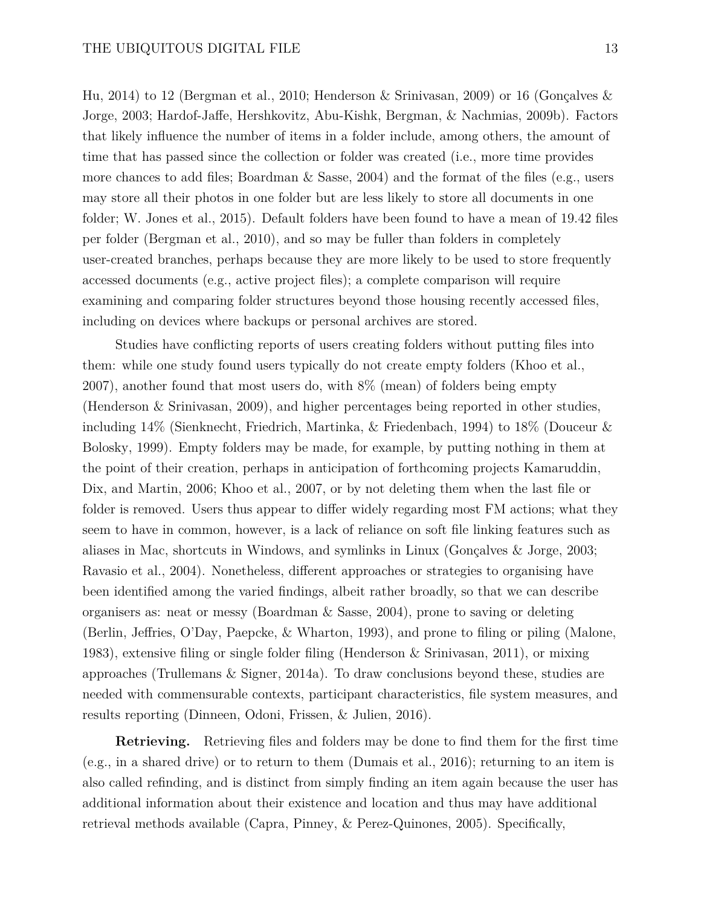Hu, 2014) to 12 (Bergman et al., 2010; Henderson & Srinivasan, 2009) or 16 (Gonçalves & Jorge, 2003; Hardof-Jaffe, Hershkovitz, Abu-Kishk, Bergman, & Nachmias, 2009b). Factors that likely influence the number of items in a folder include, among others, the amount of time that has passed since the collection or folder was created (i.e., more time provides more chances to add files; Boardman & Sasse, 2004) and the format of the files (e.g., users may store all their photos in one folder but are less likely to store all documents in one folder; W. Jones et al., 2015). Default folders have been found to have a mean of 19.42 files per folder (Bergman et al., 2010), and so may be fuller than folders in completely user-created branches, perhaps because they are more likely to be used to store frequently accessed documents (e.g., active project files); a complete comparison will require examining and comparing folder structures beyond those housing recently accessed files, including on devices where backups or personal archives are stored.

Studies have conflicting reports of users creating folders without putting files into them: while one study found users typically do not create empty folders (Khoo et al., 2007), another found that most users do, with 8% (mean) of folders being empty (Henderson & Srinivasan, 2009), and higher percentages being reported in other studies, including 14% (Sienknecht, Friedrich, Martinka, & Friedenbach, 1994) to 18% (Douceur & Bolosky, 1999). Empty folders may be made, for example, by putting nothing in them at the point of their creation, perhaps in anticipation of forthcoming projects Kamaruddin, Dix, and Martin, 2006; Khoo et al., 2007, or by not deleting them when the last file or folder is removed. Users thus appear to differ widely regarding most FM actions; what they seem to have in common, however, is a lack of reliance on soft file linking features such as aliases in Mac, shortcuts in Windows, and symlinks in Linux (Gonçalves & Jorge, 2003; Ravasio et al., 2004). Nonetheless, different approaches or strategies to organising have been identified among the varied findings, albeit rather broadly, so that we can describe organisers as: neat or messy (Boardman & Sasse, 2004), prone to saving or deleting (Berlin, Jeffries, O'Day, Paepcke, & Wharton, 1993), and prone to filing or piling (Malone, 1983), extensive filing or single folder filing (Henderson & Srinivasan, 2011), or mixing approaches (Trullemans & Signer, 2014a). To draw conclusions beyond these, studies are needed with commensurable contexts, participant characteristics, file system measures, and results reporting (Dinneen, Odoni, Frissen, & Julien, 2016).

**Retrieving.** Retrieving files and folders may be done to find them for the first time (e.g., in a shared drive) or to return to them (Dumais et al., 2016); returning to an item is also called refinding, and is distinct from simply finding an item again because the user has additional information about their existence and location and thus may have additional retrieval methods available (Capra, Pinney, & Perez-Quinones, 2005). Specifically,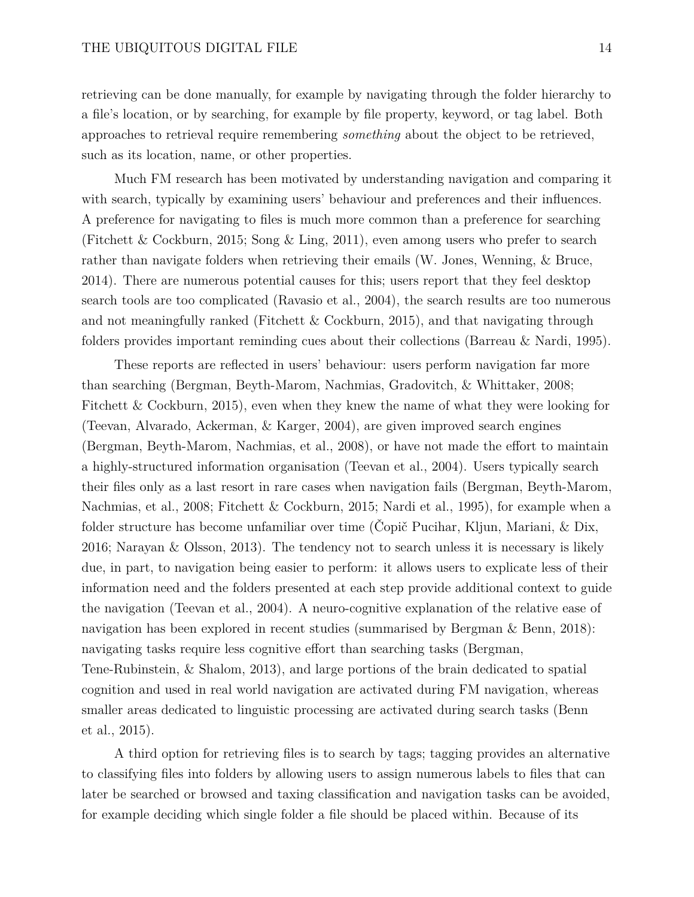retrieving can be done manually, for example by navigating through the folder hierarchy to a file's location, or by searching, for example by file property, keyword, or tag label. Both approaches to retrieval require remembering *something* about the object to be retrieved, such as its location, name, or other properties.

Much FM research has been motivated by understanding navigation and comparing it with search, typically by examining users' behaviour and preferences and their influences. A preference for navigating to files is much more common than a preference for searching (Fitchett & Cockburn, 2015; Song & Ling, 2011), even among users who prefer to search rather than navigate folders when retrieving their emails (W. Jones, Wenning, & Bruce, 2014). There are numerous potential causes for this; users report that they feel desktop search tools are too complicated (Ravasio et al., 2004), the search results are too numerous and not meaningfully ranked (Fitchett & Cockburn, 2015), and that navigating through folders provides important reminding cues about their collections (Barreau & Nardi, 1995).

These reports are reflected in users' behaviour: users perform navigation far more than searching (Bergman, Beyth-Marom, Nachmias, Gradovitch, & Whittaker, 2008; Fitchett & Cockburn, 2015), even when they knew the name of what they were looking for (Teevan, Alvarado, Ackerman, & Karger, 2004), are given improved search engines (Bergman, Beyth-Marom, Nachmias, et al., 2008), or have not made the effort to maintain a highly-structured information organisation (Teevan et al., 2004). Users typically search their files only as a last resort in rare cases when navigation fails (Bergman, Beyth-Marom, Nachmias, et al., 2008; Fitchett & Cockburn, 2015; Nardi et al., 1995), for example when a folder structure has become unfamiliar over time (Čopič Pucihar, Kljun, Mariani, & Dix, 2016; Narayan & Olsson, 2013). The tendency not to search unless it is necessary is likely due, in part, to navigation being easier to perform: it allows users to explicate less of their information need and the folders presented at each step provide additional context to guide the navigation (Teevan et al., 2004). A neuro-cognitive explanation of the relative ease of navigation has been explored in recent studies (summarised by Bergman & Benn, 2018): navigating tasks require less cognitive effort than searching tasks (Bergman, Tene-Rubinstein, & Shalom, 2013), and large portions of the brain dedicated to spatial cognition and used in real world navigation are activated during FM navigation, whereas smaller areas dedicated to linguistic processing are activated during search tasks (Benn et al., 2015).

A third option for retrieving files is to search by tags; tagging provides an alternative to classifying files into folders by allowing users to assign numerous labels to files that can later be searched or browsed and taxing classification and navigation tasks can be avoided, for example deciding which single folder a file should be placed within. Because of its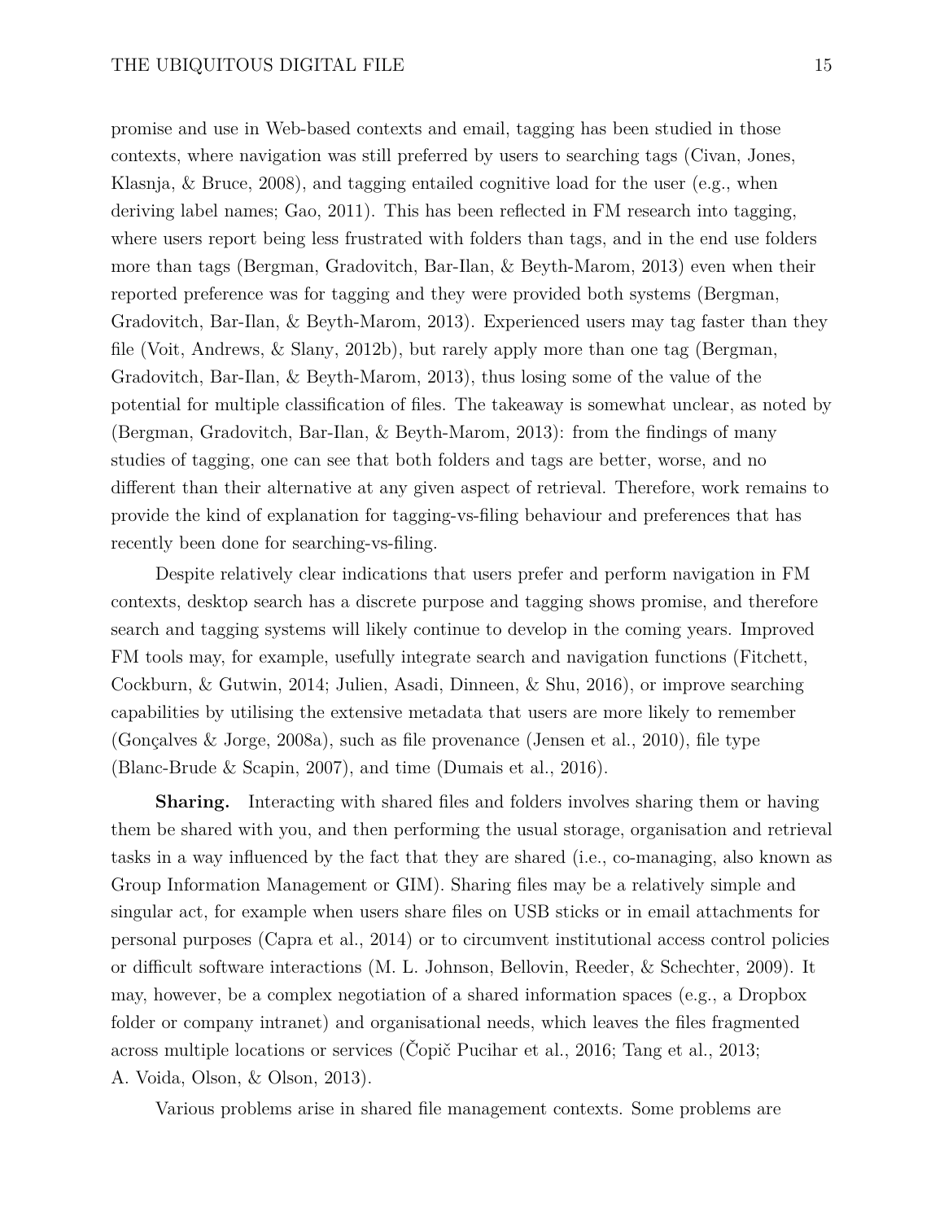promise and use in Web-based contexts and email, tagging has been studied in those contexts, where navigation was still preferred by users to searching tags (Civan, Jones, Klasnja, & Bruce, 2008), and tagging entailed cognitive load for the user (e.g., when deriving label names; Gao, 2011). This has been reflected in FM research into tagging, where users report being less frustrated with folders than tags, and in the end use folders more than tags (Bergman, Gradovitch, Bar-Ilan, & Beyth-Marom, 2013) even when their reported preference was for tagging and they were provided both systems (Bergman, Gradovitch, Bar-Ilan, & Beyth-Marom, 2013). Experienced users may tag faster than they file (Voit, Andrews, & Slany, 2012b), but rarely apply more than one tag (Bergman, Gradovitch, Bar-Ilan, & Beyth-Marom, 2013), thus losing some of the value of the potential for multiple classification of files. The takeaway is somewhat unclear, as noted by (Bergman, Gradovitch, Bar-Ilan, & Beyth-Marom, 2013): from the findings of many studies of tagging, one can see that both folders and tags are better, worse, and no different than their alternative at any given aspect of retrieval. Therefore, work remains to provide the kind of explanation for tagging-vs-filing behaviour and preferences that has recently been done for searching-vs-filing.

Despite relatively clear indications that users prefer and perform navigation in FM contexts, desktop search has a discrete purpose and tagging shows promise, and therefore search and tagging systems will likely continue to develop in the coming years. Improved FM tools may, for example, usefully integrate search and navigation functions (Fitchett, Cockburn, & Gutwin, 2014; Julien, Asadi, Dinneen, & Shu, 2016), or improve searching capabilities by utilising the extensive metadata that users are more likely to remember (Gonçalves & Jorge, 2008a), such as file provenance (Jensen et al., 2010), file type (Blanc-Brude & Scapin, 2007), and time (Dumais et al., 2016).

**Sharing.** Interacting with shared files and folders involves sharing them or having them be shared with you, and then performing the usual storage, organisation and retrieval tasks in a way influenced by the fact that they are shared (i.e., co-managing, also known as Group Information Management or GIM). Sharing files may be a relatively simple and singular act, for example when users share files on USB sticks or in email attachments for personal purposes (Capra et al., 2014) or to circumvent institutional access control policies or difficult software interactions (M. L. Johnson, Bellovin, Reeder, & Schechter, 2009). It may, however, be a complex negotiation of a shared information spaces (e.g., a Dropbox folder or company intranet) and organisational needs, which leaves the files fragmented across multiple locations or services (Čopič Pucihar et al., 2016; Tang et al., 2013; A. Voida, Olson, & Olson, 2013).

Various problems arise in shared file management contexts. Some problems are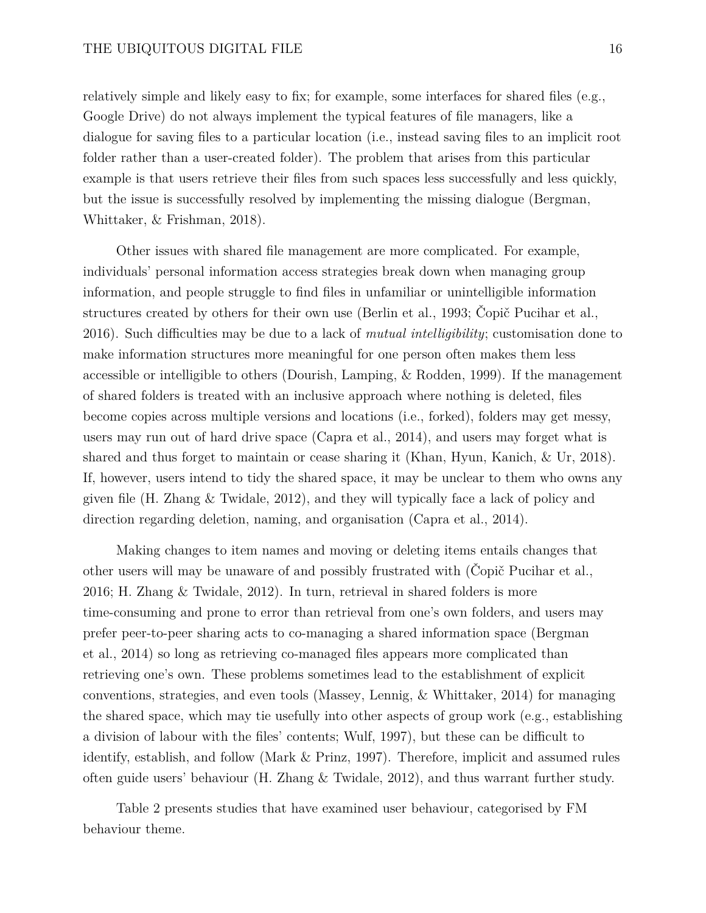relatively simple and likely easy to fix; for example, some interfaces for shared files (e.g., Google Drive) do not always implement the typical features of file managers, like a dialogue for saving files to a particular location (i.e., instead saving files to an implicit root folder rather than a user-created folder). The problem that arises from this particular example is that users retrieve their files from such spaces less successfully and less quickly, but the issue is successfully resolved by implementing the missing dialogue (Bergman, Whittaker, & Frishman, 2018).

Other issues with shared file management are more complicated. For example, individuals' personal information access strategies break down when managing group information, and people struggle to find files in unfamiliar or unintelligible information structures created by others for their own use (Berlin et al., 1993; Čopič Pucihar et al., 2016). Such difficulties may be due to a lack of *mutual intelligibility*; customisation done to make information structures more meaningful for one person often makes them less accessible or intelligible to others (Dourish, Lamping, & Rodden, 1999). If the management of shared folders is treated with an inclusive approach where nothing is deleted, files become copies across multiple versions and locations (i.e., forked), folders may get messy, users may run out of hard drive space (Capra et al., 2014), and users may forget what is shared and thus forget to maintain or cease sharing it (Khan, Hyun, Kanich, & Ur, 2018). If, however, users intend to tidy the shared space, it may be unclear to them who owns any given file (H. Zhang & Twidale, 2012), and they will typically face a lack of policy and direction regarding deletion, naming, and organisation (Capra et al., 2014).

Making changes to item names and moving or deleting items entails changes that other users will may be unaware of and possibly frustrated with (Čopič Pucihar et al., 2016; H. Zhang & Twidale, 2012). In turn, retrieval in shared folders is more time-consuming and prone to error than retrieval from one's own folders, and users may prefer peer-to-peer sharing acts to co-managing a shared information space (Bergman et al., 2014) so long as retrieving co-managed files appears more complicated than retrieving one's own. These problems sometimes lead to the establishment of explicit conventions, strategies, and even tools (Massey, Lennig, & Whittaker, 2014) for managing the shared space, which may tie usefully into other aspects of group work (e.g., establishing a division of labour with the files' contents; Wulf, 1997), but these can be difficult to identify, establish, and follow (Mark & Prinz, 1997). Therefore, implicit and assumed rules often guide users' behaviour (H. Zhang & Twidale, 2012), and thus warrant further study.

Table 2 presents studies that have examined user behaviour, categorised by FM behaviour theme.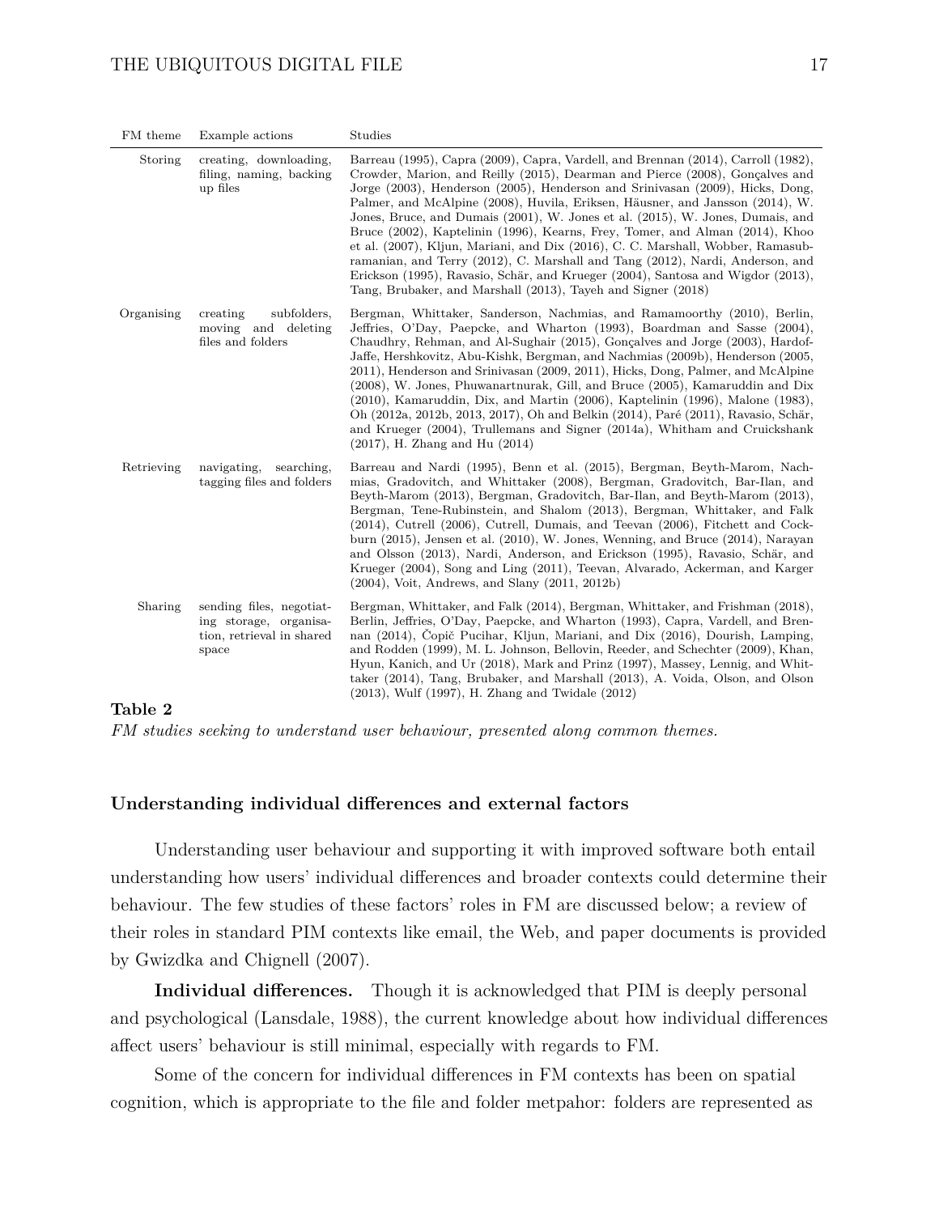| FM theme | Example actions | Studies |
|---|---|---|
| Storing | creating, downloading, filing, naming, backing up files | Barreau (1995), Capra (2009), Capra, Vardell, and Brennan (2014), Carroll (1982), Crowder, Marion, and Reilly (2015), Dearman and Pierce (2008), Gonçalves and Jorge (2003), Henderson (2005), Henderson and Srinivasan (2009), Hicks, Dong, Palmer, and McAlpine (2008), Huvila, Eriksen, Häusner, and Jansson (2014), W. Jones, Bruce, and Dumais (2001), W. Jones et al. (2015), W. Jones, Dumais, and Bruce (2002), Kaptelinin (1996), Kearns, Frey, Tomer, and Alman (2014), Khoo et al. (2007), Kljun, Mariani, and Dix (2016), C. C. Marshall, Wobber, Ramasubramanian, and Terry (2012), C. Marshall and Tang (2012), Nardi, Anderson, and Erickson (1995), Ravasio, Schär, and Krueger (2004), Santosa and Wigdor (2013), Tang, Brubaker, and Marshall (2013), Tayeh and Signer (2018) |
| Organising | creating subfolders, moving and deleting files and folders | Bergman, Whittaker, Sanderson, Nachmias, and Ramamoorthy (2010), Berlin, Jeffries, O'Day, Paepcke, and Wharton (1993), Boardman and Sasse (2004), Chaudhry, Rehman, and Al-Sughair (2015), Gonçalves and Jorge (2003), Hardof-Jaffe, Hershkovitz, Abu-Kishk, Bergman, and Nachmias (2009b), Henderson (2005, 2011), Henderson and Srinivasan (2009, 2011), Hicks, Dong, Palmer, and McAlpine (2008), W. Jones, Phuwanartnurak, Gill, and Bruce (2005), Kamaruddin and Dix (2010), Kamaruddin, Dix, and Martin (2006), Kaptelinin (1996), Malone (1983), Oh (2012a, 2012b, 2013, 2017), Oh and Belkin (2014), Paré (2011), Ravasio, Schär, and Krueger (2004), Trullemans and Signer (2014a), Whitham and Cruickshank (2017), H. Zhang and Hu (2014) |
| Retrieving | navigating, searching, tagging files and folders | Barreau and Nardi (1995), Benn et al. (2015), Bergman, Beyth-Marom, Nachmias, Gradovitch, and Whittaker (2008), Bergman, Gradovitch, Bar-Ilan, and Beyth-Marom (2013), Bergman, Gradovitch, Bar-Ilan, and Beyth-Marom (2013), Bergman, Tene-Rubinstein, and Shalom (2013), Bergman, Whittaker, and Falk (2014), Cutrell (2006), Cutrell, Dumais, and Teevan (2006), Fitchett and Cockburn (2015), Jensen et al. (2010), W. Jones, Wenning, and Bruce (2014), Narayan and Olsson (2013), Nardi, Anderson, and Erickson (1995), Ravasio, Schär, and Krueger (2004), Song and Ling (2011), Teevan, Alvarado, Ackerman, and Karger (2004), Voit, Andrews, and Slany (2011, 2012b) |
| Sharing | sending files, negotiating storage, organisation, retrieval in shared space | Bergman, Whittaker, and Falk (2014), Bergman, Whittaker, and Frishman (2018), Berlin, Jeffries, O'Day, Paepcke, and Wharton (1993), Capra, Vardell, and Brennan (2014), Čopič Pucihar, Kljun, Mariani, and Dix (2016), Dourish, Lamping, and Rodden (1999), M. L. Johnson, Bellovin, Reeder, and Schechter (2009), Khan, Hyun, Kanich, and Ur (2018), Mark and Prinz (1997), Massey, Lennig, and Whittaker (2014), Tang, Brubaker, and Marshall (2013), A. Voida, Olson, and Olson (2013), Wulf (1997), H. Zhang and Twidale (2012) |

**Table 2**

*FM studies seeking to understand user behaviour, presented along common themes.*

## Understanding individual differences and external factors

Understanding user behaviour and supporting it with improved software both entail understanding how users' individual differences and broader contexts could determine their behaviour. The few studies of these factors' roles in FM are discussed below; a review of their roles in standard PIM contexts like email, the Web, and paper documents is provided by Gwizdka and Chignell (2007).

**Individual differences.** Though it is acknowledged that PIM is deeply personal and psychological (Lansdale, 1988), the current knowledge about how individual differences affect users' behaviour is still minimal, especially with regards to FM.

Some of the concern for individual differences in FM contexts has been on spatial cognition, which is appropriate to the file and folder metpahor: folders are represented as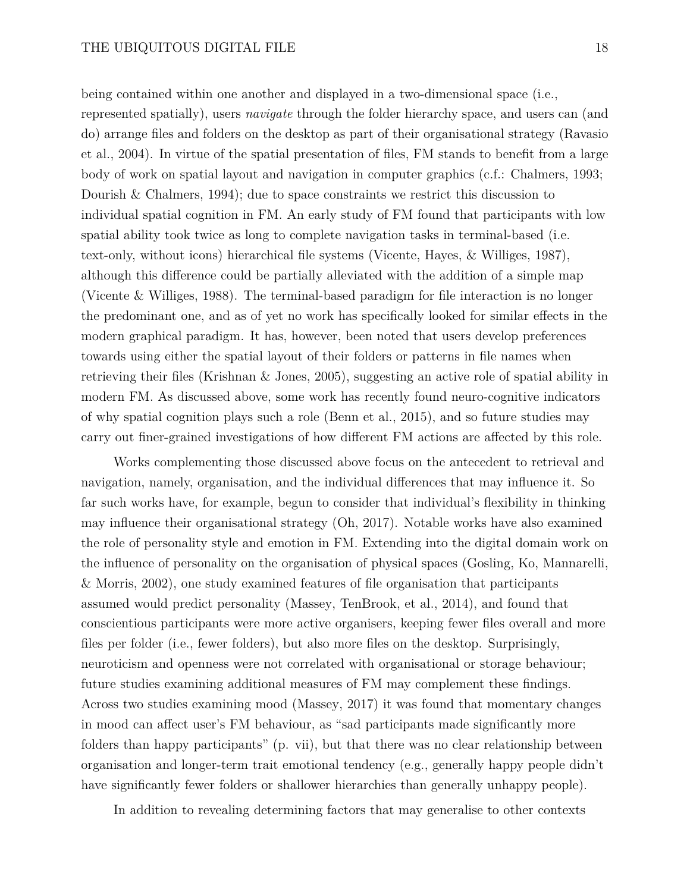being contained within one another and displayed in a two-dimensional space (i.e., represented spatially), users *navigate* through the folder hierarchy space, and users can (and do) arrange files and folders on the desktop as part of their organisational strategy (Ravasio et al., 2004). In virtue of the spatial presentation of files, FM stands to benefit from a large body of work on spatial layout and navigation in computer graphics (c.f.: Chalmers, 1993; Dourish & Chalmers, 1994); due to space constraints we restrict this discussion to individual spatial cognition in FM. An early study of FM found that participants with low spatial ability took twice as long to complete navigation tasks in terminal-based (i.e. text-only, without icons) hierarchical file systems (Vicente, Hayes, & Williges, 1987), although this difference could be partially alleviated with the addition of a simple map (Vicente & Williges, 1988). The terminal-based paradigm for file interaction is no longer the predominant one, and as of yet no work has specifically looked for similar effects in the modern graphical paradigm. It has, however, been noted that users develop preferences towards using either the spatial layout of their folders or patterns in file names when retrieving their files (Krishnan & Jones, 2005), suggesting an active role of spatial ability in modern FM. As discussed above, some work has recently found neuro-cognitive indicators of why spatial cognition plays such a role (Benn et al., 2015), and so future studies may carry out finer-grained investigations of how different FM actions are affected by this role.

Works complementing those discussed above focus on the antecedent to retrieval and navigation, namely, organisation, and the individual differences that may influence it. So far such works have, for example, begun to consider that individual's flexibility in thinking may influence their organisational strategy (Oh, 2017). Notable works have also examined the role of personality style and emotion in FM. Extending into the digital domain work on the influence of personality on the organisation of physical spaces (Gosling, Ko, Mannarelli, & Morris, 2002), one study examined features of file organisation that participants assumed would predict personality (Massey, TenBrook, et al., 2014), and found that conscientious participants were more active organisers, keeping fewer files overall and more files per folder (i.e., fewer folders), but also more files on the desktop. Surprisingly, neuroticism and openness were not correlated with organisational or storage behaviour; future studies examining additional measures of FM may complement these findings. Across two studies examining mood (Massey, 2017) it was found that momentary changes in mood can affect user's FM behaviour, as "sad participants made significantly more folders than happy participants" (p. vii), but that there was no clear relationship between organisation and longer-term trait emotional tendency (e.g., generally happy people didn't have significantly fewer folders or shallower hierarchies than generally unhappy people).

In addition to revealing determining factors that may generalise to other contexts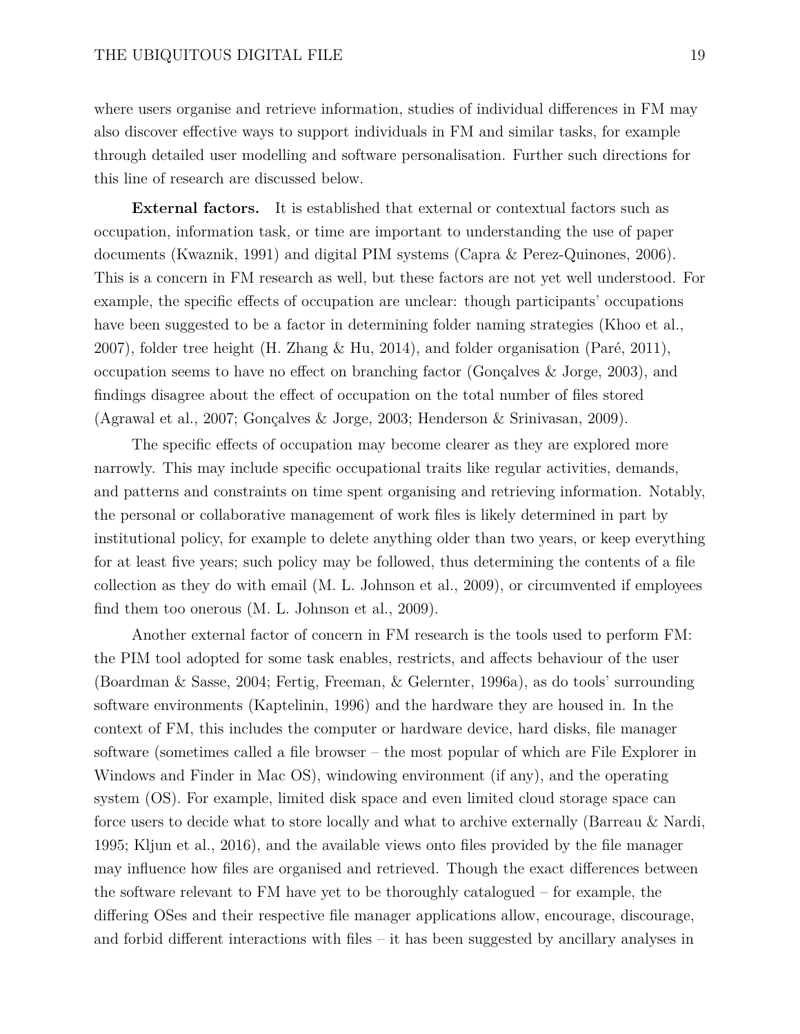where users organise and retrieve information, studies of individual differences in FM may also discover effective ways to support individuals in FM and similar tasks, for example through detailed user modelling and software personalisation. Further such directions for this line of research are discussed below.

**External factors.** It is established that external or contextual factors such as occupation, information task, or time are important to understanding the use of paper documents (Kwaznik, 1991) and digital PIM systems (Capra & Perez-Quinones, 2006). This is a concern in FM research as well, but these factors are not yet well understood. For example, the specific effects of occupation are unclear: though participants' occupations have been suggested to be a factor in determining folder naming strategies (Khoo et al., 2007), folder tree height (H. Zhang & Hu, 2014), and folder organisation (Paré, 2011), occupation seems to have no effect on branching factor (Gonçalves & Jorge, 2003), and findings disagree about the effect of occupation on the total number of files stored (Agrawal et al., 2007; Gonçalves & Jorge, 2003; Henderson & Srinivasan, 2009).

The specific effects of occupation may become clearer as they are explored more narrowly. This may include specific occupational traits like regular activities, demands, and patterns and constraints on time spent organising and retrieving information. Notably, the personal or collaborative management of work files is likely determined in part by institutional policy, for example to delete anything older than two years, or keep everything for at least five years; such policy may be followed, thus determining the contents of a file collection as they do with email (M. L. Johnson et al., 2009), or circumvented if employees find them too onerous (M. L. Johnson et al., 2009).

Another external factor of concern in FM research is the tools used to perform FM: the PIM tool adopted for some task enables, restricts, and affects behaviour of the user (Boardman & Sasse, 2004; Fertig, Freeman, & Gelernter, 1996a), as do tools' surrounding software environments (Kaptelinin, 1996) and the hardware they are housed in. In the context of FM, this includes the computer or hardware device, hard disks, file manager software (sometimes called a file browser – the most popular of which are File Explorer in Windows and Finder in Mac OS), windowing environment (if any), and the operating system (OS). For example, limited disk space and even limited cloud storage space can force users to decide what to store locally and what to archive externally (Barreau & Nardi, 1995; Kljun et al., 2016), and the available views onto files provided by the file manager may influence how files are organised and retrieved. Though the exact differences between the software relevant to FM have yet to be thoroughly catalogued – for example, the differing OSes and their respective file manager applications allow, encourage, discourage, and forbid different interactions with files – it has been suggested by ancillary analyses in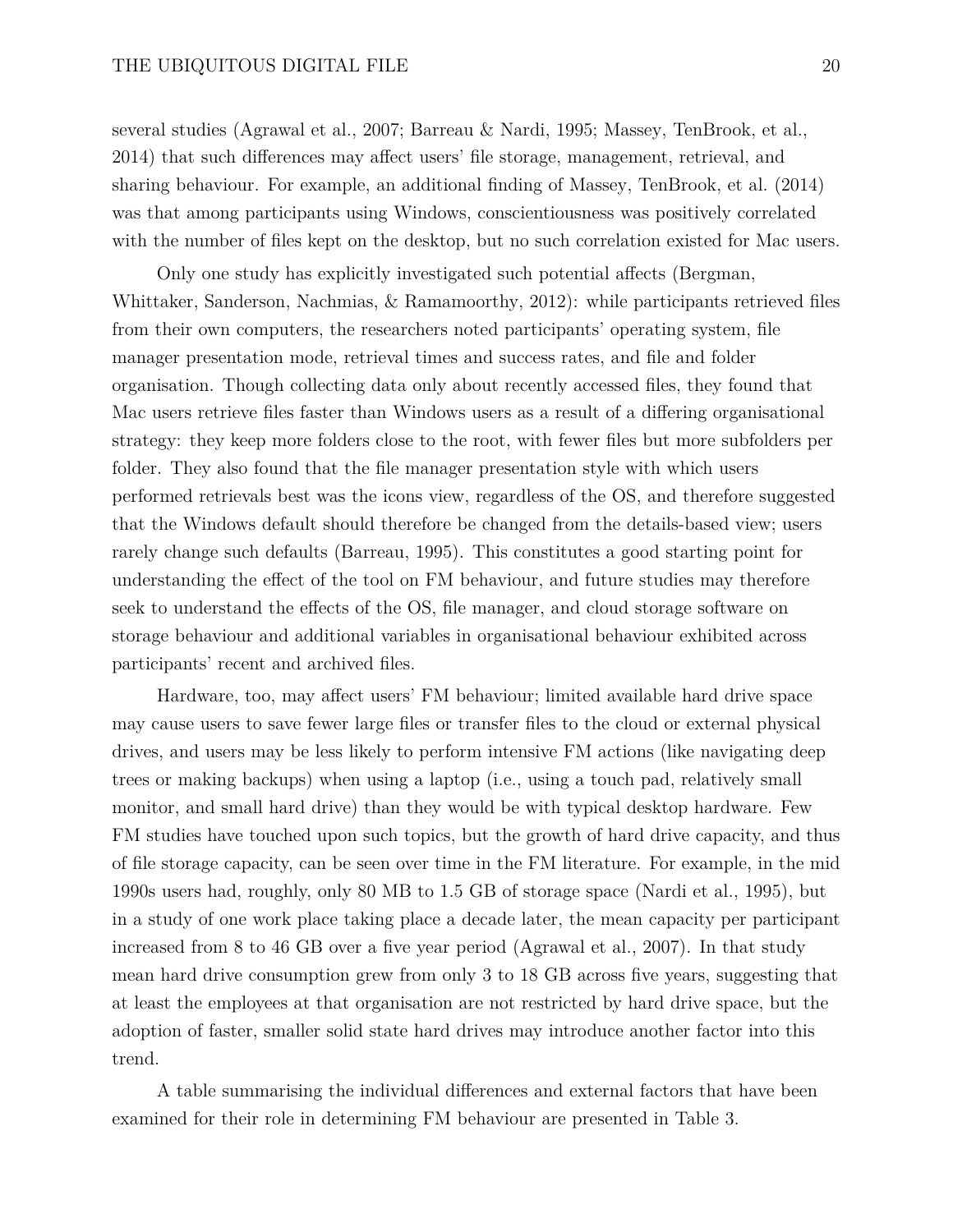several studies (Agrawal et al., 2007; Barreau & Nardi, 1995; Massey, TenBrook, et al., 2014) that such differences may affect users' file storage, management, retrieval, and sharing behaviour. For example, an additional finding of Massey, TenBrook, et al. (2014) was that among participants using Windows, conscientiousness was positively correlated with the number of files kept on the desktop, but no such correlation existed for Mac users.

Only one study has explicitly investigated such potential affects (Bergman, Whittaker, Sanderson, Nachmias, & Ramamoorthy, 2012): while participants retrieved files from their own computers, the researchers noted participants' operating system, file manager presentation mode, retrieval times and success rates, and file and folder organisation. Though collecting data only about recently accessed files, they found that Mac users retrieve files faster than Windows users as a result of a differing organisational strategy: they keep more folders close to the root, with fewer files but more subfolders per folder. They also found that the file manager presentation style with which users performed retrievals best was the icons view, regardless of the OS, and therefore suggested that the Windows default should therefore be changed from the details-based view; users rarely change such defaults (Barreau, 1995). This constitutes a good starting point for understanding the effect of the tool on FM behaviour, and future studies may therefore seek to understand the effects of the OS, file manager, and cloud storage software on storage behaviour and additional variables in organisational behaviour exhibited across participants' recent and archived files.

Hardware, too, may affect users' FM behaviour; limited available hard drive space may cause users to save fewer large files or transfer files to the cloud or external physical drives, and users may be less likely to perform intensive FM actions (like navigating deep trees or making backups) when using a laptop (i.e., using a touch pad, relatively small monitor, and small hard drive) than they would be with typical desktop hardware. Few FM studies have touched upon such topics, but the growth of hard drive capacity, and thus of file storage capacity, can be seen over time in the FM literature. For example, in the mid 1990s users had, roughly, only 80 MB to 1.5 GB of storage space (Nardi et al., 1995), but in a study of one work place taking place a decade later, the mean capacity per participant increased from 8 to 46 GB over a five year period (Agrawal et al., 2007). In that study mean hard drive consumption grew from only 3 to 18 GB across five years, suggesting that at least the employees at that organisation are not restricted by hard drive space, but the adoption of faster, smaller solid state hard drives may introduce another factor into this trend.

A table summarising the individual differences and external factors that have been examined for their role in determining FM behaviour are presented in Table 3.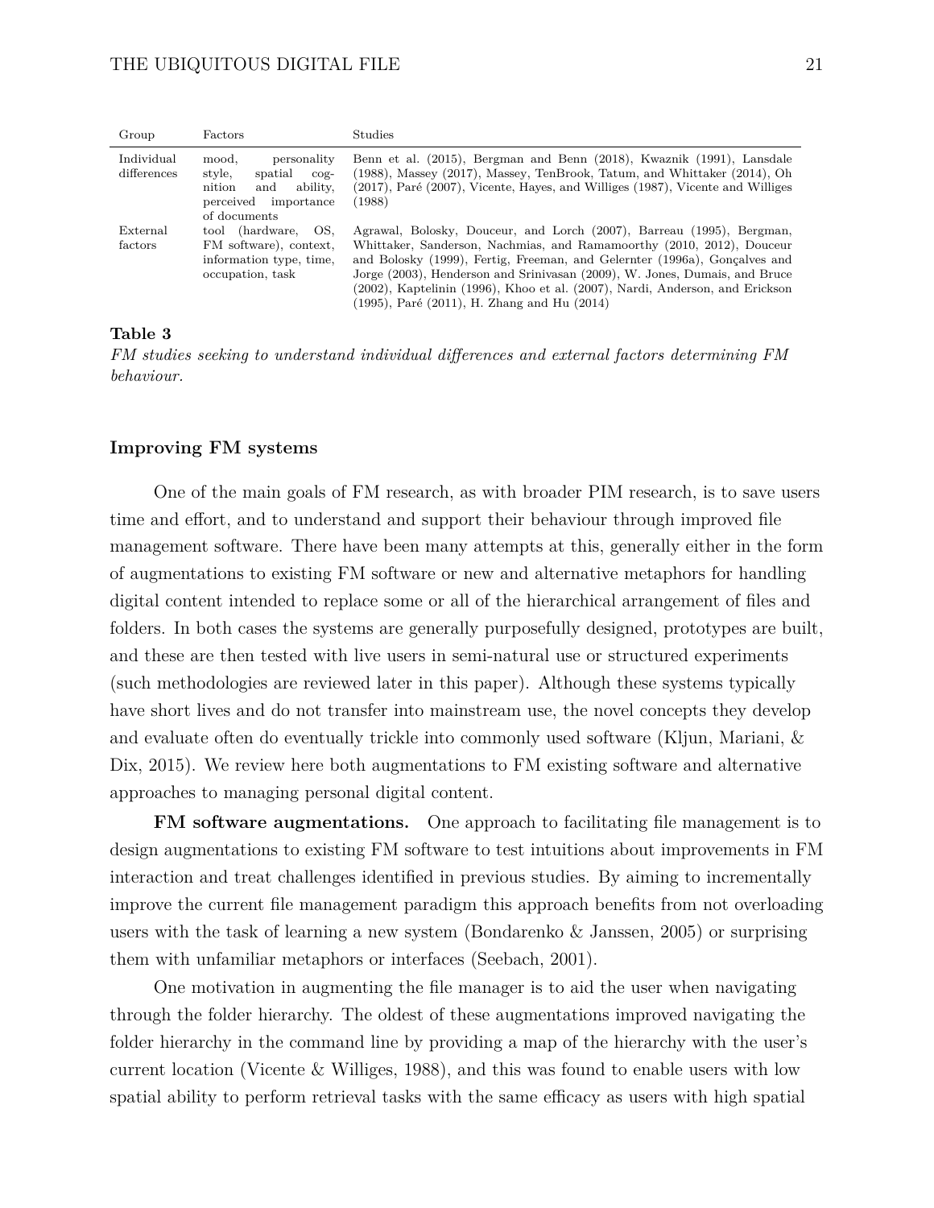| Group | Factors | Studies |
|---|---|---|
| Individual differences | mood, personality style, spatial cognition and ability, perceived importance of documents | Benn et al. (2015), Bergman and Benn (2018), Kwaznik (1991), Lansdale (1988), Massey (2017), Massey, TenBrook, Tatum, and Whittaker (2014), Oh (2017), Paré (2007), Vicente, Hayes, and Williges (1987), Vicente and Williges (1988) |
| External factors | tool (hardware, OS, FM software), context, information type, time, occupation, task | Agrawal, Bolosky, Douceur, and Lorch (2007), Barreau (1995), Bergman, Whittaker, Sanderson, Nachmias, and Ramamoorthy (2010, 2012), Douceur and Bolosky (1999), Fertig, Freeman, and Gelernter (1996a), Gonçalves and Jorge (2003), Henderson and Srinivasan (2009), W. Jones, Dumais, and Bruce (2002), Kaptelinin (1996), Khoo et al. (2007), Nardi, Anderson, and Erickson (1995), Paré (2011), H. Zhang and Hu (2014) |

**Table 3**

*FM studies seeking to understand individual differences and external factors determining FM behaviour.*

### Improving FM systems

One of the main goals of FM research, as with broader PIM research, is to save users time and effort, and to understand and support their behaviour through improved file management software. There have been many attempts at this, generally either in the form of augmentations to existing FM software or new and alternative metaphors for handling digital content intended to replace some or all of the hierarchical arrangement of files and folders. In both cases the systems are generally purposefully designed, prototypes are built, and these are then tested with live users in semi-natural use or structured experiments (such methodologies are reviewed later in this paper). Although these systems typically have short lives and do not transfer into mainstream use, the novel concepts they develop and evaluate often do eventually trickle into commonly used software (Kljun, Mariani, & Dix, 2015). We review here both augmentations to FM existing software and alternative approaches to managing personal digital content.

**FM software augmentations.** One approach to facilitating file management is to design augmentations to existing FM software to test intuitions about improvements in FM interaction and treat challenges identified in previous studies. By aiming to incrementally improve the current file management paradigm this approach benefits from not overloading users with the task of learning a new system (Bondarenko & Janssen, 2005) or surprising them with unfamiliar metaphors or interfaces (Seebach, 2001).

One motivation in augmenting the file manager is to aid the user when navigating through the folder hierarchy. The oldest of these augmentations improved navigating the folder hierarchy in the command line by providing a map of the hierarchy with the user's current location (Vicente & Williges, 1988), and this was found to enable users with low spatial ability to perform retrieval tasks with the same efficacy as users with high spatial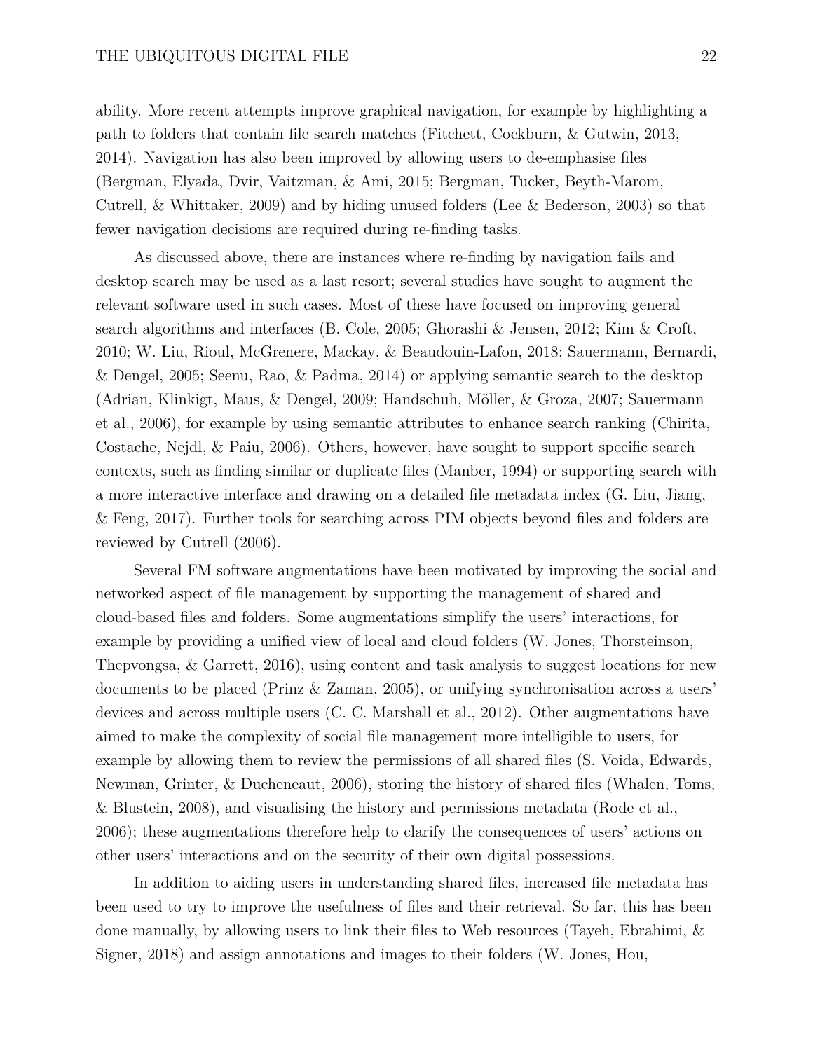ability. More recent attempts improve graphical navigation, for example by highlighting a path to folders that contain file search matches (Fitchett, Cockburn, & Gutwin, 2013, 2014). Navigation has also been improved by allowing users to de-emphasise files (Bergman, Elyada, Dvir, Vaitzman, & Ami, 2015; Bergman, Tucker, Beyth-Marom, Cutrell, & Whittaker, 2009) and by hiding unused folders (Lee & Bederson, 2003) so that fewer navigation decisions are required during re-finding tasks.

As discussed above, there are instances where re-finding by navigation fails and desktop search may be used as a last resort; several studies have sought to augment the relevant software used in such cases. Most of these have focused on improving general search algorithms and interfaces (B. Cole, 2005; Ghorashi & Jensen, 2012; Kim & Croft, 2010; W. Liu, Rioul, McGrenere, Mackay, & Beaudouin-Lafon, 2018; Sauermann, Bernardi, & Dengel, 2005; Seenu, Rao, & Padma, 2014) or applying semantic search to the desktop (Adrian, Klinkigt, Maus, & Dengel, 2009; Handschuh, Möller, & Groza, 2007; Sauermann et al., 2006), for example by using semantic attributes to enhance search ranking (Chirita, Costache, Nejdl, & Paiu, 2006). Others, however, have sought to support specific search contexts, such as finding similar or duplicate files (Manber, 1994) or supporting search with a more interactive interface and drawing on a detailed file metadata index (G. Liu, Jiang, & Feng, 2017). Further tools for searching across PIM objects beyond files and folders are reviewed by Cutrell (2006).

Several FM software augmentations have been motivated by improving the social and networked aspect of file management by supporting the management of shared and cloud-based files and folders. Some augmentations simplify the users' interactions, for example by providing a unified view of local and cloud folders (W. Jones, Thorsteinson, Thepvongsa, & Garrett, 2016), using content and task analysis to suggest locations for new documents to be placed (Prinz & Zaman, 2005), or unifying synchronisation across a users' devices and across multiple users (C. C. Marshall et al., 2012). Other augmentations have aimed to make the complexity of social file management more intelligible to users, for example by allowing them to review the permissions of all shared files (S. Voida, Edwards, Newman, Grinter, & Ducheneaut, 2006), storing the history of shared files (Whalen, Toms, & Blustein, 2008), and visualising the history and permissions metadata (Rode et al., 2006); these augmentations therefore help to clarify the consequences of users' actions on other users' interactions and on the security of their own digital possessions.

In addition to aiding users in understanding shared files, increased file metadata has been used to try to improve the usefulness of files and their retrieval. So far, this has been done manually, by allowing users to link their files to Web resources (Tayeh, Ebrahimi, & Signer, 2018) and assign annotations and images to their folders (W. Jones, Hou,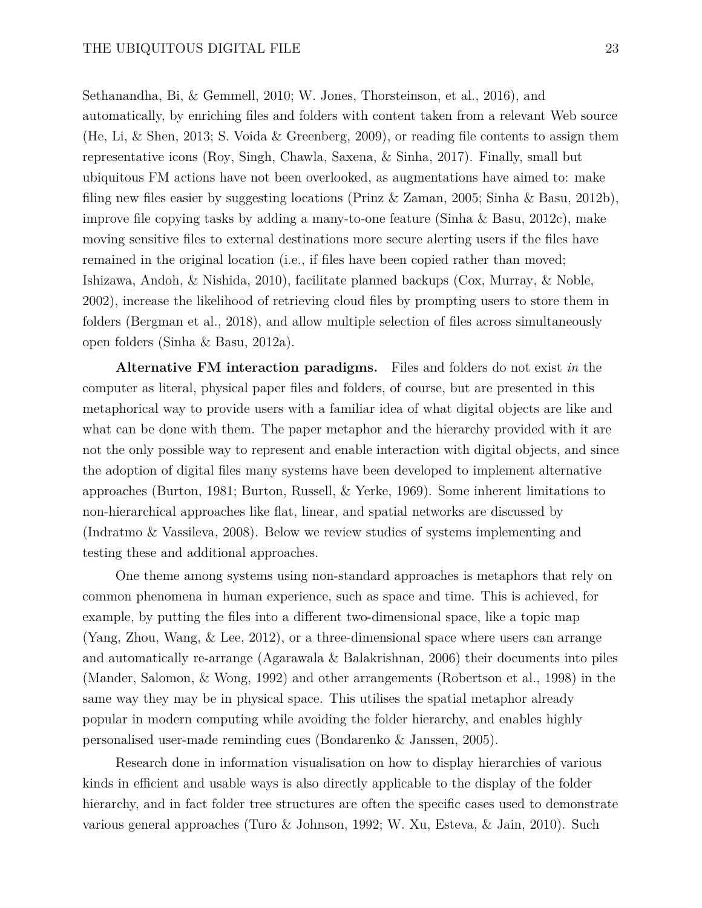Sethanandha, Bi, & Gemmell, 2010; W. Jones, Thorsteinson, et al., 2016), and automatically, by enriching files and folders with content taken from a relevant Web source (He, Li, & Shen, 2013; S. Voida & Greenberg, 2009), or reading file contents to assign them representative icons (Roy, Singh, Chawla, Saxena, & Sinha, 2017). Finally, small but ubiquitous FM actions have not been overlooked, as augmentations have aimed to: make filing new files easier by suggesting locations (Prinz & Zaman, 2005; Sinha & Basu, 2012b), improve file copying tasks by adding a many-to-one feature (Sinha & Basu, 2012c), make moving sensitive files to external destinations more secure alerting users if the files have remained in the original location (i.e., if files have been copied rather than moved; Ishizawa, Andoh, & Nishida, 2010), facilitate planned backups (Cox, Murray, & Noble, 2002), increase the likelihood of retrieving cloud files by prompting users to store them in folders (Bergman et al., 2018), and allow multiple selection of files across simultaneously open folders (Sinha & Basu, 2012a).

**Alternative FM interaction paradigms.** Files and folders do not exist *in* the computer as literal, physical paper files and folders, of course, but are presented in this metaphorical way to provide users with a familiar idea of what digital objects are like and what can be done with them. The paper metaphor and the hierarchy provided with it are not the only possible way to represent and enable interaction with digital objects, and since the adoption of digital files many systems have been developed to implement alternative approaches (Burton, 1981; Burton, Russell, & Yerke, 1969). Some inherent limitations to non-hierarchical approaches like flat, linear, and spatial networks are discussed by (Indratmo & Vassileva, 2008). Below we review studies of systems implementing and testing these and additional approaches.

One theme among systems using non-standard approaches is metaphors that rely on common phenomena in human experience, such as space and time. This is achieved, for example, by putting the files into a different two-dimensional space, like a topic map (Yang, Zhou, Wang, & Lee, 2012), or a three-dimensional space where users can arrange and automatically re-arrange (Agarawala & Balakrishnan, 2006) their documents into piles (Mander, Salomon, & Wong, 1992) and other arrangements (Robertson et al., 1998) in the same way they may be in physical space. This utilises the spatial metaphor already popular in modern computing while avoiding the folder hierarchy, and enables highly personalised user-made reminding cues (Bondarenko & Janssen, 2005).

Research done in information visualisation on how to display hierarchies of various kinds in efficient and usable ways is also directly applicable to the display of the folder hierarchy, and in fact folder tree structures are often the specific cases used to demonstrate various general approaches (Turo & Johnson, 1992; W. Xu, Esteva, & Jain, 2010). Such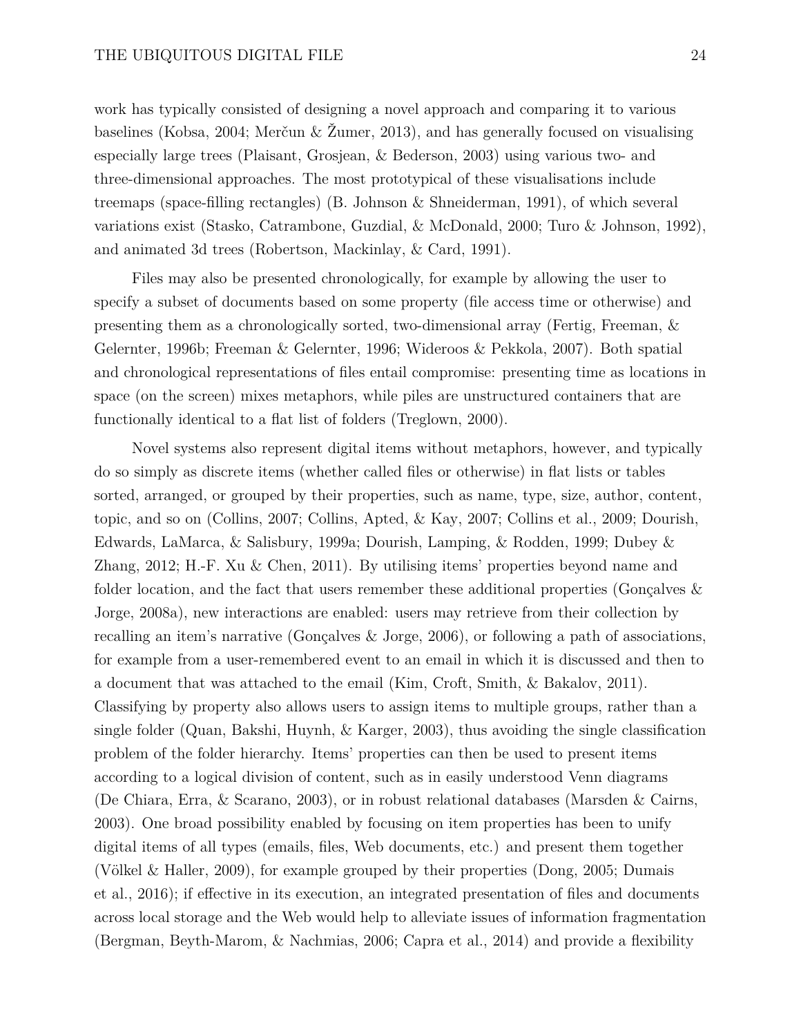work has typically consisted of designing a novel approach and comparing it to various baselines (Kobsa, 2004; Merčun & Žumer, 2013), and has generally focused on visualising especially large trees (Plaisant, Grosjean, & Bederson, 2003) using various two- and three-dimensional approaches. The most prototypical of these visualisations include treemaps (space-filling rectangles) (B. Johnson & Shneiderman, 1991), of which several variations exist (Stasko, Catrambone, Guzdial, & McDonald, 2000; Turo & Johnson, 1992), and animated 3d trees (Robertson, Mackinlay, & Card, 1991).

Files may also be presented chronologically, for example by allowing the user to specify a subset of documents based on some property (file access time or otherwise) and presenting them as a chronologically sorted, two-dimensional array (Fertig, Freeman, & Gelernter, 1996b; Freeman & Gelernter, 1996; Wideroos & Pekkola, 2007). Both spatial and chronological representations of files entail compromise: presenting time as locations in space (on the screen) mixes metaphors, while piles are unstructured containers that are functionally identical to a flat list of folders (Treglown, 2000).

Novel systems also represent digital items without metaphors, however, and typically do so simply as discrete items (whether called files or otherwise) in flat lists or tables sorted, arranged, or grouped by their properties, such as name, type, size, author, content, topic, and so on (Collins, 2007; Collins, Apted, & Kay, 2007; Collins et al., 2009; Dourish, Edwards, LaMarca, & Salisbury, 1999a; Dourish, Lamping, & Rodden, 1999; Dubey & Zhang, 2012; H.-F. Xu & Chen, 2011). By utilising items' properties beyond name and folder location, and the fact that users remember these additional properties (Gonçalves & Jorge, 2008a), new interactions are enabled: users may retrieve from their collection by recalling an item's narrative (Gonçalves & Jorge, 2006), or following a path of associations, for example from a user-remembered event to an email in which it is discussed and then to a document that was attached to the email (Kim, Croft, Smith, & Bakalov, 2011). Classifying by property also allows users to assign items to multiple groups, rather than a single folder (Quan, Bakshi, Huynh, & Karger, 2003), thus avoiding the single classification problem of the folder hierarchy. Items' properties can then be used to present items according to a logical division of content, such as in easily understood Venn diagrams (De Chiara, Erra, & Scarano, 2003), or in robust relational databases (Marsden & Cairns, 2003). One broad possibility enabled by focusing on item properties has been to unify digital items of all types (emails, files, Web documents, etc.) and present them together (Völkel & Haller, 2009), for example grouped by their properties (Dong, 2005; Dumais et al., 2016); if effective in its execution, an integrated presentation of files and documents across local storage and the Web would help to alleviate issues of information fragmentation (Bergman, Beyth-Marom, & Nachmias, 2006; Capra et al., 2014) and provide a flexibility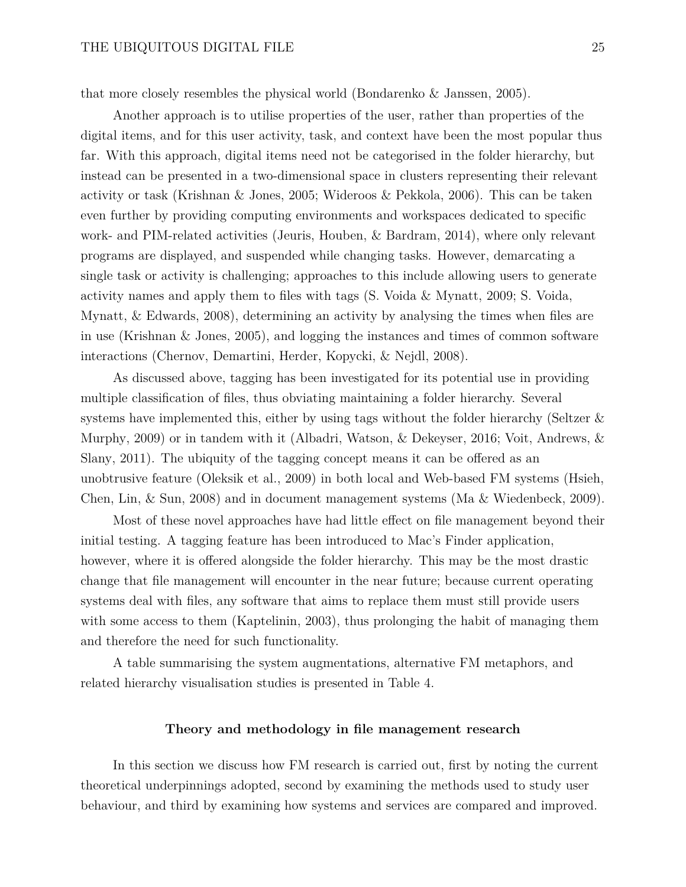that more closely resembles the physical world (Bondarenko & Janssen, 2005).

Another approach is to utilise properties of the user, rather than properties of the digital items, and for this user activity, task, and context have been the most popular thus far. With this approach, digital items need not be categorised in the folder hierarchy, but instead can be presented in a two-dimensional space in clusters representing their relevant activity or task (Krishnan & Jones, 2005; Wideroos & Pekkola, 2006). This can be taken even further by providing computing environments and workspaces dedicated to specific work- and PIM-related activities (Jeuris, Houben, & Bardram, 2014), where only relevant programs are displayed, and suspended while changing tasks. However, demarcating a single task or activity is challenging; approaches to this include allowing users to generate activity names and apply them to files with tags (S. Voida & Mynatt, 2009; S. Voida, Mynatt, & Edwards, 2008), determining an activity by analysing the times when files are in use (Krishnan & Jones, 2005), and logging the instances and times of common software interactions (Chernov, Demartini, Herder, Kopycki, & Nejdl, 2008).

As discussed above, tagging has been investigated for its potential use in providing multiple classification of files, thus obviating maintaining a folder hierarchy. Several systems have implemented this, either by using tags without the folder hierarchy (Seltzer & Murphy, 2009) or in tandem with it (Albadri, Watson, & Dekeyser, 2016; Voit, Andrews, & Slany, 2011). The ubiquity of the tagging concept means it can be offered as an unobtrusive feature (Oleksik et al., 2009) in both local and Web-based FM systems (Hsieh, Chen, Lin, & Sun, 2008) and in document management systems (Ma & Wiedenbeck, 2009).

Most of these novel approaches have had little effect on file management beyond their initial testing. A tagging feature has been introduced to Mac's Finder application, however, where it is offered alongside the folder hierarchy. This may be the most drastic change that file management will encounter in the near future; because current operating systems deal with files, any software that aims to replace them must still provide users with some access to them (Kaptelinin, 2003), thus prolonging the habit of managing them and therefore the need for such functionality.

A table summarising the system augmentations, alternative FM metaphors, and related hierarchy visualisation studies is presented in Table 4.

## Theory and methodology in file management research

In this section we discuss how FM research is carried out, first by noting the current theoretical underpinnings adopted, second by examining the methods used to study user behaviour, and third by examining how systems and services are compared and improved.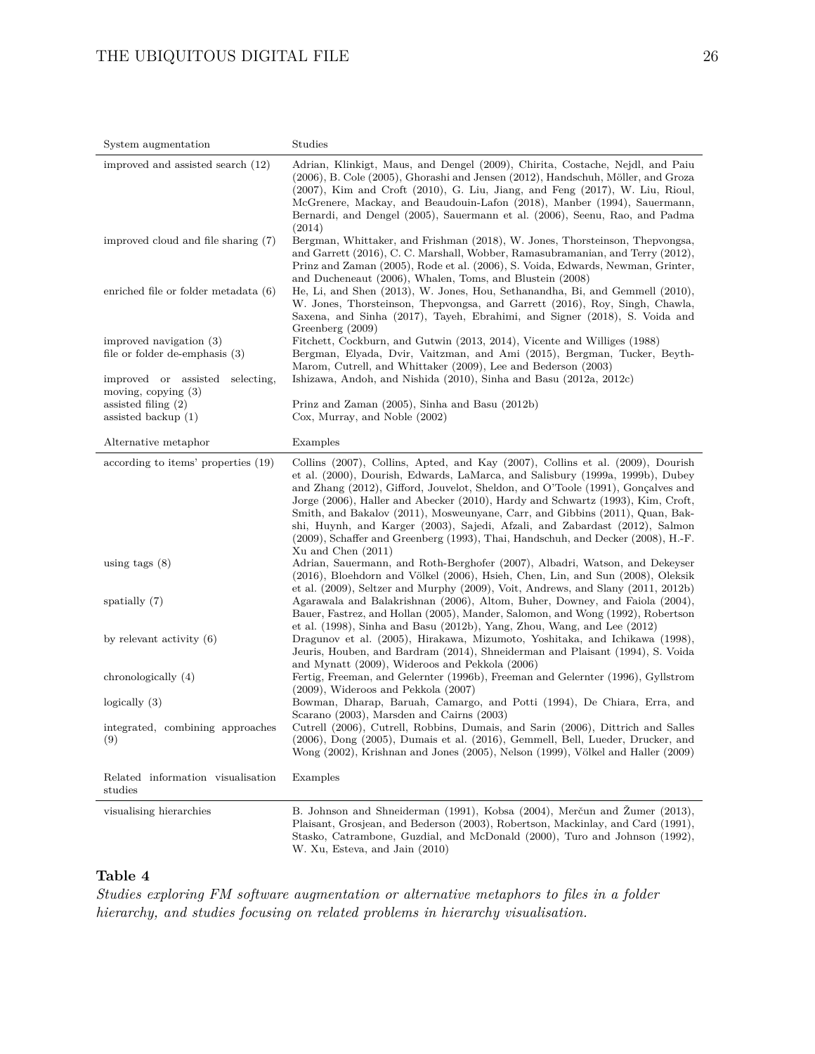| System augmentation | Studies |
|---|---|
| improved and assisted search (12) | Adrian, Klinkigt, Maus, and Dengel (2009), Chirita, Costache, Nejdl, and Paiu (2006), B. Cole (2005), Ghorashi and Jensen (2012), Handschuh, Möller, and Groza (2007), Kim and Croft (2010), G. Liu, Jiang, and Feng (2017), W. Liu, Rioul, McGrenere, Mackay, and Beaudouin-Lafon (2018), Manber (1994), Sauermann, Bernardi, and Dengel (2005), Sauermann et al. (2006), Seenu, Rao, and Padma (2014) |
| improved cloud and file sharing (7) | Bergman, Whittaker, and Frishman (2018), W. Jones, Thorsteinson, Thepvongsa, and Garrett (2016), C. C. Marshall, Wobber, Ramasubramanian, and Terry (2012), Prinz and Zaman (2005), Rode et al. (2006), S. Voida, Edwards, Newman, Grinter, and Ducheneaut (2006), Whalen, Toms, and Blustein (2008) |
| enriched file or folder metadata (6) | He, Li, and Shen (2013), W. Jones, Hou, Sethanandha, Bi, and Gemmell (2010), W. Jones, Thorsteinson, Thepvongsa, and Garrett (2016), Roy, Singh, Chawla, Saxena, and Sinha (2017), Tayeh, Ebrahimi, and Signer (2018), S. Voida and Greenberg (2009) |
| improved navigation (3) | Fitchett, Cockburn, and Gutwin (2013, 2014), Vicente and Williges (1988) |
| file or folder de-emphasis (3) | Bergman, Elyada, Dvir, Vaitzman, and Ami (2015), Bergman, Tucker, Beyth-Marom, Cutrell, and Whittaker (2009), Lee and Bederson (2003) |
| improved or assisted selecting, moving, copying (3) | Ishizawa, Andoh, and Nishida (2010), Sinha and Basu (2012a, 2012c) |
| assisted filing (2) | Prinz and Zaman (2005), Sinha and Basu (2012b) |
| assisted backup (1) | Cox, Murray, and Noble (2002) |
| **Alternative metaphor** | **Examples** |
| according to items' properties (19) | Collins (2007), Collins, Apted, and Kay (2007), Collins et al. (2009), Dourish et al. (2000), Dourish, Edwards, LaMarca, and Salisbury (1999a, 1999b), Dubey and Zhang (2012), Gifford, Jouvelot, Sheldon, and O'Toole (1991), Gonçalves and Jorge (2006), Haller and Abecker (2010), Hardy and Schwartz (1993), Kim, Croft, Smith, and Bakalov (2011), Mosweunyane, Carr, and Gibbins (2011), Quan, Bakshi, Huynh, and Karger (2003), Sajedi, Afzali, and Zabardast (2012), Salmon (2009), Schaffer and Greenberg (1993), Thai, Handschuh, and Decker (2008), H.-F. Xu and Chen (2011) |
| using tags (8) | Adrian, Sauermann, and Roth-Berghofer (2007), Albadri, Watson, and Dekeyser (2016), Bloehdorn and Völkel (2006), Hsieh, Chen, Lin, and Sun (2008), Oleksik et al. (2009), Seltzer and Murphy (2009), Voit, Andrews, and Slany (2011, 2012b) |
| spatially (7) | Agarawala and Balakrishnan (2006), Altom, Buher, Downey, and Faiola (2004), Bauer, Fastrez, and Hollan (2005), Mander, Salomon, and Wong (1992), Robertson et al. (1998), Sinha and Basu (2012b), Yang, Zhou, Wang, and Lee (2012) |
| by relevant activity (6) | Dragunov et al. (2005), Hirakawa, Mizumoto, Yoshitaka, and Ichikawa (1998), Jeuris, Houben, and Bardram (2014), Shneiderman and Plaisant (1994), S. Voida and Mynatt (2009), Wideroos and Pekkola (2006) |
| chronologically (4) | Fertig, Freeman, and Gelernter (1996b), Freeman and Gelernter (1996), Gyllstrom (2009), Wideroos and Pekkola (2007) |
| logically (3) | Bowman, Dharap, Baruah, Camargo, and Potti (1994), De Chiara, Erra, and Scarano (2003), Marsden and Cairns (2003) |
| integrated, combining approaches (9) | Cutrell (2006), Cutrell, Robbins, Dumais, and Sarin (2006), Dittrich and Salles (2006), Dong (2005), Dumais et al. (2016), Gemmell, Bell, Lueder, Drucker, and Wong (2002), Krishnan and Jones (2005), Nelson (1999), Völkel and Haller (2009) |
| **Related information visualisation studies** | **Examples** |
| visualising hierarchies | B. Johnson and Shneiderman (1991), Kobsa (2004), Merčun and Žumer (2013), Plaisant, Grosjean, and Bederson (2003), Robertson, Mackinlay, and Card (1991), Stasko, Catrambone, Guzdial, and McDonald (2000), Turo and Johnson (1992), W. Xu, Esteva, and Jain (2010) |

**Table 4**

*Studies exploring FM software augmentation or alternative metaphors to files in a folder hierarchy, and studies focusing on related problems in hierarchy visualisation.*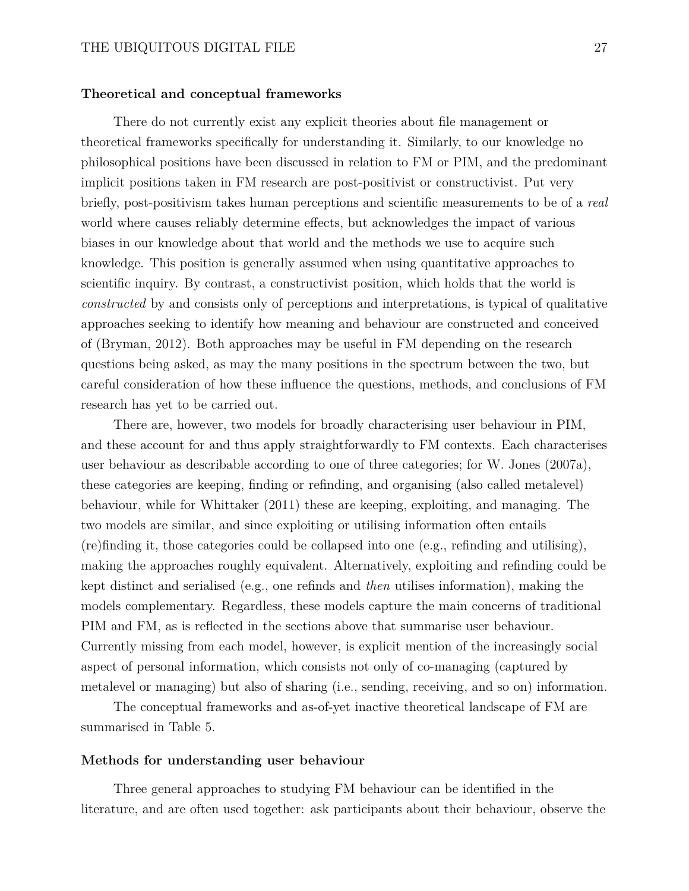### Theoretical and conceptual frameworks

There do not currently exist any explicit theories about file management or theoretical frameworks specifically for understanding it. Similarly, to our knowledge no philosophical positions have been discussed in relation to FM or PIM, and the predominant implicit positions taken in FM research are post-positivist or constructivist. Put very briefly, post-positivism takes human perceptions and scientific measurements to be of a *real* world where causes reliably determine effects, but acknowledges the impact of various biases in our knowledge about that world and the methods we use to acquire such knowledge. This position is generally assumed when using quantitative approaches to scientific inquiry. By contrast, a constructivist position, which holds that the world is *constructed* by and consists only of perceptions and interpretations, is typical of qualitative approaches seeking to identify how meaning and behaviour are constructed and conceived of (Bryman, 2012). Both approaches may be useful in FM depending on the research questions being asked, as may the many positions in the spectrum between the two, but careful consideration of how these influence the questions, methods, and conclusions of FM research has yet to be carried out.

There are, however, two models for broadly characterising user behaviour in PIM, and these account for and thus apply straightforwardly to FM contexts. Each characterises user behaviour as describable according to one of three categories; for W. Jones (2007a), these categories are keeping, finding or refinding, and organising (also called metalevel) behaviour, while for Whittaker (2011) these are keeping, exploiting, and managing. The two models are similar, and since exploiting or utilising information often entails (re)finding it, those categories could be collapsed into one (e.g., refinding and utilising), making the approaches roughly equivalent. Alternatively, exploiting and refinding could be kept distinct and serialised (e.g., one refinds and *then* utilises information), making the models complementary. Regardless, these models capture the main concerns of traditional PIM and FM, as is reflected in the sections above that summarise user behaviour. Currently missing from each model, however, is explicit mention of the increasingly social aspect of personal information, which consists not only of co-managing (captured by metalevel or managing) but also of sharing (i.e., sending, receiving, and so on) information.

The conceptual frameworks and as-of-yet inactive theoretical landscape of FM are summarised in Table 5.

### Methods for understanding user behaviour

Three general approaches to studying FM behaviour can be identified in the literature, and are often used together: ask participants about their behaviour, observe the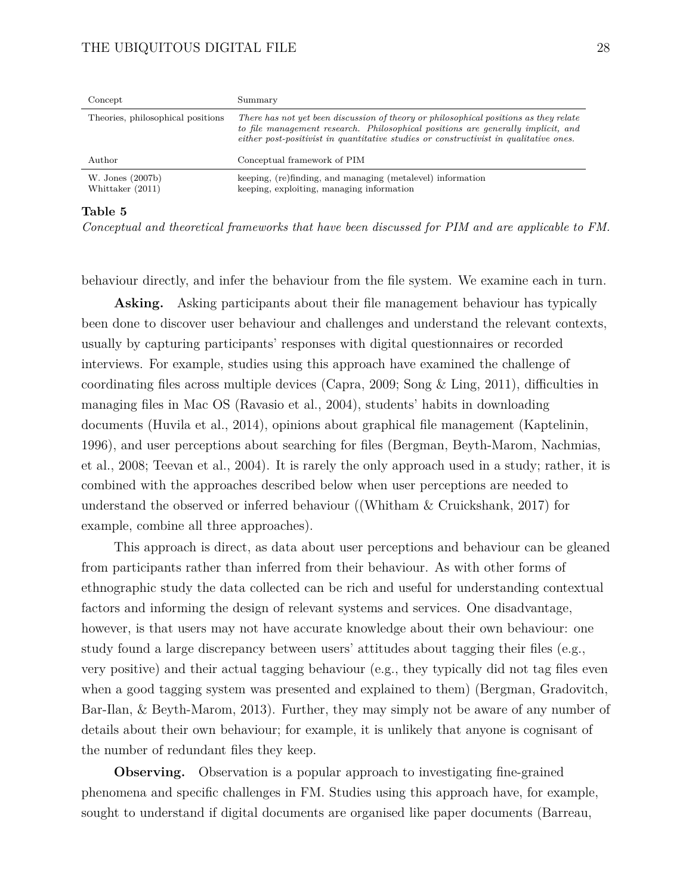| Concept | Summary |
|---|---|
| Theories, philosophical positions | *There has not yet been discussion of theory or philosophical positions as they relate to file management research. Philosophical positions are generally implicit, and either post-positivist in quantitative studies or constructivist in qualitative ones.* |

| Author | Conceptual framework of PIM |
|---|---|
| W. Jones (2007b) | keeping, (re)finding, and managing (metalevel) information |
| Whittaker (2011) | keeping, exploiting, managing information |

**Table 5**

*Conceptual and theoretical frameworks that have been discussed for PIM and are applicable to FM.*

behaviour directly, and infer the behaviour from the file system. We examine each in turn.

**Asking.** Asking participants about their file management behaviour has typically been done to discover user behaviour and challenges and understand the relevant contexts, usually by capturing participants' responses with digital questionnaires or recorded interviews. For example, studies using this approach have examined the challenge of coordinating files across multiple devices (Capra, 2009; Song & Ling, 2011), difficulties in managing files in Mac OS (Ravasio et al., 2004), students' habits in downloading documents (Huvila et al., 2014), opinions about graphical file management (Kaptelinin, 1996), and user perceptions about searching for files (Bergman, Beyth-Marom, Nachmias, et al., 2008; Teevan et al., 2004). It is rarely the only approach used in a study; rather, it is combined with the approaches described below when user perceptions are needed to understand the observed or inferred behaviour ((Whitham & Cruickshank, 2017) for example, combine all three approaches).

This approach is direct, as data about user perceptions and behaviour can be gleaned from participants rather than inferred from their behaviour. As with other forms of ethnographic study the data collected can be rich and useful for understanding contextual factors and informing the design of relevant systems and services. One disadvantage, however, is that users may not have accurate knowledge about their own behaviour: one study found a large discrepancy between users' attitudes about tagging their files (e.g., very positive) and their actual tagging behaviour (e.g., they typically did not tag files even when a good tagging system was presented and explained to them) (Bergman, Gradovitch, Bar-Ilan, & Beyth-Marom, 2013). Further, they may simply not be aware of any number of details about their own behaviour; for example, it is unlikely that anyone is cognisant of the number of redundant files they keep.

**Observing.** Observation is a popular approach to investigating fine-grained phenomena and specific challenges in FM. Studies using this approach have, for example, sought to understand if digital documents are organised like paper documents (Barreau,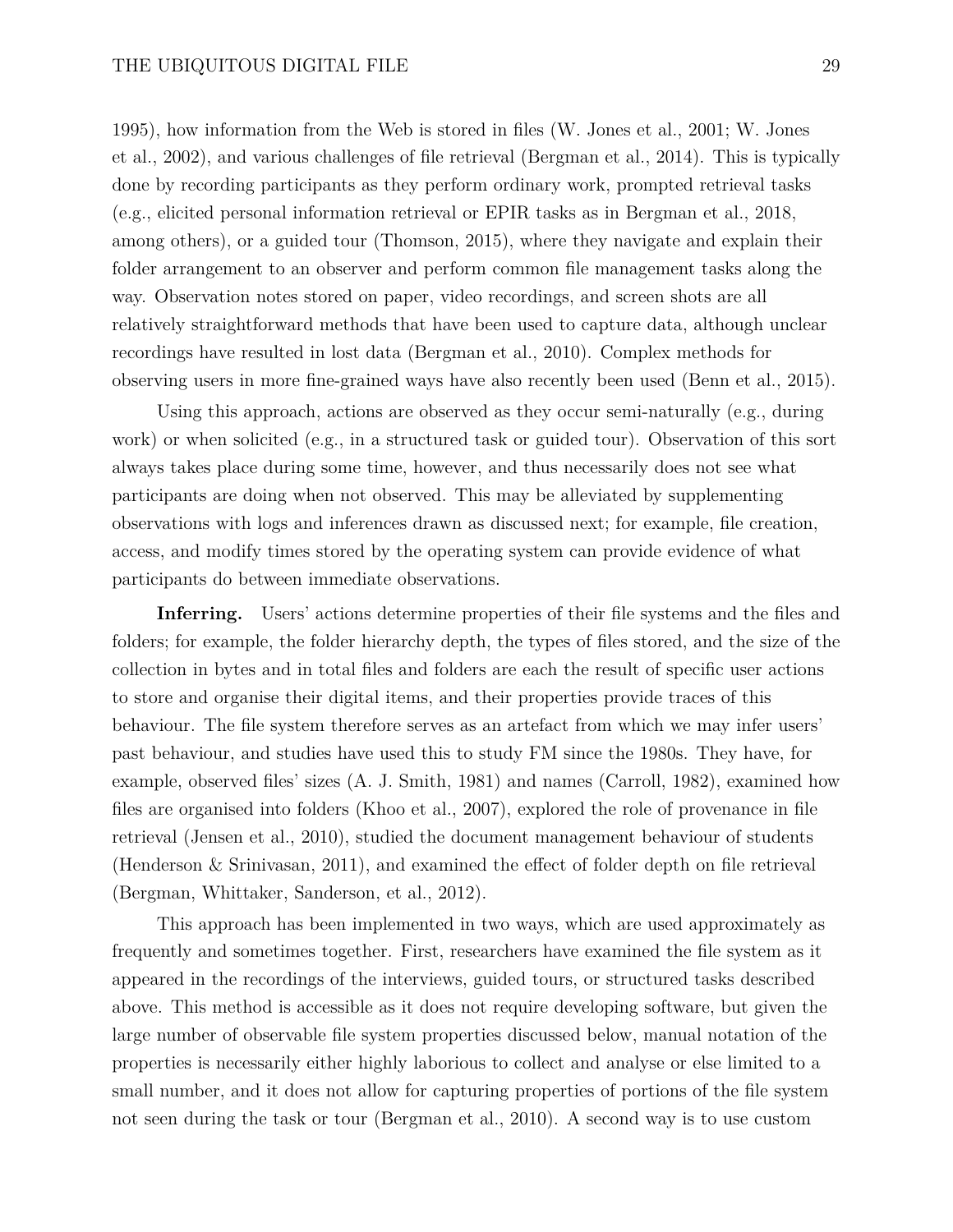1995), how information from the Web is stored in files (W. Jones et al., 2001; W. Jones et al., 2002), and various challenges of file retrieval (Bergman et al., 2014). This is typically done by recording participants as they perform ordinary work, prompted retrieval tasks (e.g., elicited personal information retrieval or EPIR tasks as in Bergman et al., 2018, among others), or a guided tour (Thomson, 2015), where they navigate and explain their folder arrangement to an observer and perform common file management tasks along the way. Observation notes stored on paper, video recordings, and screen shots are all relatively straightforward methods that have been used to capture data, although unclear recordings have resulted in lost data (Bergman et al., 2010). Complex methods for observing users in more fine-grained ways have also recently been used (Benn et al., 2015).

Using this approach, actions are observed as they occur semi-naturally (e.g., during work) or when solicited (e.g., in a structured task or guided tour). Observation of this sort always takes place during some time, however, and thus necessarily does not see what participants are doing when not observed. This may be alleviated by supplementing observations with logs and inferences drawn as discussed next; for example, file creation, access, and modify times stored by the operating system can provide evidence of what participants do between immediate observations.

**Inferring.** Users' actions determine properties of their file systems and the files and folders; for example, the folder hierarchy depth, the types of files stored, and the size of the collection in bytes and in total files and folders are each the result of specific user actions to store and organise their digital items, and their properties provide traces of this behaviour. The file system therefore serves as an artefact from which we may infer users' past behaviour, and studies have used this to study FM since the 1980s. They have, for example, observed files' sizes (A. J. Smith, 1981) and names (Carroll, 1982), examined how files are organised into folders (Khoo et al., 2007), explored the role of provenance in file retrieval (Jensen et al., 2010), studied the document management behaviour of students (Henderson & Srinivasan, 2011), and examined the effect of folder depth on file retrieval (Bergman, Whittaker, Sanderson, et al., 2012).

This approach has been implemented in two ways, which are used approximately as frequently and sometimes together. First, researchers have examined the file system as it appeared in the recordings of the interviews, guided tours, or structured tasks described above. This method is accessible as it does not require developing software, but given the large number of observable file system properties discussed below, manual notation of the properties is necessarily either highly laborious to collect and analyse or else limited to a small number, and it does not allow for capturing properties of portions of the file system not seen during the task or tour (Bergman et al., 2010). A second way is to use custom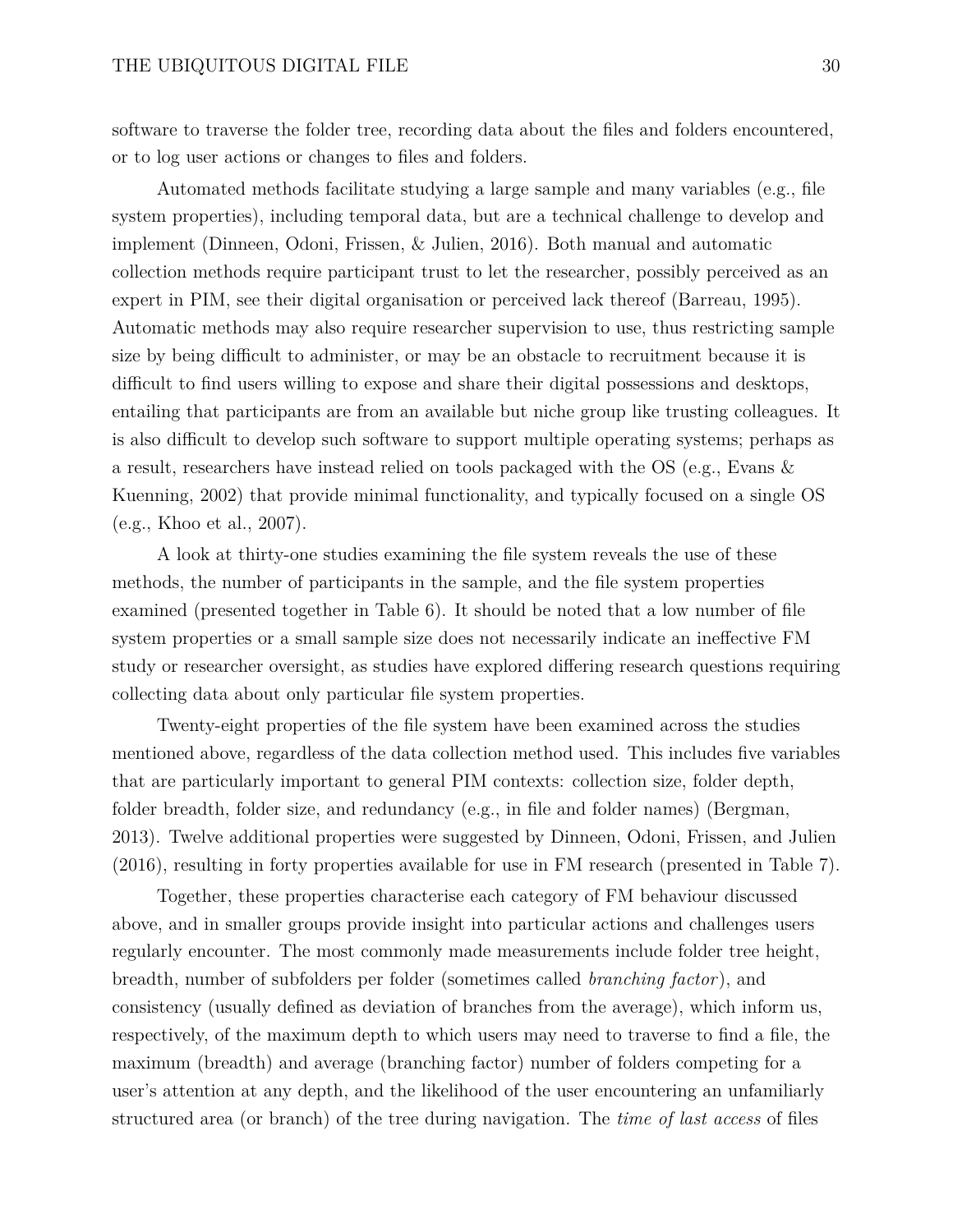software to traverse the folder tree, recording data about the files and folders encountered, or to log user actions or changes to files and folders.

Automated methods facilitate studying a large sample and many variables (e.g., file system properties), including temporal data, but are a technical challenge to develop and implement (Dinneen, Odoni, Frissen, & Julien, 2016). Both manual and automatic collection methods require participant trust to let the researcher, possibly perceived as an expert in PIM, see their digital organisation or perceived lack thereof (Barreau, 1995). Automatic methods may also require researcher supervision to use, thus restricting sample size by being difficult to administer, or may be an obstacle to recruitment because it is difficult to find users willing to expose and share their digital possessions and desktops, entailing that participants are from an available but niche group like trusting colleagues. It is also difficult to develop such software to support multiple operating systems; perhaps as a result, researchers have instead relied on tools packaged with the OS (e.g., Evans & Kuenning, 2002) that provide minimal functionality, and typically focused on a single OS (e.g., Khoo et al., 2007).

A look at thirty-one studies examining the file system reveals the use of these methods, the number of participants in the sample, and the file system properties examined (presented together in Table 6). It should be noted that a low number of file system properties or a small sample size does not necessarily indicate an ineffective FM study or researcher oversight, as studies have explored differing research questions requiring collecting data about only particular file system properties.

Twenty-eight properties of the file system have been examined across the studies mentioned above, regardless of the data collection method used. This includes five variables that are particularly important to general PIM contexts: collection size, folder depth, folder breadth, folder size, and redundancy (e.g., in file and folder names) (Bergman, 2013). Twelve additional properties were suggested by Dinneen, Odoni, Frissen, and Julien (2016), resulting in forty properties available for use in FM research (presented in Table 7).

Together, these properties characterise each category of FM behaviour discussed above, and in smaller groups provide insight into particular actions and challenges users regularly encounter. The most commonly made measurements include folder tree height, breadth, number of subfolders per folder (sometimes called *branching factor*), and consistency (usually defined as deviation of branches from the average), which inform us, respectively, of the maximum depth to which users may need to traverse to find a file, the maximum (breadth) and average (branching factor) number of folders competing for a user's attention at any depth, and the likelihood of the user encountering an unfamiliarly structured area (or branch) of the tree during navigation. The *time of last access* of files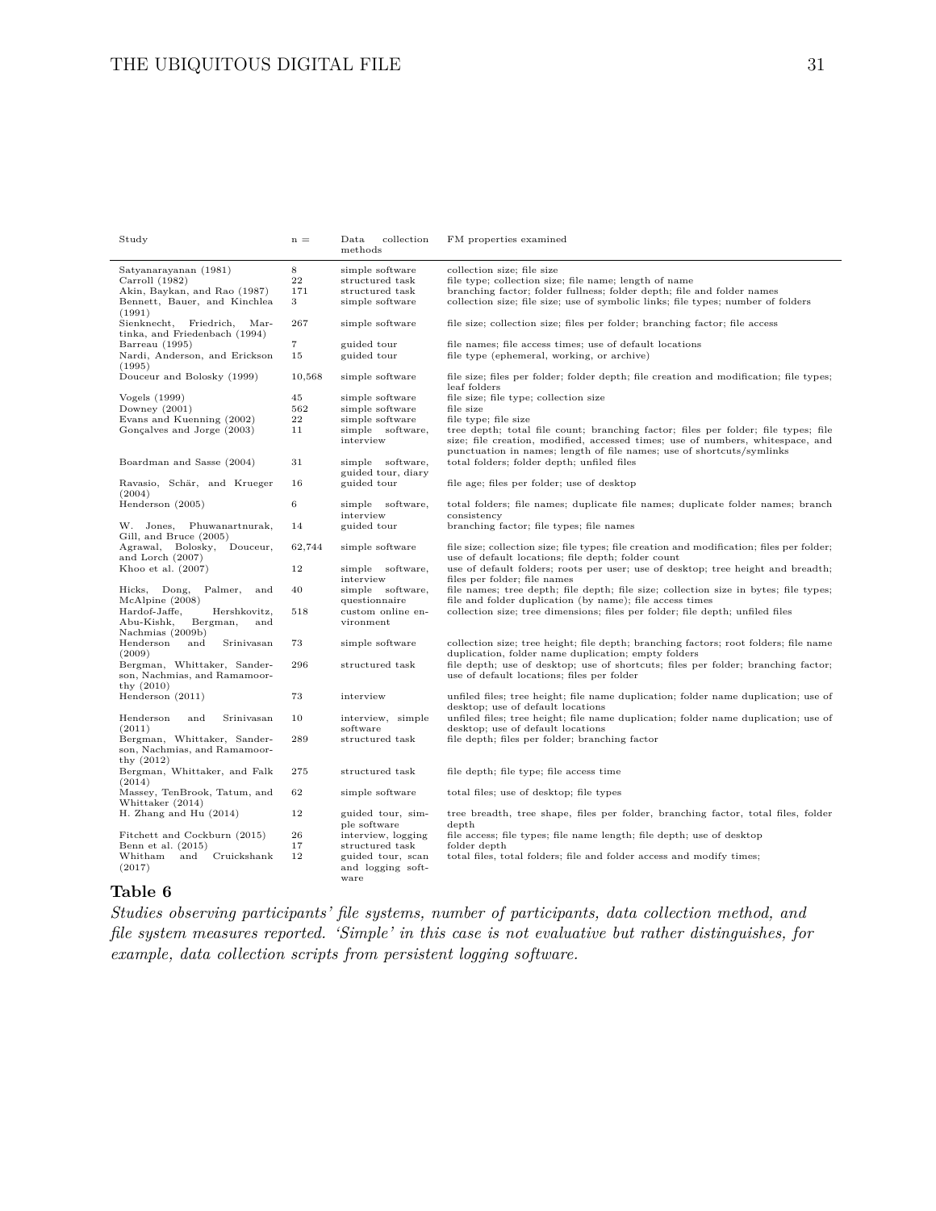| Study | n = | Data collection methods | FM properties examined |
|---|---|---|---|
| Satyanarayanan (1981) | 8 | simple software | collection size; file size |
| Carroll (1982) | 22 | structured task | file type; collection size; file name; length of name |
| Akin, Baykan, and Rao (1987) | 171 | structured task | branching factor; folder fullness; folder depth; file and folder names |
| Bennett, Bauer, and Kinchlea (1991) | 3 | simple software | collection size; file size; use of symbolic links; file types; number of folders |
| Sienknecht, Friedrich, Martinka, and Friedenbach (1994) | 267 | simple software | file size; collection size; files per folder; branching factor; file access |
| Barreau (1995) | 7 | guided tour | file names; file access times; use of default locations |
| Nardi, Anderson, and Erickson (1995) | 15 | guided tour | file type (ephemeral, working, or archive) |
| Douceur and Bolosky (1999) | 10,568 | simple software | file size; files per folder; folder depth; file creation and modification; file types; leaf folders |
| Vogels (1999) | 45 | simple software | file size; file type; collection size |
| Downey (2001) | 562 | simple software | file size |
| Evans and Kuenning (2002) | 22 | simple software | file type; file size |
| Gonçalves and Jorge (2003) | 11 | simple software, interview | tree depth; total file count; branching factor; files per folder; file types; file size; file creation, modified, accessed times; use of numbers, whitespace, and punctuation in names; length of file names; use of shortcuts/symlinks |
| Boardman and Sasse (2004) | 31 | simple software, guided tour, diary | total folders; folder depth; unfiled files |
| Ravasio, Schär, and Krueger (2004) | 16 | guided tour | file age; files per folder; use of desktop |
| Henderson (2005) | 6 | simple software, interview | total folders; file names; duplicate file names; duplicate folder names; branch consistency |
| W. Jones, Phuwanartnurak, Gill, and Bruce (2005) | 14 | guided tour | branching factor; file types; file names |
| Agrawal, Bolosky, Douceur, and Lorch (2007) | 62,744 | simple software | file size; collection size; file types; file creation and modification; files per folder; use of default locations; file depth; folder count |
| Khoo et al. (2007) | 12 | simple software, interview | use of default folders; roots per user; use of desktop; tree height and breadth; files per folder; file names |
| Hicks, Dong, Palmer, and McAlpine (2008) | 40 | simple software, questionnaire | file names; tree depth; file depth; file size; collection size in bytes; file types; file and folder duplication (by name); file access times |
| Hardof-Jaffe, Hershkovitz, Abu-Kishk, Bergman, and Nachmias (2009b) | 518 | custom online environment | collection size; tree dimensions; files per folder; file depth; unfiled files |
| Henderson and Srinivasan (2009) | 73 | simple software | collection size; tree height; file depth; branching factors; root folders; file name duplication, folder name duplication; empty folders |
| Bergman, Whittaker, Sanderson, Nachmias, and Ramamoorthy (2010) | 296 | structured task | file depth; use of desktop; use of shortcuts; files per folder; branching factor; use of default locations; files per folder |
| Henderson (2011) | 73 | interview | unfiled files; tree height; file name duplication; folder name duplication; use of desktop; use of default locations |
| Henderson and Srinivasan (2011) | 10 | interview, simple software | unfiled files; tree height; file name duplication; folder name duplication; use of desktop; use of default locations |
| Bergman, Whittaker, Sanderson, Nachmias, and Ramamoorthy (2012) | 289 | structured task | file depth; files per folder; branching factor |
| Bergman, Whittaker, and Falk (2014) | 275 | structured task | file depth; file type; file access time |
| Massey, TenBrook, Tatum, and Whittaker (2014) | 62 | simple software | total files; use of desktop; file types |
| H. Zhang and Hu (2014) | 12 | guided tour, simple software | tree breadth, tree shape, files per folder, branching factor, total files, folder depth |
| Fitchett and Cockburn (2015) | 26 | interview, logging | file access; file types; file name length; file depth; use of desktop |
| Benn et al. (2015) | 17 | structured task | folder depth |
| Whitham and Cruickshank (2017) | 12 | guided tour, scan and logging software | total files, total folders; file and folder access and modify times; |

**Table 6**

*Studies observing participants' file systems, number of participants, data collection method, and file system measures reported. 'Simple' in this case is not evaluative but rather distinguishes, for example, data collection scripts from persistent logging software.*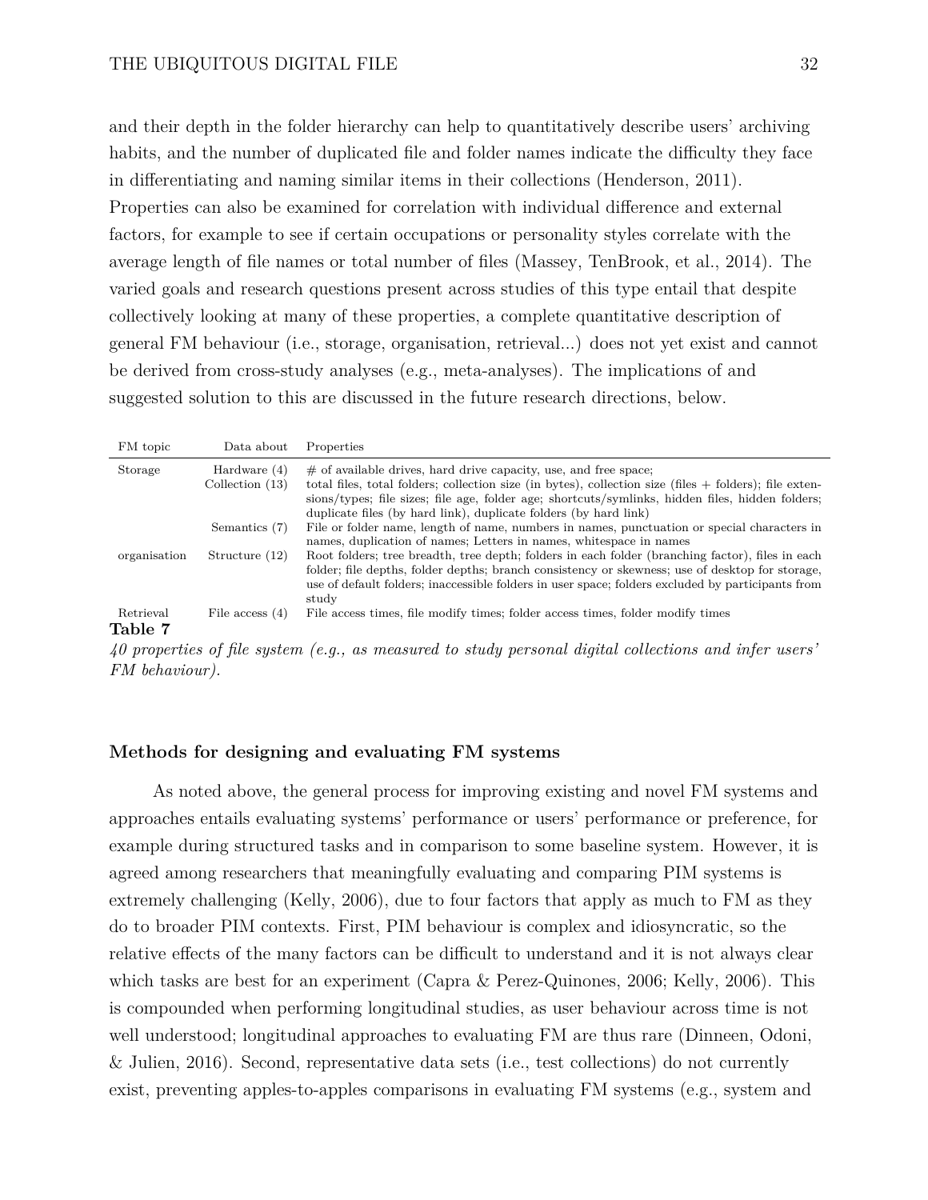and their depth in the folder hierarchy can help to quantitatively describe users' archiving habits, and the number of duplicated file and folder names indicate the difficulty they face in differentiating and naming similar items in their collections (Henderson, 2011). Properties can also be examined for correlation with individual difference and external factors, for example to see if certain occupations or personality styles correlate with the average length of file names or total number of files (Massey, TenBrook, et al., 2014). The varied goals and research questions present across studies of this type entail that despite collectively looking at many of these properties, a complete quantitative description of general FM behaviour (i.e., storage, organisation, retrieval...) does not yet exist and cannot be derived from cross-study analyses (e.g., meta-analyses). The implications of and suggested solution to this are discussed in the future research directions, below.

| FM topic | Data about | Properties |
|---|---|---|
| Storage | Hardware (4) | # of available drives, hard drive capacity, use, and free space; |
| | Collection (13) | total files, total folders; collection size (in bytes), collection size (files + folders); file extensions/types; file sizes; file age, folder age; shortcuts/symlinks, hidden files, hidden folders; duplicate files (by hard link), duplicate folders (by hard link) |
| | Semantics (7) | File or folder name, length of name, numbers in names, punctuation or special characters in names, duplication of names; Letters in names, whitespace in names |
| organisation | Structure (12) | Root folders; tree breadth, tree depth; folders in each folder (branching factor), files in each folder; file depths, folder depths; branch consistency or skewness; use of desktop for storage, use of default folders; inaccessible folders in user space; folders excluded by participants from study |
| Retrieval | File access (4) | File access times, file modify times; folder access times, folder modify times |

**Table 7**

*40 properties of file system (e.g., as measured to study personal digital collections and infer users' FM behaviour).*

### Methods for designing and evaluating FM systems

As noted above, the general process for improving existing and novel FM systems and approaches entails evaluating systems' performance or users' performance or preference, for example during structured tasks and in comparison to some baseline system. However, it is agreed among researchers that meaningfully evaluating and comparing PIM systems is extremely challenging (Kelly, 2006), due to four factors that apply as much to FM as they do to broader PIM contexts. First, PIM behaviour is complex and idiosyncratic, so the relative effects of the many factors can be difficult to understand and it is not always clear which tasks are best for an experiment (Capra & Perez-Quinones, 2006; Kelly, 2006). This is compounded when performing longitudinal studies, as user behaviour across time is not well understood; longitudinal approaches to evaluating FM are thus rare (Dinneen, Odoni, & Julien, 2016). Second, representative data sets (i.e., test collections) do not currently exist, preventing apples-to-apples comparisons in evaluating FM systems (e.g., system and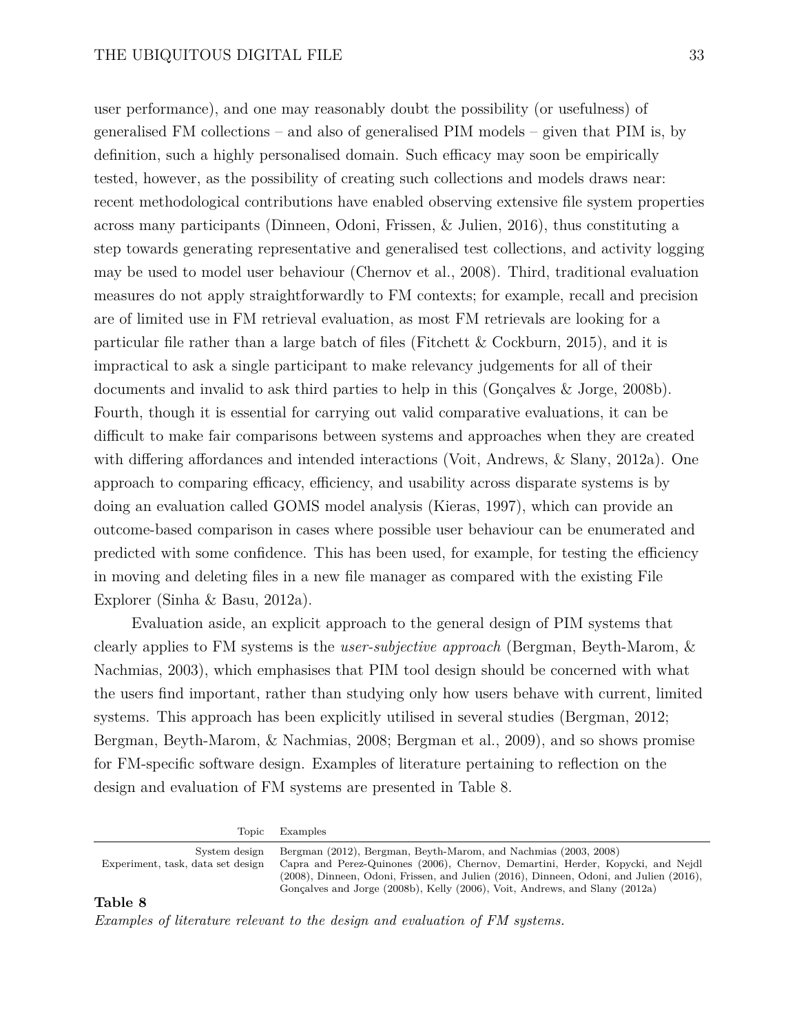user performance), and one may reasonably doubt the possibility (or usefulness) of generalised FM collections – and also of generalised PIM models – given that PIM is, by definition, such a highly personalised domain. Such efficacy may soon be empirically tested, however, as the possibility of creating such collections and models draws near: recent methodological contributions have enabled observing extensive file system properties across many participants (Dinneen, Odoni, Frissen, & Julien, 2016), thus constituting a step towards generating representative and generalised test collections, and activity logging may be used to model user behaviour (Chernov et al., 2008). Third, traditional evaluation measures do not apply straightforwardly to FM contexts; for example, recall and precision are of limited use in FM retrieval evaluation, as most FM retrievals are looking for a particular file rather than a large batch of files (Fitchett & Cockburn, 2015), and it is impractical to ask a single participant to make relevancy judgements for all of their documents and invalid to ask third parties to help in this (Gonçalves & Jorge, 2008b). Fourth, though it is essential for carrying out valid comparative evaluations, it can be difficult to make fair comparisons between systems and approaches when they are created with differing affordances and intended interactions (Voit, Andrews, & Slany, 2012a). One approach to comparing efficacy, efficiency, and usability across disparate systems is by doing an evaluation called GOMS model analysis (Kieras, 1997), which can provide an outcome-based comparison in cases where possible user behaviour can be enumerated and predicted with some confidence. This has been used, for example, for testing the efficiency in moving and deleting files in a new file manager as compared with the existing File Explorer (Sinha & Basu, 2012a).

Evaluation aside, an explicit approach to the general design of PIM systems that clearly applies to FM systems is the *user-subjective approach* (Bergman, Beyth-Marom, & Nachmias, 2003), which emphasises that PIM tool design should be concerned with what the users find important, rather than studying only how users behave with current, limited systems. This approach has been explicitly utilised in several studies (Bergman, 2012; Bergman, Beyth-Marom, & Nachmias, 2008; Bergman et al., 2009), and so shows promise for FM-specific software design. Examples of literature pertaining to reflection on the design and evaluation of FM systems are presented in Table 8.

| Topic | Examples |
| --- | --- |
| System design | Bergman (2012), Bergman, Beyth-Marom, and Nachmias (2003, 2008) |
| Experiment, task, data set design | Capra and Perez-Quinones (2006), Chernov, Demartini, Herder, Kopycki, and Nejdl (2008), Dinneen, Odoni, Frissen, and Julien (2016), Dinneen, Odoni, and Julien (2016), Gonçalves and Jorge (2008b), Kelly (2006), Voit, Andrews, and Slany (2012a) |

**Table 8**

*Examples of literature relevant to the design and evaluation of FM systems.*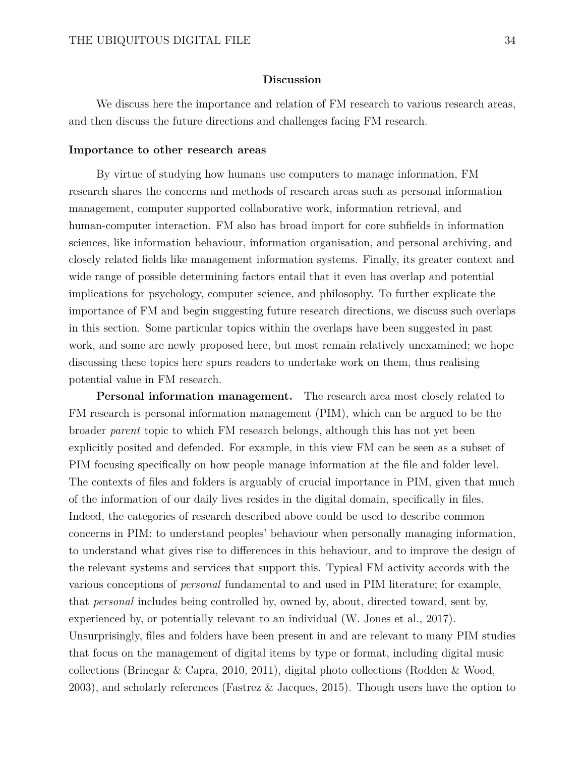## Discussion

We discuss here the importance and relation of FM research to various research areas, and then discuss the future directions and challenges facing FM research.

### Importance to other research areas

By virtue of studying how humans use computers to manage information, FM research shares the concerns and methods of research areas such as personal information management, computer supported collaborative work, information retrieval, and human-computer interaction. FM also has broad import for core subfields in information sciences, like information behaviour, information organisation, and personal archiving, and closely related fields like management information systems. Finally, its greater context and wide range of possible determining factors entail that it even has overlap and potential implications for psychology, computer science, and philosophy. To further explicate the importance of FM and begin suggesting future research directions, we discuss such overlaps in this section. Some particular topics within the overlaps have been suggested in past work, and some are newly proposed here, but most remain relatively unexamined; we hope discussing these topics here spurs readers to undertake work on them, thus realising potential value in FM research.

**Personal information management.** The research area most closely related to FM research is personal information management (PIM), which can be argued to be the broader *parent* topic to which FM research belongs, although this has not yet been explicitly posited and defended. For example, in this view FM can be seen as a subset of PIM focusing specifically on how people manage information at the file and folder level. The contexts of files and folders is arguably of crucial importance in PIM, given that much of the information of our daily lives resides in the digital domain, specifically in files. Indeed, the categories of research described above could be used to describe common concerns in PIM: to understand peoples' behaviour when personally managing information, to understand what gives rise to differences in this behaviour, and to improve the design of the relevant systems and services that support this. Typical FM activity accords with the various conceptions of *personal* fundamental to and used in PIM literature; for example, that *personal* includes being controlled by, owned by, about, directed toward, sent by, experienced by, or potentially relevant to an individual (W. Jones et al., 2017). Unsurprisingly, files and folders have been present in and are relevant to many PIM studies that focus on the management of digital items by type or format, including digital music collections (Brinegar & Capra, 2010, 2011), digital photo collections (Rodden & Wood, 2003), and scholarly references (Fastrez & Jacques, 2015). Though users have the option to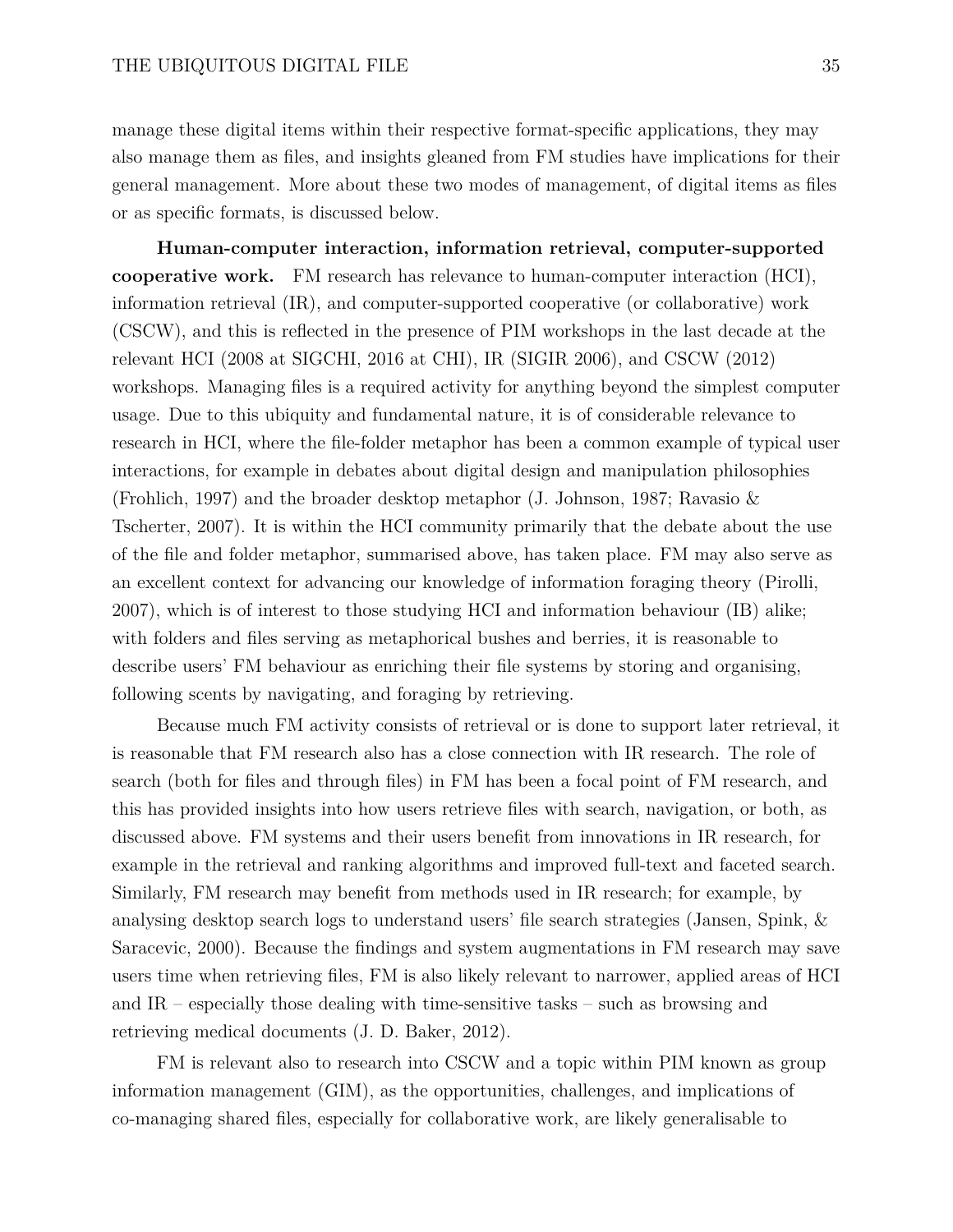manage these digital items within their respective format-specific applications, they may also manage them as files, and insights gleaned from FM studies have implications for their general management. More about these two modes of management, of digital items as files or as specific formats, is discussed below.

**Human-computer interaction, information retrieval, computer-supported cooperative work.** FM research has relevance to human-computer interaction (HCI), information retrieval (IR), and computer-supported cooperative (or collaborative) work (CSCW), and this is reflected in the presence of PIM workshops in the last decade at the relevant HCI (2008 at SIGCHI, 2016 at CHI), IR (SIGIR 2006), and CSCW (2012) workshops. Managing files is a required activity for anything beyond the simplest computer usage. Due to this ubiquity and fundamental nature, it is of considerable relevance to research in HCI, where the file-folder metaphor has been a common example of typical user interactions, for example in debates about digital design and manipulation philosophies (Frohlich, 1997) and the broader desktop metaphor (J. Johnson, 1987; Ravasio & Tscherter, 2007). It is within the HCI community primarily that the debate about the use of the file and folder metaphor, summarised above, has taken place. FM may also serve as an excellent context for advancing our knowledge of information foraging theory (Pirolli, 2007), which is of interest to those studying HCI and information behaviour (IB) alike; with folders and files serving as metaphorical bushes and berries, it is reasonable to describe users' FM behaviour as enriching their file systems by storing and organising, following scents by navigating, and foraging by retrieving.

Because much FM activity consists of retrieval or is done to support later retrieval, it is reasonable that FM research also has a close connection with IR research. The role of search (both for files and through files) in FM has been a focal point of FM research, and this has provided insights into how users retrieve files with search, navigation, or both, as discussed above. FM systems and their users benefit from innovations in IR research, for example in the retrieval and ranking algorithms and improved full-text and faceted search. Similarly, FM research may benefit from methods used in IR research; for example, by analysing desktop search logs to understand users' file search strategies (Jansen, Spink, & Saracevic, 2000). Because the findings and system augmentations in FM research may save users time when retrieving files, FM is also likely relevant to narrower, applied areas of HCI and IR – especially those dealing with time-sensitive tasks – such as browsing and retrieving medical documents (J. D. Baker, 2012).

FM is relevant also to research into CSCW and a topic within PIM known as group information management (GIM), as the opportunities, challenges, and implications of co-managing shared files, especially for collaborative work, are likely generalisable to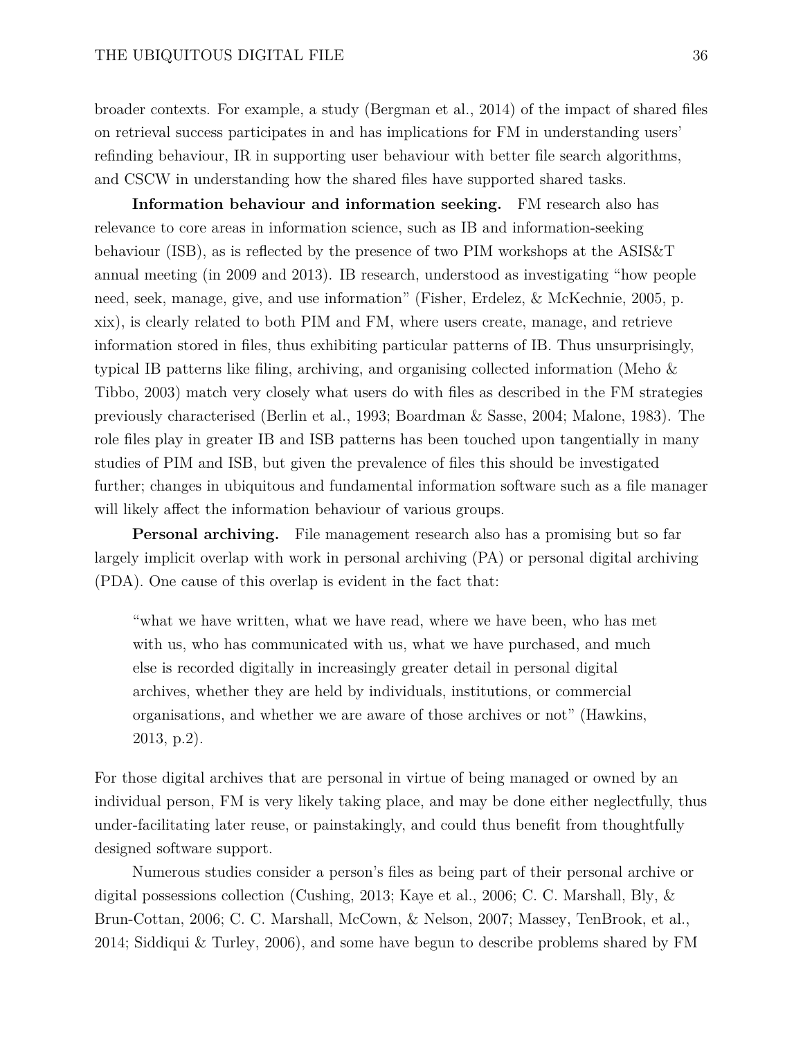broader contexts. For example, a study (Bergman et al., 2014) of the impact of shared files on retrieval success participates in and has implications for FM in understanding users' refinding behaviour, IR in supporting user behaviour with better file search algorithms, and CSCW in understanding how the shared files have supported shared tasks.

**Information behaviour and information seeking.** FM research also has relevance to core areas in information science, such as IB and information-seeking behaviour (ISB), as is reflected by the presence of two PIM workshops at the ASIS&T annual meeting (in 2009 and 2013). IB research, understood as investigating "how people need, seek, manage, give, and use information" (Fisher, Erdelez, & McKechnie, 2005, p. xix), is clearly related to both PIM and FM, where users create, manage, and retrieve information stored in files, thus exhibiting particular patterns of IB. Thus unsurprisingly, typical IB patterns like filing, archiving, and organising collected information (Meho & Tibbo, 2003) match very closely what users do with files as described in the FM strategies previously characterised (Berlin et al., 1993; Boardman & Sasse, 2004; Malone, 1983). The role files play in greater IB and ISB patterns has been touched upon tangentially in many studies of PIM and ISB, but given the prevalence of files this should be investigated further; changes in ubiquitous and fundamental information software such as a file manager will likely affect the information behaviour of various groups.

**Personal archiving.** File management research also has a promising but so far largely implicit overlap with work in personal archiving (PA) or personal digital archiving (PDA). One cause of this overlap is evident in the fact that:

> "what we have written, what we have read, where we have been, who has met with us, who has communicated with us, what we have purchased, and much else is recorded digitally in increasingly greater detail in personal digital archives, whether they are held by individuals, institutions, or commercial organisations, and whether we are aware of those archives or not" (Hawkins, 2013, p.2).

For those digital archives that are personal in virtue of being managed or owned by an individual person, FM is very likely taking place, and may be done either neglectfully, thus under-facilitating later reuse, or painstakingly, and could thus benefit from thoughtfully designed software support.

Numerous studies consider a person's files as being part of their personal archive or digital possessions collection (Cushing, 2013; Kaye et al., 2006; C. C. Marshall, Bly, & Brun-Cottan, 2006; C. C. Marshall, McCown, & Nelson, 2007; Massey, TenBrook, et al., 2014; Siddiqui & Turley, 2006), and some have begun to describe problems shared by FM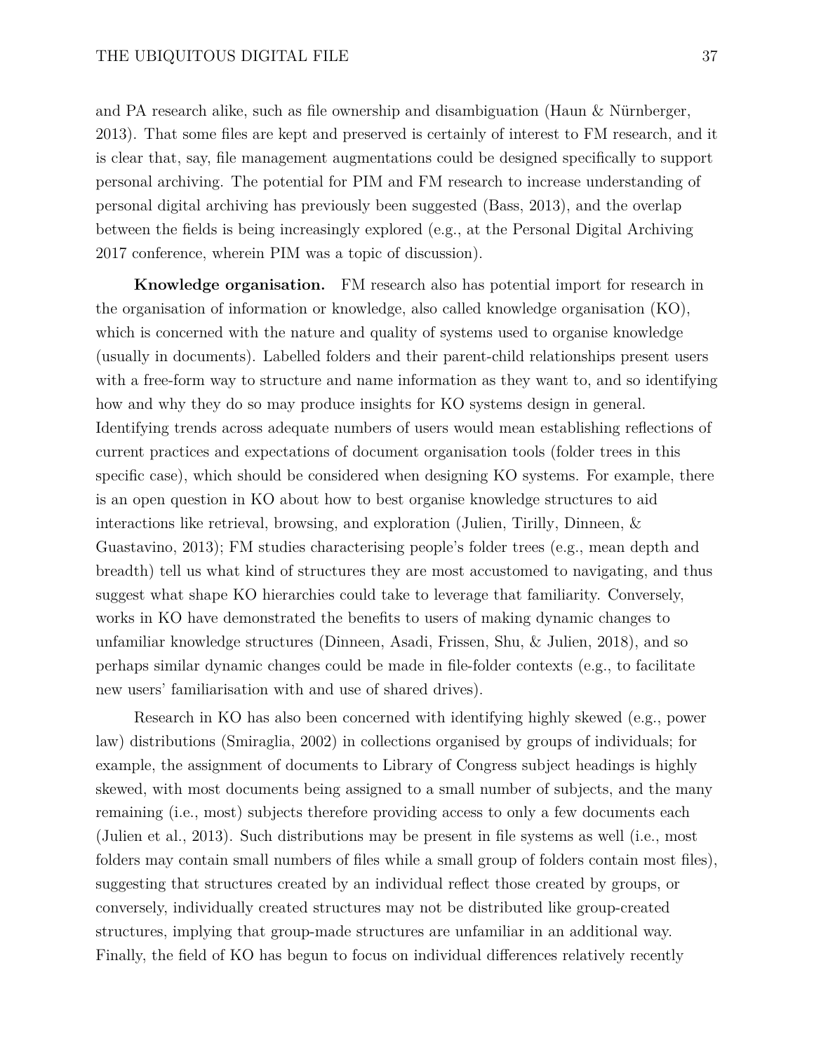and PA research alike, such as file ownership and disambiguation (Haun & Nürnberger, 2013). That some files are kept and preserved is certainly of interest to FM research, and it is clear that, say, file management augmentations could be designed specifically to support personal archiving. The potential for PIM and FM research to increase understanding of personal digital archiving has previously been suggested (Bass, 2013), and the overlap between the fields is being increasingly explored (e.g., at the Personal Digital Archiving 2017 conference, wherein PIM was a topic of discussion).

**Knowledge organisation.** FM research also has potential import for research in the organisation of information or knowledge, also called knowledge organisation (KO), which is concerned with the nature and quality of systems used to organise knowledge (usually in documents). Labelled folders and their parent-child relationships present users with a free-form way to structure and name information as they want to, and so identifying how and why they do so may produce insights for KO systems design in general. Identifying trends across adequate numbers of users would mean establishing reflections of current practices and expectations of document organisation tools (folder trees in this specific case), which should be considered when designing KO systems. For example, there is an open question in KO about how to best organise knowledge structures to aid interactions like retrieval, browsing, and exploration (Julien, Tirilly, Dinneen, & Guastavino, 2013); FM studies characterising people's folder trees (e.g., mean depth and breadth) tell us what kind of structures they are most accustomed to navigating, and thus suggest what shape KO hierarchies could take to leverage that familiarity. Conversely, works in KO have demonstrated the benefits to users of making dynamic changes to unfamiliar knowledge structures (Dinneen, Asadi, Frissen, Shu, & Julien, 2018), and so perhaps similar dynamic changes could be made in file-folder contexts (e.g., to facilitate new users' familiarisation with and use of shared drives).

Research in KO has also been concerned with identifying highly skewed (e.g., power law) distributions (Smiraglia, 2002) in collections organised by groups of individuals; for example, the assignment of documents to Library of Congress subject headings is highly skewed, with most documents being assigned to a small number of subjects, and the many remaining (i.e., most) subjects therefore providing access to only a few documents each (Julien et al., 2013). Such distributions may be present in file systems as well (i.e., most folders may contain small numbers of files while a small group of folders contain most files), suggesting that structures created by an individual reflect those created by groups, or conversely, individually created structures may not be distributed like group-created structures, implying that group-made structures are unfamiliar in an additional way. Finally, the field of KO has begun to focus on individual differences relatively recently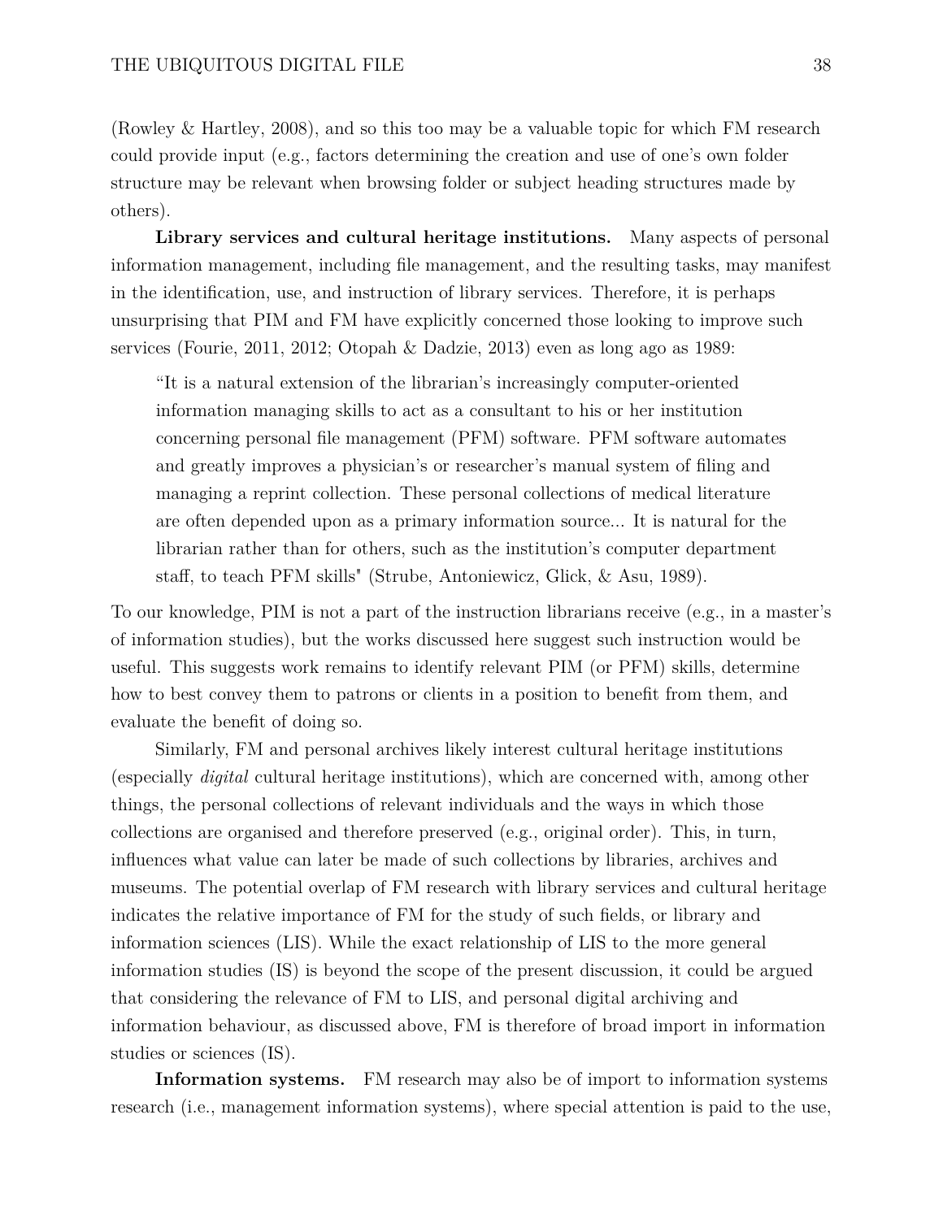(Rowley & Hartley, 2008), and so this too may be a valuable topic for which FM research could provide input (e.g., factors determining the creation and use of one's own folder structure may be relevant when browsing folder or subject heading structures made by others).

**Library services and cultural heritage institutions.** Many aspects of personal information management, including file management, and the resulting tasks, may manifest in the identification, use, and instruction of library services. Therefore, it is perhaps unsurprising that PIM and FM have explicitly concerned those looking to improve such services (Fourie, 2011, 2012; Otopah & Dadzie, 2013) even as long ago as 1989:

> "It is a natural extension of the librarian's increasingly computer-oriented information managing skills to act as a consultant to his or her institution concerning personal file management (PFM) software. PFM software automates and greatly improves a physician's or researcher's manual system of filing and managing a reprint collection. These personal collections of medical literature are often depended upon as a primary information source... It is natural for the librarian rather than for others, such as the institution's computer department staff, to teach PFM skills" (Strube, Antoniewicz, Glick, & Asu, 1989).

To our knowledge, PIM is not a part of the instruction librarians receive (e.g., in a master's of information studies), but the works discussed here suggest such instruction would be useful. This suggests work remains to identify relevant PIM (or PFM) skills, determine how to best convey them to patrons or clients in a position to benefit from them, and evaluate the benefit of doing so.

Similarly, FM and personal archives likely interest cultural heritage institutions (especially *digital* cultural heritage institutions), which are concerned with, among other things, the personal collections of relevant individuals and the ways in which those collections are organised and therefore preserved (e.g., original order). This, in turn, influences what value can later be made of such collections by libraries, archives and museums. The potential overlap of FM research with library services and cultural heritage indicates the relative importance of FM for the study of such fields, or library and information sciences (LIS). While the exact relationship of LIS to the more general information studies (IS) is beyond the scope of the present discussion, it could be argued that considering the relevance of FM to LIS, and personal digital archiving and information behaviour, as discussed above, FM is therefore of broad import in information studies or sciences (IS).

**Information systems.** FM research may also be of import to information systems research (i.e., management information systems), where special attention is paid to the use,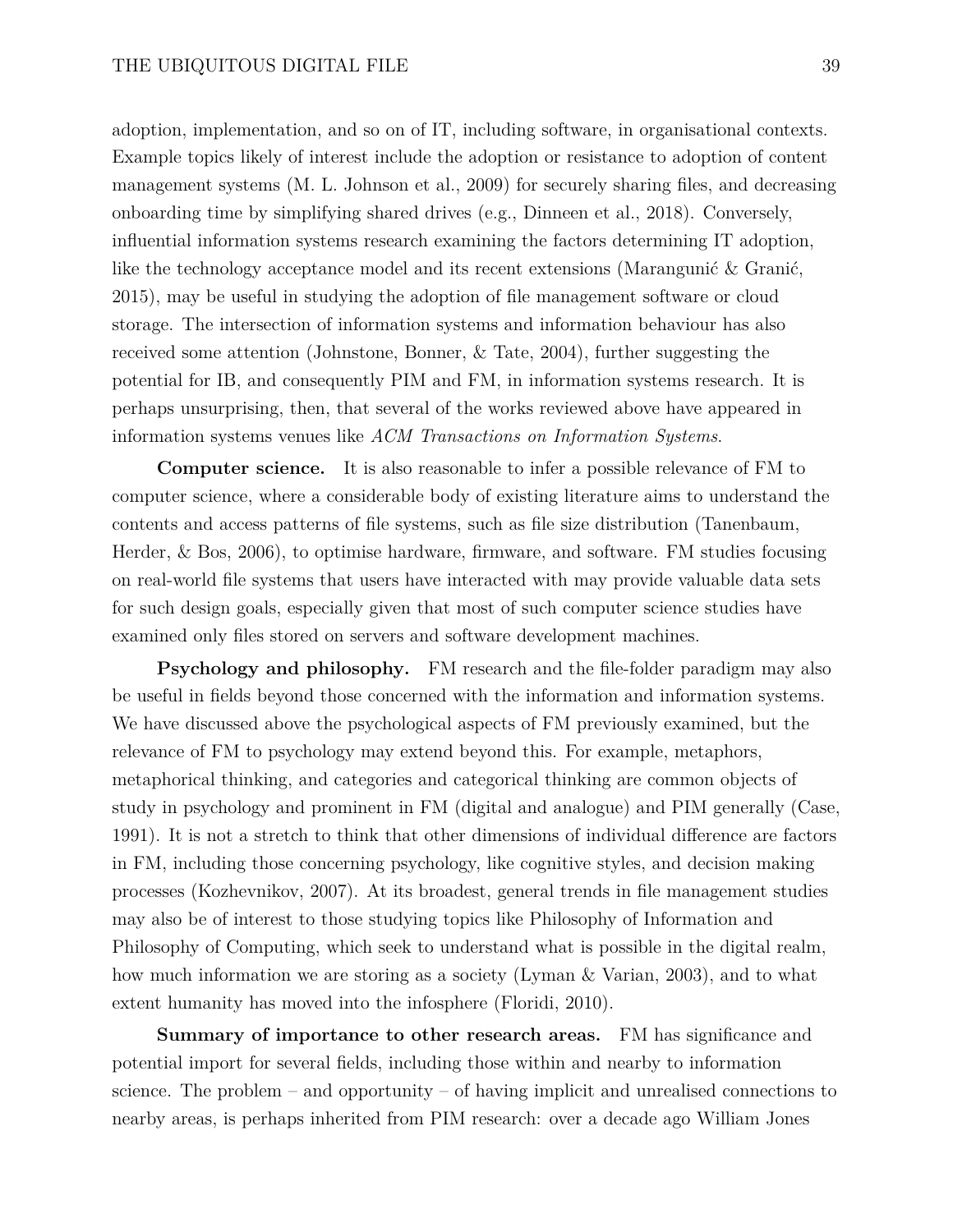adoption, implementation, and so on of IT, including software, in organisational contexts. Example topics likely of interest include the adoption or resistance to adoption of content management systems (M. L. Johnson et al., 2009) for securely sharing files, and decreasing onboarding time by simplifying shared drives (e.g., Dinneen et al., 2018). Conversely, influential information systems research examining the factors determining IT adoption, like the technology acceptance model and its recent extensions (Marangunić & Granić, 2015), may be useful in studying the adoption of file management software or cloud storage. The intersection of information systems and information behaviour has also received some attention (Johnstone, Bonner, & Tate, 2004), further suggesting the potential for IB, and consequently PIM and FM, in information systems research. It is perhaps unsurprising, then, that several of the works reviewed above have appeared in information systems venues like *ACM Transactions on Information Systems*.

**Computer science.** It is also reasonable to infer a possible relevance of FM to computer science, where a considerable body of existing literature aims to understand the contents and access patterns of file systems, such as file size distribution (Tanenbaum, Herder, & Bos, 2006), to optimise hardware, firmware, and software. FM studies focusing on real-world file systems that users have interacted with may provide valuable data sets for such design goals, especially given that most of such computer science studies have examined only files stored on servers and software development machines.

**Psychology and philosophy.** FM research and the file-folder paradigm may also be useful in fields beyond those concerned with the information and information systems. We have discussed above the psychological aspects of FM previously examined, but the relevance of FM to psychology may extend beyond this. For example, metaphors, metaphorical thinking, and categories and categorical thinking are common objects of study in psychology and prominent in FM (digital and analogue) and PIM generally (Case, 1991). It is not a stretch to think that other dimensions of individual difference are factors in FM, including those concerning psychology, like cognitive styles, and decision making processes (Kozhevnikov, 2007). At its broadest, general trends in file management studies may also be of interest to those studying topics like Philosophy of Information and Philosophy of Computing, which seek to understand what is possible in the digital realm, how much information we are storing as a society (Lyman & Varian, 2003), and to what extent humanity has moved into the infosphere (Floridi, 2010).

**Summary of importance to other research areas.** FM has significance and potential import for several fields, including those within and nearby to information science. The problem – and opportunity – of having implicit and unrealised connections to nearby areas, is perhaps inherited from PIM research: over a decade ago William Jones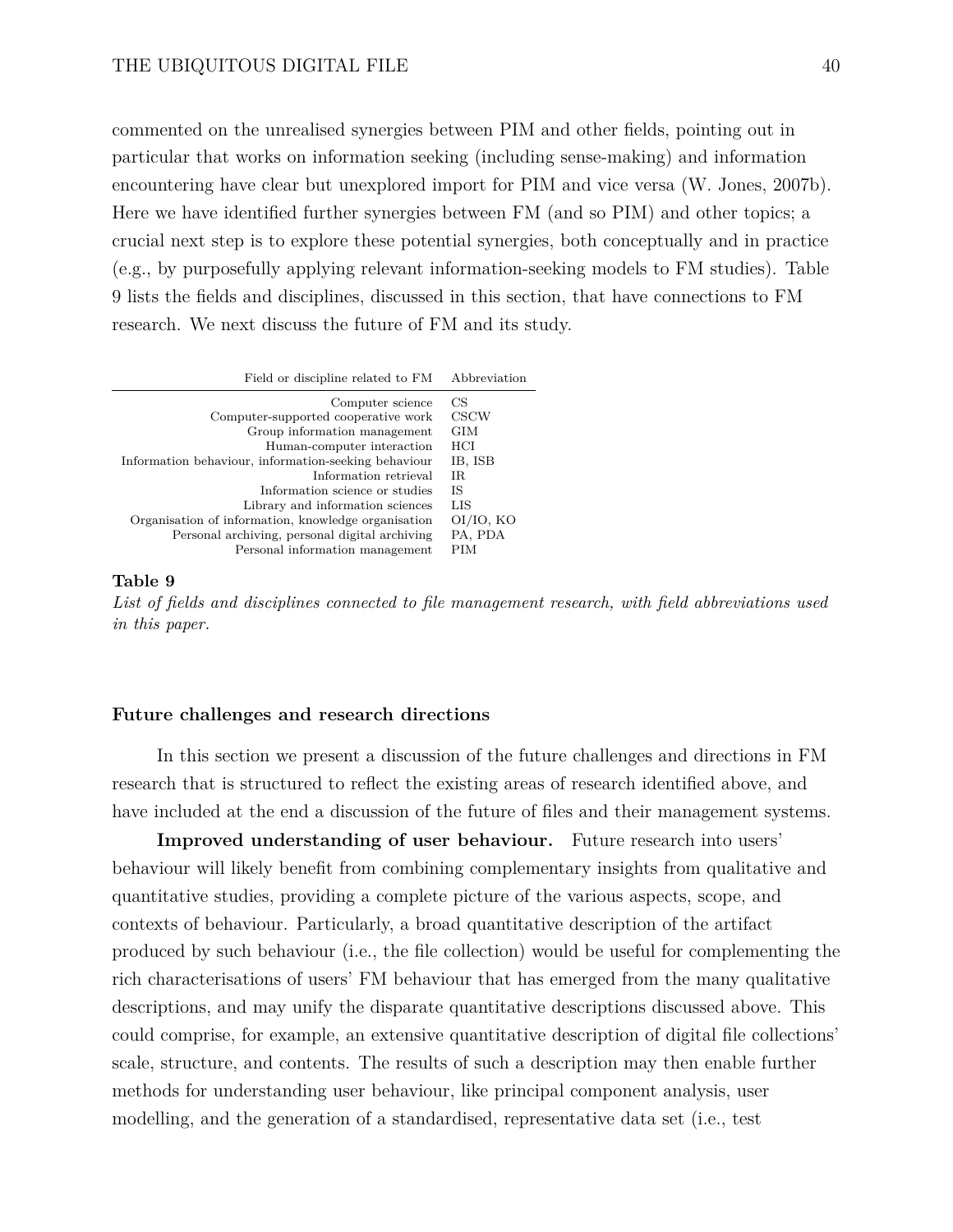commented on the unrealised synergies between PIM and other fields, pointing out in particular that works on information seeking (including sense-making) and information encountering have clear but unexplored import for PIM and vice versa (W. Jones, 2007b). Here we have identified further synergies between FM (and so PIM) and other topics; a crucial next step is to explore these potential synergies, both conceptually and in practice (e.g., by purposefully applying relevant information-seeking models to FM studies). Table 9 lists the fields and disciplines, discussed in this section, that have connections to FM research. We next discuss the future of FM and its study.

| Field or discipline related to FM | Abbreviation |
|---:|---|
| Computer science | CS |
| Computer-supported cooperative work | CSCW |
| Group information management | GIM |
| Human-computer interaction | HCI |
| Information behaviour, information-seeking behaviour | IB, ISB |
| Information retrieval | IR |
| Information science or studies | IS |
| Library and information sciences | LIS |
| Organisation of information, knowledge organisation | OI/IO, KO |
| Personal archiving, personal digital archiving | PA, PDA |
| Personal information management | PIM |

**Table 9**

*List of fields and disciplines connected to file management research, with field abbreviations used in this paper.*

## Future challenges and research directions

In this section we present a discussion of the future challenges and directions in FM research that is structured to reflect the existing areas of research identified above, and have included at the end a discussion of the future of files and their management systems.

**Improved understanding of user behaviour.** Future research into users' behaviour will likely benefit from combining complementary insights from qualitative and quantitative studies, providing a complete picture of the various aspects, scope, and contexts of behaviour. Particularly, a broad quantitative description of the artifact produced by such behaviour (i.e., the file collection) would be useful for complementing the rich characterisations of users' FM behaviour that has emerged from the many qualitative descriptions, and may unify the disparate quantitative descriptions discussed above. This could comprise, for example, an extensive quantitative description of digital file collections' scale, structure, and contents. The results of such a description may then enable further methods for understanding user behaviour, like principal component analysis, user modelling, and the generation of a standardised, representative data set (i.e., test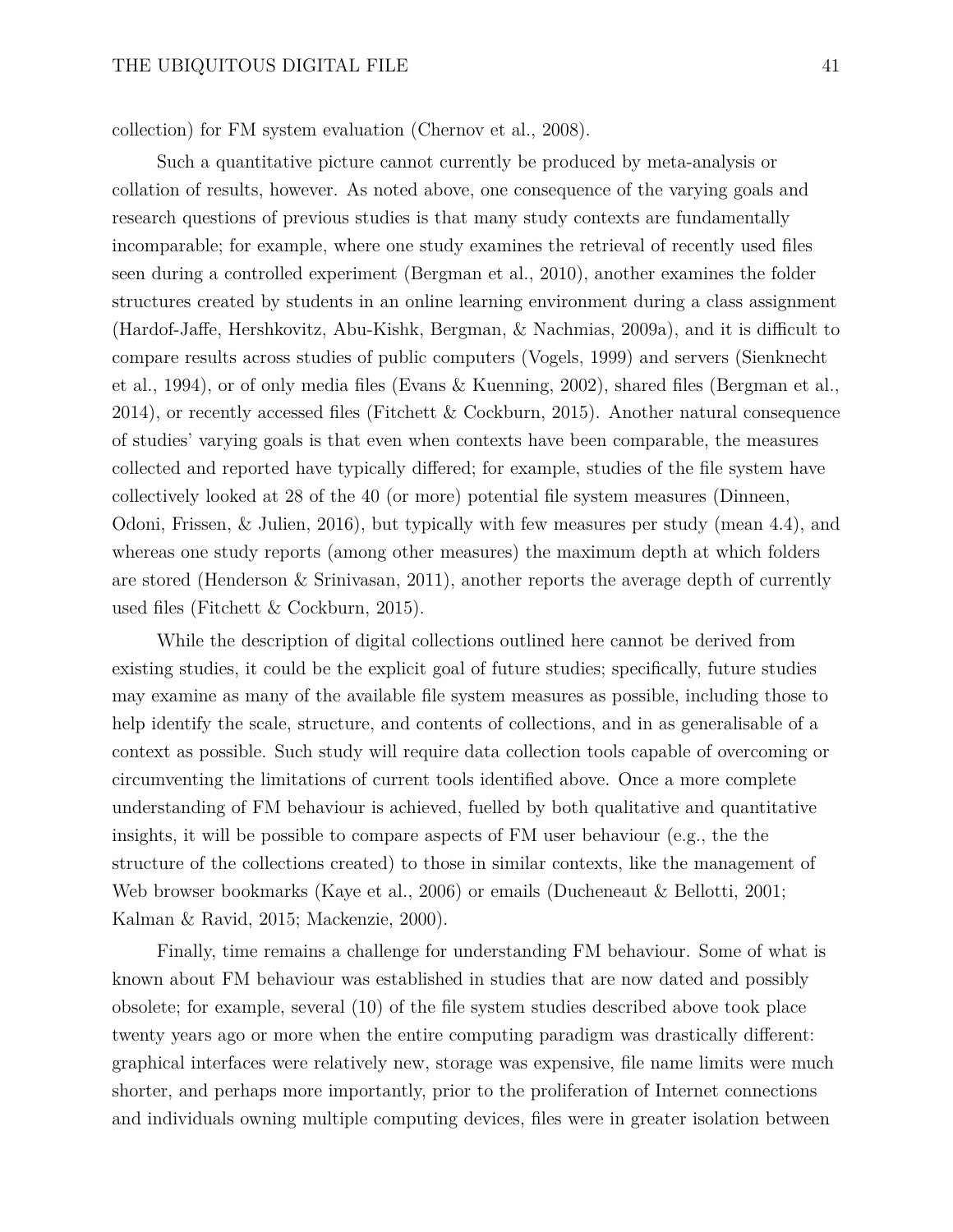collection) for FM system evaluation (Chernov et al., 2008).

Such a quantitative picture cannot currently be produced by meta-analysis or collation of results, however. As noted above, one consequence of the varying goals and research questions of previous studies is that many study contexts are fundamentally incomparable; for example, where one study examines the retrieval of recently used files seen during a controlled experiment (Bergman et al., 2010), another examines the folder structures created by students in an online learning environment during a class assignment (Hardof-Jaffe, Hershkovitz, Abu-Kishk, Bergman, & Nachmias, 2009a), and it is difficult to compare results across studies of public computers (Vogels, 1999) and servers (Sienknecht et al., 1994), or of only media files (Evans & Kuenning, 2002), shared files (Bergman et al., 2014), or recently accessed files (Fitchett & Cockburn, 2015). Another natural consequence of studies' varying goals is that even when contexts have been comparable, the measures collected and reported have typically differed; for example, studies of the file system have collectively looked at 28 of the 40 (or more) potential file system measures (Dinneen, Odoni, Frissen, & Julien, 2016), but typically with few measures per study (mean 4.4), and whereas one study reports (among other measures) the maximum depth at which folders are stored (Henderson & Srinivasan, 2011), another reports the average depth of currently used files (Fitchett & Cockburn, 2015).

While the description of digital collections outlined here cannot be derived from existing studies, it could be the explicit goal of future studies; specifically, future studies may examine as many of the available file system measures as possible, including those to help identify the scale, structure, and contents of collections, and in as generalisable of a context as possible. Such study will require data collection tools capable of overcoming or circumventing the limitations of current tools identified above. Once a more complete understanding of FM behaviour is achieved, fuelled by both qualitative and quantitative insights, it will be possible to compare aspects of FM user behaviour (e.g., the the structure of the collections created) to those in similar contexts, like the management of Web browser bookmarks (Kaye et al., 2006) or emails (Ducheneaut & Bellotti, 2001; Kalman & Ravid, 2015; Mackenzie, 2000).

Finally, time remains a challenge for understanding FM behaviour. Some of what is known about FM behaviour was established in studies that are now dated and possibly obsolete; for example, several (10) of the file system studies described above took place twenty years ago or more when the entire computing paradigm was drastically different: graphical interfaces were relatively new, storage was expensive, file name limits were much shorter, and perhaps more importantly, prior to the proliferation of Internet connections and individuals owning multiple computing devices, files were in greater isolation between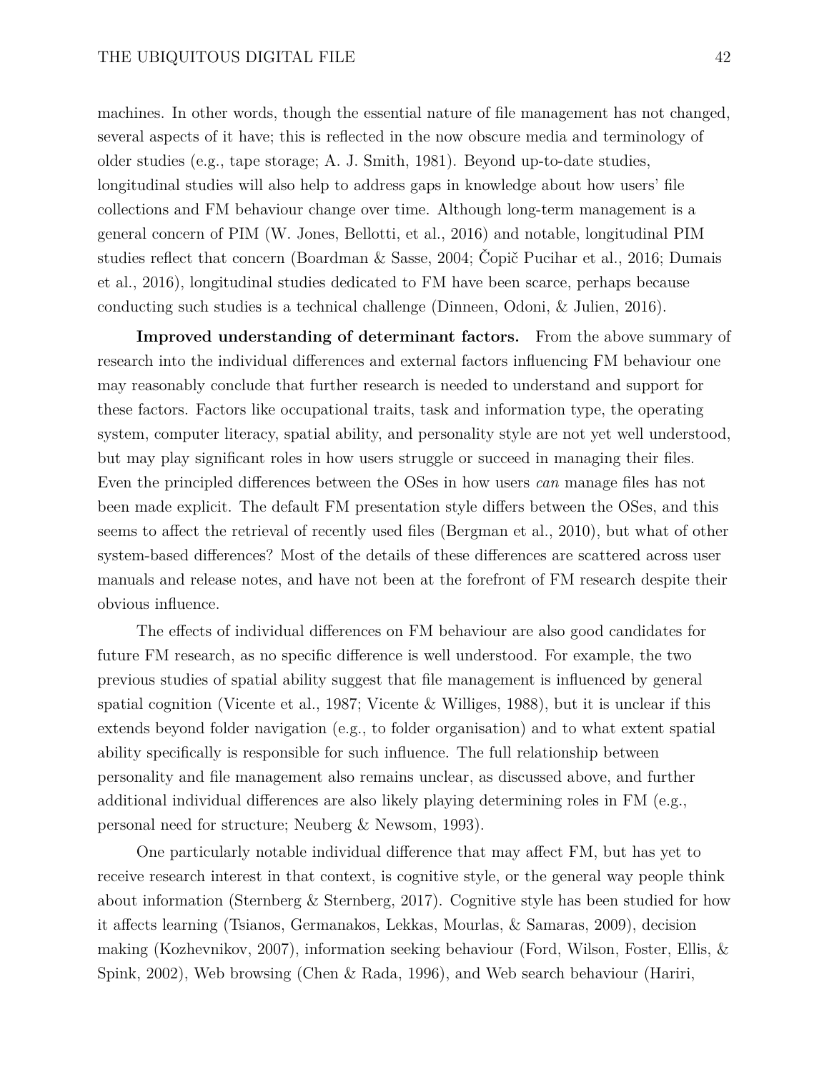machines. In other words, though the essential nature of file management has not changed, several aspects of it have; this is reflected in the now obscure media and terminology of older studies (e.g., tape storage; A. J. Smith, 1981). Beyond up-to-date studies, longitudinal studies will also help to address gaps in knowledge about how users' file collections and FM behaviour change over time. Although long-term management is a general concern of PIM (W. Jones, Bellotti, et al., 2016) and notable, longitudinal PIM studies reflect that concern (Boardman & Sasse, 2004; Čopič Pucihar et al., 2016; Dumais et al., 2016), longitudinal studies dedicated to FM have been scarce, perhaps because conducting such studies is a technical challenge (Dinneen, Odoni, & Julien, 2016).

**Improved understanding of determinant factors.** From the above summary of research into the individual differences and external factors influencing FM behaviour one may reasonably conclude that further research is needed to understand and support for these factors. Factors like occupational traits, task and information type, the operating system, computer literacy, spatial ability, and personality style are not yet well understood, but may play significant roles in how users struggle or succeed in managing their files. Even the principled differences between the OSes in how users *can* manage files has not been made explicit. The default FM presentation style differs between the OSes, and this seems to affect the retrieval of recently used files (Bergman et al., 2010), but what of other system-based differences? Most of the details of these differences are scattered across user manuals and release notes, and have not been at the forefront of FM research despite their obvious influence.

The effects of individual differences on FM behaviour are also good candidates for future FM research, as no specific difference is well understood. For example, the two previous studies of spatial ability suggest that file management is influenced by general spatial cognition (Vicente et al., 1987; Vicente & Williges, 1988), but it is unclear if this extends beyond folder navigation (e.g., to folder organisation) and to what extent spatial ability specifically is responsible for such influence. The full relationship between personality and file management also remains unclear, as discussed above, and further additional individual differences are also likely playing determining roles in FM (e.g., personal need for structure; Neuberg & Newsom, 1993).

One particularly notable individual difference that may affect FM, but has yet to receive research interest in that context, is cognitive style, or the general way people think about information (Sternberg & Sternberg, 2017). Cognitive style has been studied for how it affects learning (Tsianos, Germanakos, Lekkas, Mourlas, & Samaras, 2009), decision making (Kozhevnikov, 2007), information seeking behaviour (Ford, Wilson, Foster, Ellis, & Spink, 2002), Web browsing (Chen & Rada, 1996), and Web search behaviour (Hariri,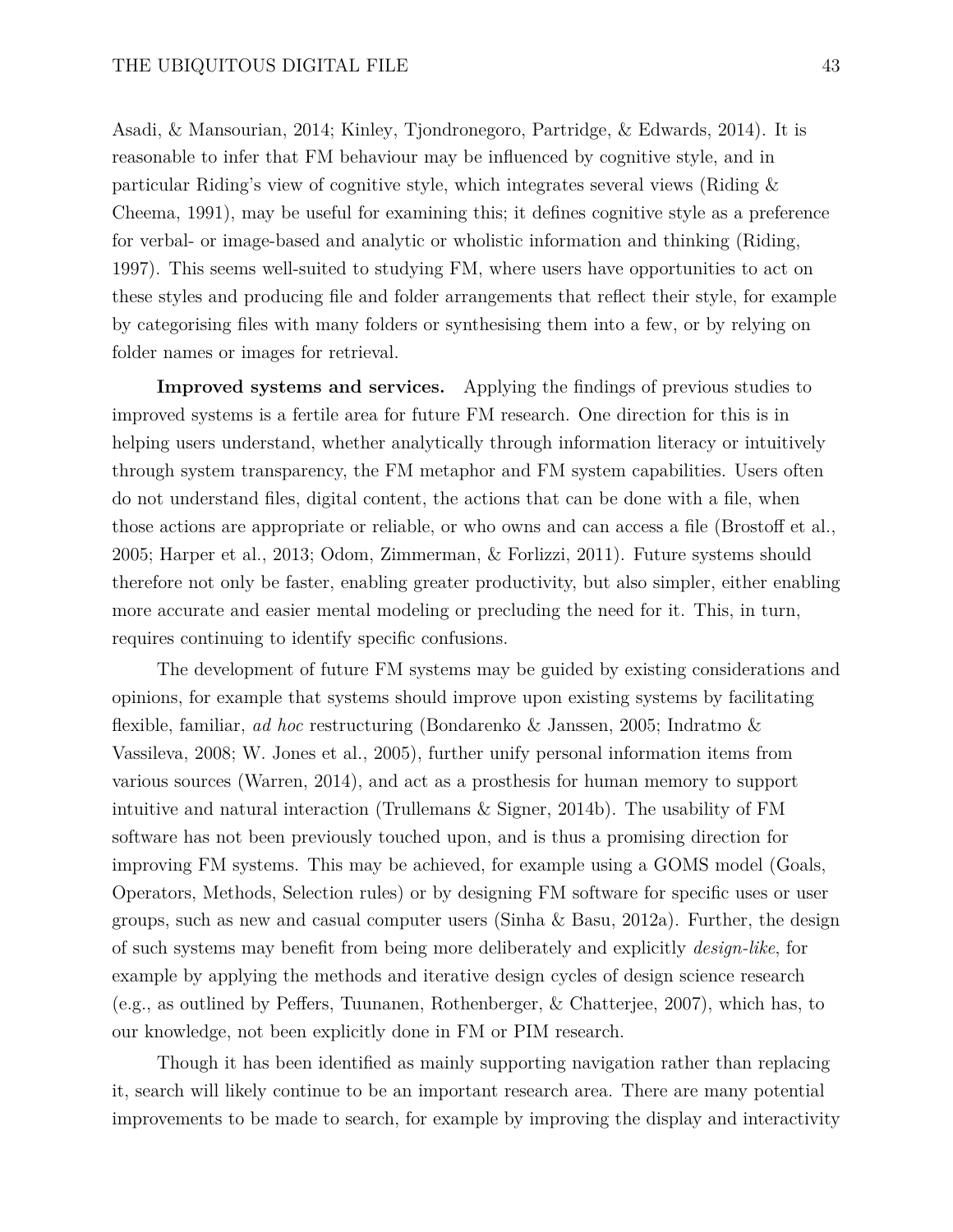Asadi, & Mansourian, 2014; Kinley, Tjondronegoro, Partridge, & Edwards, 2014). It is reasonable to infer that FM behaviour may be influenced by cognitive style, and in particular Riding's view of cognitive style, which integrates several views (Riding & Cheema, 1991), may be useful for examining this; it defines cognitive style as a preference for verbal- or image-based and analytic or wholistic information and thinking (Riding, 1997). This seems well-suited to studying FM, where users have opportunities to act on these styles and producing file and folder arrangements that reflect their style, for example by categorising files with many folders or synthesising them into a few, or by relying on folder names or images for retrieval.

**Improved systems and services.** Applying the findings of previous studies to improved systems is a fertile area for future FM research. One direction for this is in helping users understand, whether analytically through information literacy or intuitively through system transparency, the FM metaphor and FM system capabilities. Users often do not understand files, digital content, the actions that can be done with a file, when those actions are appropriate or reliable, or who owns and can access a file (Brostoff et al., 2005; Harper et al., 2013; Odom, Zimmerman, & Forlizzi, 2011). Future systems should therefore not only be faster, enabling greater productivity, but also simpler, either enabling more accurate and easier mental modeling or precluding the need for it. This, in turn, requires continuing to identify specific confusions.

The development of future FM systems may be guided by existing considerations and opinions, for example that systems should improve upon existing systems by facilitating flexible, familiar, *ad hoc* restructuring (Bondarenko & Janssen, 2005; Indratmo & Vassileva, 2008; W. Jones et al., 2005), further unify personal information items from various sources (Warren, 2014), and act as a prosthesis for human memory to support intuitive and natural interaction (Trullemans & Signer, 2014b). The usability of FM software has not been previously touched upon, and is thus a promising direction for improving FM systems. This may be achieved, for example using a GOMS model (Goals, Operators, Methods, Selection rules) or by designing FM software for specific uses or user groups, such as new and casual computer users (Sinha & Basu, 2012a). Further, the design of such systems may benefit from being more deliberately and explicitly *design-like*, for example by applying the methods and iterative design cycles of design science research (e.g., as outlined by Peffers, Tuunanen, Rothenberger, & Chatterjee, 2007), which has, to our knowledge, not been explicitly done in FM or PIM research.

Though it has been identified as mainly supporting navigation rather than replacing it, search will likely continue to be an important research area. There are many potential improvements to be made to search, for example by improving the display and interactivity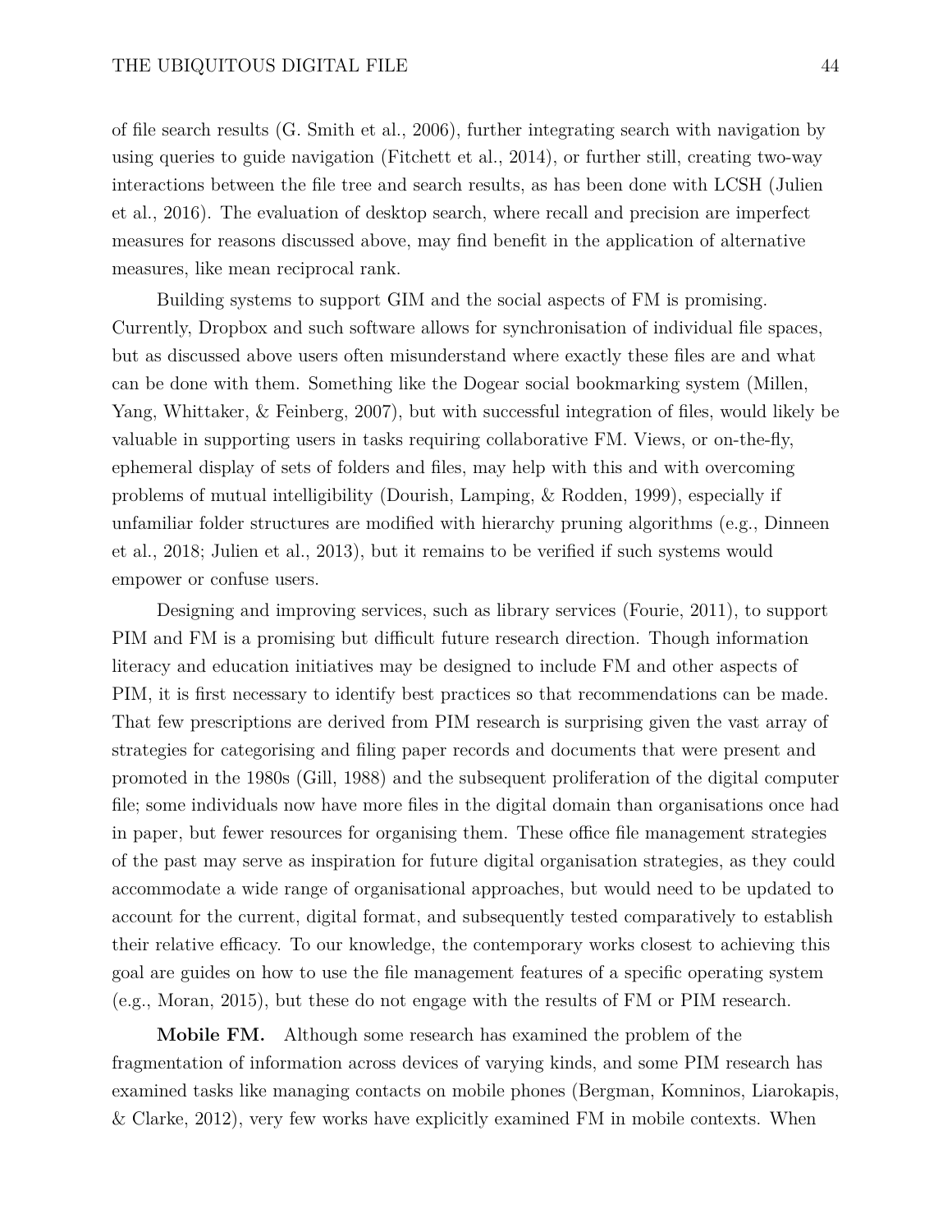of file search results (G. Smith et al., 2006), further integrating search with navigation by using queries to guide navigation (Fitchett et al., 2014), or further still, creating two-way interactions between the file tree and search results, as has been done with LCSH (Julien et al., 2016). The evaluation of desktop search, where recall and precision are imperfect measures for reasons discussed above, may find benefit in the application of alternative measures, like mean reciprocal rank.

Building systems to support GIM and the social aspects of FM is promising. Currently, Dropbox and such software allows for synchronisation of individual file spaces, but as discussed above users often misunderstand where exactly these files are and what can be done with them. Something like the Dogear social bookmarking system (Millen, Yang, Whittaker, & Feinberg, 2007), but with successful integration of files, would likely be valuable in supporting users in tasks requiring collaborative FM. Views, or on-the-fly, ephemeral display of sets of folders and files, may help with this and with overcoming problems of mutual intelligibility (Dourish, Lamping, & Rodden, 1999), especially if unfamiliar folder structures are modified with hierarchy pruning algorithms (e.g., Dinneen et al., 2018; Julien et al., 2013), but it remains to be verified if such systems would empower or confuse users.

Designing and improving services, such as library services (Fourie, 2011), to support PIM and FM is a promising but difficult future research direction. Though information literacy and education initiatives may be designed to include FM and other aspects of PIM, it is first necessary to identify best practices so that recommendations can be made. That few prescriptions are derived from PIM research is surprising given the vast array of strategies for categorising and filing paper records and documents that were present and promoted in the 1980s (Gill, 1988) and the subsequent proliferation of the digital computer file; some individuals now have more files in the digital domain than organisations once had in paper, but fewer resources for organising them. These office file management strategies of the past may serve as inspiration for future digital organisation strategies, as they could accommodate a wide range of organisational approaches, but would need to be updated to account for the current, digital format, and subsequently tested comparatively to establish their relative efficacy. To our knowledge, the contemporary works closest to achieving this goal are guides on how to use the file management features of a specific operating system (e.g., Moran, 2015), but these do not engage with the results of FM or PIM research.

**Mobile FM.** Although some research has examined the problem of the fragmentation of information across devices of varying kinds, and some PIM research has examined tasks like managing contacts on mobile phones (Bergman, Komninos, Liarokapis, & Clarke, 2012), very few works have explicitly examined FM in mobile contexts. When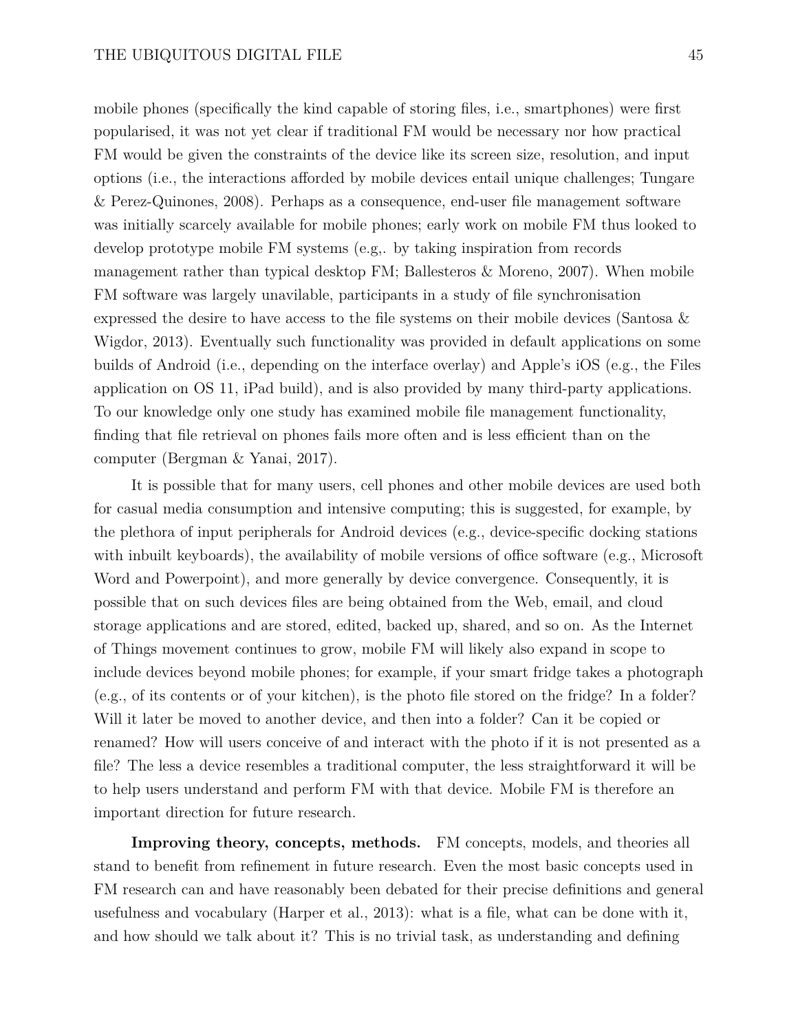mobile phones (specifically the kind capable of storing files, i.e., smartphones) were first popularised, it was not yet clear if traditional FM would be necessary nor how practical FM would be given the constraints of the device like its screen size, resolution, and input options (i.e., the interactions afforded by mobile devices entail unique challenges; Tungare & Perez-Quinones, 2008). Perhaps as a consequence, end-user file management software was initially scarcely available for mobile phones; early work on mobile FM thus looked to develop prototype mobile FM systems (e.g,. by taking inspiration from records management rather than typical desktop FM; Ballesteros & Moreno, 2007). When mobile FM software was largely unavilable, participants in a study of file synchronisation expressed the desire to have access to the file systems on their mobile devices (Santosa & Wigdor, 2013). Eventually such functionality was provided in default applications on some builds of Android (i.e., depending on the interface overlay) and Apple's iOS (e.g., the Files application on OS 11, iPad build), and is also provided by many third-party applications. To our knowledge only one study has examined mobile file management functionality, finding that file retrieval on phones fails more often and is less efficient than on the computer (Bergman & Yanai, 2017).

It is possible that for many users, cell phones and other mobile devices are used both for casual media consumption and intensive computing; this is suggested, for example, by the plethora of input peripherals for Android devices (e.g., device-specific docking stations with inbuilt keyboards), the availability of mobile versions of office software (e.g., Microsoft Word and Powerpoint), and more generally by device convergence. Consequently, it is possible that on such devices files are being obtained from the Web, email, and cloud storage applications and are stored, edited, backed up, shared, and so on. As the Internet of Things movement continues to grow, mobile FM will likely also expand in scope to include devices beyond mobile phones; for example, if your smart fridge takes a photograph (e.g., of its contents or of your kitchen), is the photo file stored on the fridge? In a folder? Will it later be moved to another device, and then into a folder? Can it be copied or renamed? How will users conceive of and interact with the photo if it is not presented as a file? The less a device resembles a traditional computer, the less straightforward it will be to help users understand and perform FM with that device. Mobile FM is therefore an important direction for future research.

**Improving theory, concepts, methods.** FM concepts, models, and theories all stand to benefit from refinement in future research. Even the most basic concepts used in FM research can and have reasonably been debated for their precise definitions and general usefulness and vocabulary (Harper et al., 2013): what is a file, what can be done with it, and how should we talk about it? This is no trivial task, as understanding and defining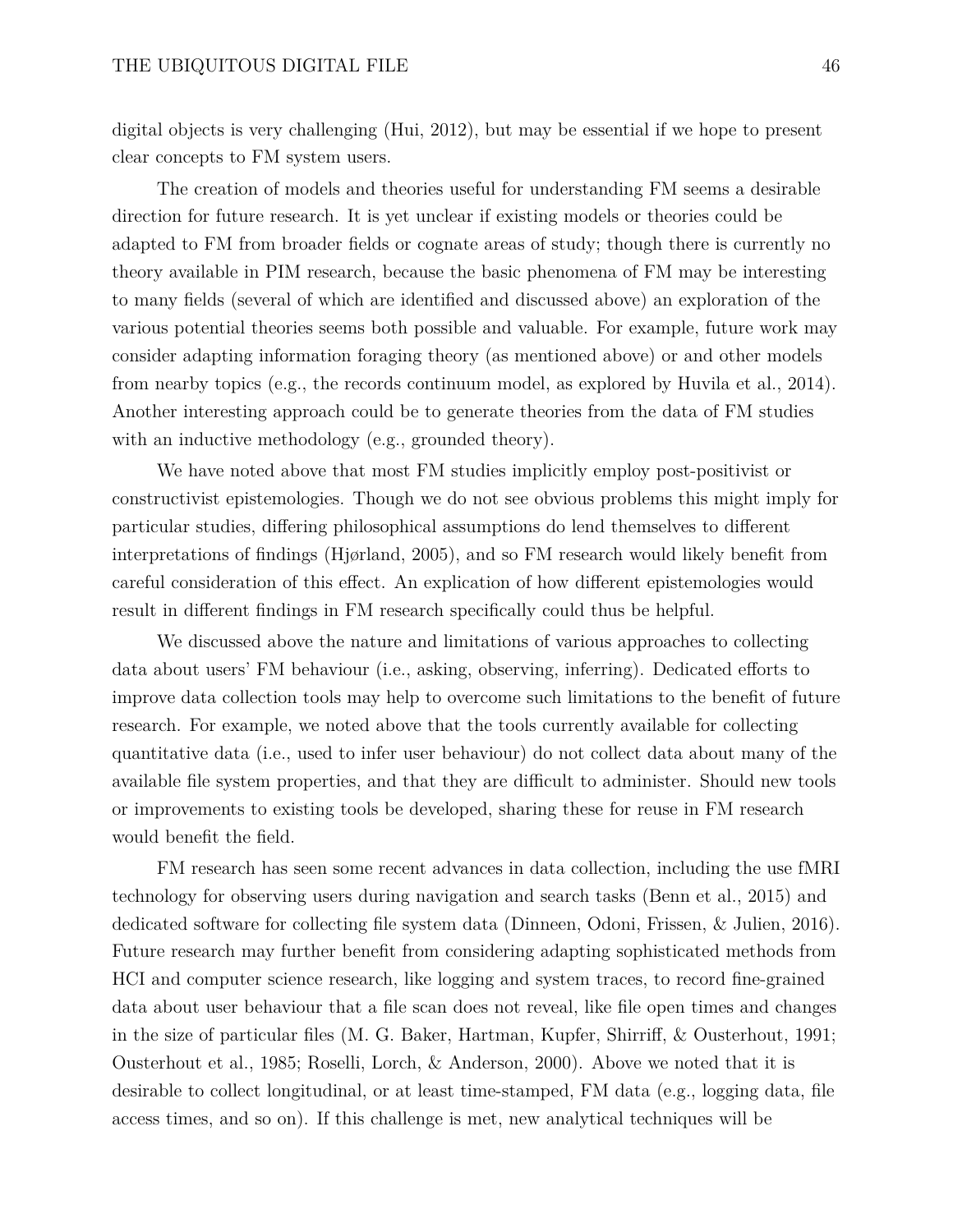digital objects is very challenging (Hui, 2012), but may be essential if we hope to present clear concepts to FM system users.

The creation of models and theories useful for understanding FM seems a desirable direction for future research. It is yet unclear if existing models or theories could be adapted to FM from broader fields or cognate areas of study; though there is currently no theory available in PIM research, because the basic phenomena of FM may be interesting to many fields (several of which are identified and discussed above) an exploration of the various potential theories seems both possible and valuable. For example, future work may consider adapting information foraging theory (as mentioned above) or and other models from nearby topics (e.g., the records continuum model, as explored by Huvila et al., 2014). Another interesting approach could be to generate theories from the data of FM studies with an inductive methodology (e.g., grounded theory).

We have noted above that most FM studies implicitly employ post-positivist or constructivist epistemologies. Though we do not see obvious problems this might imply for particular studies, differing philosophical assumptions do lend themselves to different interpretations of findings (Hjørland, 2005), and so FM research would likely benefit from careful consideration of this effect. An explication of how different epistemologies would result in different findings in FM research specifically could thus be helpful.

We discussed above the nature and limitations of various approaches to collecting data about users' FM behaviour (i.e., asking, observing, inferring). Dedicated efforts to improve data collection tools may help to overcome such limitations to the benefit of future research. For example, we noted above that the tools currently available for collecting quantitative data (i.e., used to infer user behaviour) do not collect data about many of the available file system properties, and that they are difficult to administer. Should new tools or improvements to existing tools be developed, sharing these for reuse in FM research would benefit the field.

FM research has seen some recent advances in data collection, including the use fMRI technology for observing users during navigation and search tasks (Benn et al., 2015) and dedicated software for collecting file system data (Dinneen, Odoni, Frissen, & Julien, 2016). Future research may further benefit from considering adapting sophisticated methods from HCI and computer science research, like logging and system traces, to record fine-grained data about user behaviour that a file scan does not reveal, like file open times and changes in the size of particular files (M. G. Baker, Hartman, Kupfer, Shirriff, & Ousterhout, 1991; Ousterhout et al., 1985; Roselli, Lorch, & Anderson, 2000). Above we noted that it is desirable to collect longitudinal, or at least time-stamped, FM data (e.g., logging data, file access times, and so on). If this challenge is met, new analytical techniques will be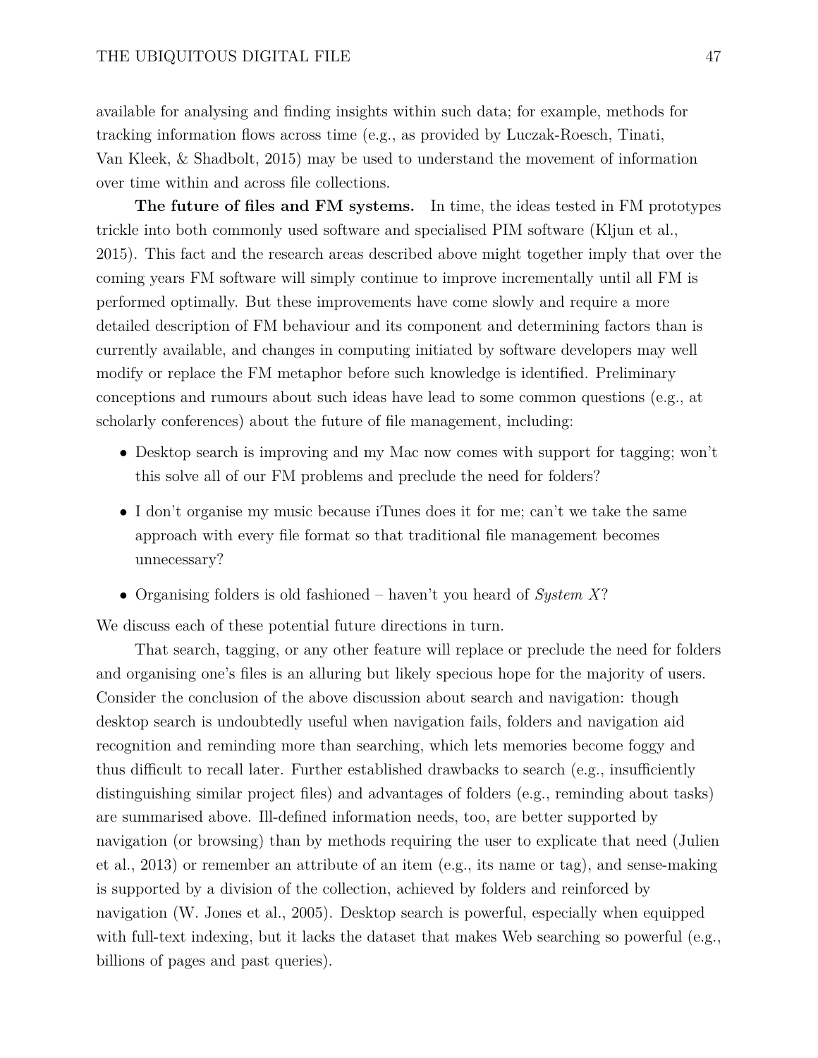available for analysing and finding insights within such data; for example, methods for tracking information flows across time (e.g., as provided by Luczak-Roesch, Tinati, Van Kleek, & Shadbolt, 2015) may be used to understand the movement of information over time within and across file collections.

**The future of files and FM systems.** In time, the ideas tested in FM prototypes trickle into both commonly used software and specialised PIM software (Kljun et al., 2015). This fact and the research areas described above might together imply that over the coming years FM software will simply continue to improve incrementally until all FM is performed optimally. But these improvements have come slowly and require a more detailed description of FM behaviour and its component and determining factors than is currently available, and changes in computing initiated by software developers may well modify or replace the FM metaphor before such knowledge is identified. Preliminary conceptions and rumours about such ideas have lead to some common questions (e.g., at scholarly conferences) about the future of file management, including:

- Desktop search is improving and my Mac now comes with support for tagging; won't this solve all of our FM problems and preclude the need for folders?
- I don't organise my music because iTunes does it for me; can't we take the same approach with every file format so that traditional file management becomes unnecessary?
- Organising folders is old fashioned – haven't you heard of *System X*?

We discuss each of these potential future directions in turn.

That search, tagging, or any other feature will replace or preclude the need for folders and organising one's files is an alluring but likely specious hope for the majority of users. Consider the conclusion of the above discussion about search and navigation: though desktop search is undoubtedly useful when navigation fails, folders and navigation aid recognition and reminding more than searching, which lets memories become foggy and thus difficult to recall later. Further established drawbacks to search (e.g., insufficiently distinguishing similar project files) and advantages of folders (e.g., reminding about tasks) are summarised above. Ill-defined information needs, too, are better supported by navigation (or browsing) than by methods requiring the user to explicate that need (Julien et al., 2013) or remember an attribute of an item (e.g., its name or tag), and sense-making is supported by a division of the collection, achieved by folders and reinforced by navigation (W. Jones et al., 2005). Desktop search is powerful, especially when equipped with full-text indexing, but it lacks the dataset that makes Web searching so powerful (e.g., billions of pages and past queries).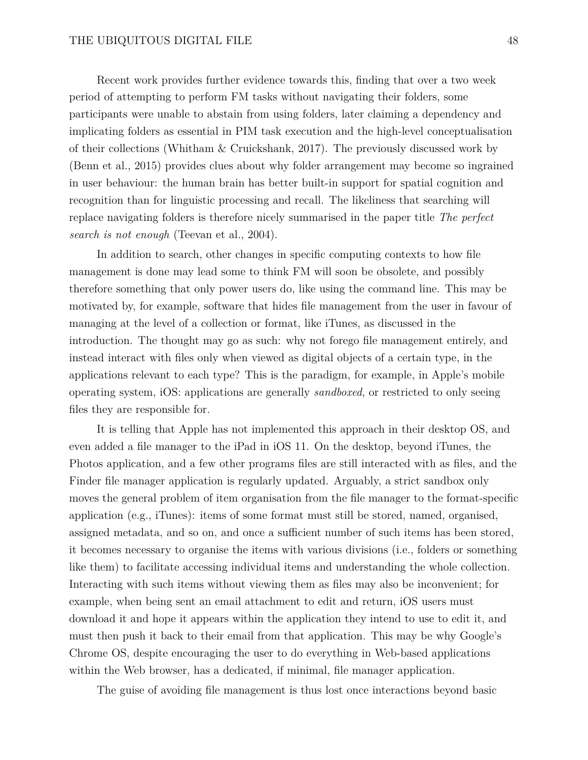Recent work provides further evidence towards this, finding that over a two week period of attempting to perform FM tasks without navigating their folders, some participants were unable to abstain from using folders, later claiming a dependency and implicating folders as essential in PIM task execution and the high-level conceptualisation of their collections (Whitham & Cruickshank, 2017). The previously discussed work by (Benn et al., 2015) provides clues about why folder arrangement may become so ingrained in user behaviour: the human brain has better built-in support for spatial cognition and recognition than for linguistic processing and recall. The likeliness that searching will replace navigating folders is therefore nicely summarised in the paper title *The perfect search is not enough* (Teevan et al., 2004).

In addition to search, other changes in specific computing contexts to how file management is done may lead some to think FM will soon be obsolete, and possibly therefore something that only power users do, like using the command line. This may be motivated by, for example, software that hides file management from the user in favour of managing at the level of a collection or format, like iTunes, as discussed in the introduction. The thought may go as such: why not forego file management entirely, and instead interact with files only when viewed as digital objects of a certain type, in the applications relevant to each type? This is the paradigm, for example, in Apple's mobile operating system, iOS: applications are generally *sandboxed*, or restricted to only seeing files they are responsible for.

It is telling that Apple has not implemented this approach in their desktop OS, and even added a file manager to the iPad in iOS 11. On the desktop, beyond iTunes, the Photos application, and a few other programs files are still interacted with as files, and the Finder file manager application is regularly updated. Arguably, a strict sandbox only moves the general problem of item organisation from the file manager to the format-specific application (e.g., iTunes): items of some format must still be stored, named, organised, assigned metadata, and so on, and once a sufficient number of such items has been stored, it becomes necessary to organise the items with various divisions (i.e., folders or something like them) to facilitate accessing individual items and understanding the whole collection. Interacting with such items without viewing them as files may also be inconvenient; for example, when being sent an email attachment to edit and return, iOS users must download it and hope it appears within the application they intend to use to edit it, and must then push it back to their email from that application. This may be why Google's Chrome OS, despite encouraging the user to do everything in Web-based applications within the Web browser, has a dedicated, if minimal, file manager application.

The guise of avoiding file management is thus lost once interactions beyond basic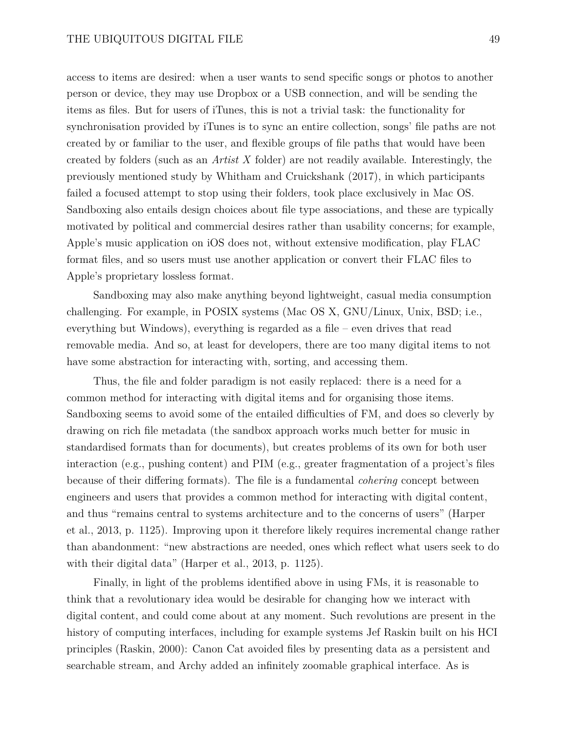access to items are desired: when a user wants to send specific songs or photos to another person or device, they may use Dropbox or a USB connection, and will be sending the items as files. But for users of iTunes, this is not a trivial task: the functionality for synchronisation provided by iTunes is to sync an entire collection, songs' file paths are not created by or familiar to the user, and flexible groups of file paths that would have been created by folders (such as an *Artist X* folder) are not readily available. Interestingly, the previously mentioned study by Whitham and Cruickshank (2017), in which participants failed a focused attempt to stop using their folders, took place exclusively in Mac OS. Sandboxing also entails design choices about file type associations, and these are typically motivated by political and commercial desires rather than usability concerns; for example, Apple's music application on iOS does not, without extensive modification, play FLAC format files, and so users must use another application or convert their FLAC files to Apple's proprietary lossless format.

Sandboxing may also make anything beyond lightweight, casual media consumption challenging. For example, in POSIX systems (Mac OS X, GNU/Linux, Unix, BSD; i.e., everything but Windows), everything is regarded as a file – even drives that read removable media. And so, at least for developers, there are too many digital items to not have some abstraction for interacting with, sorting, and accessing them.

Thus, the file and folder paradigm is not easily replaced: there is a need for a common method for interacting with digital items and for organising those items. Sandboxing seems to avoid some of the entailed difficulties of FM, and does so cleverly by drawing on rich file metadata (the sandbox approach works much better for music in standardised formats than for documents), but creates problems of its own for both user interaction (e.g., pushing content) and PIM (e.g., greater fragmentation of a project's files because of their differing formats). The file is a fundamental *cohering* concept between engineers and users that provides a common method for interacting with digital content, and thus "remains central to systems architecture and to the concerns of users" (Harper et al., 2013, p. 1125). Improving upon it therefore likely requires incremental change rather than abandonment: "new abstractions are needed, ones which reflect what users seek to do with their digital data" (Harper et al., 2013, p. 1125).

Finally, in light of the problems identified above in using FMs, it is reasonable to think that a revolutionary idea would be desirable for changing how we interact with digital content, and could come about at any moment. Such revolutions are present in the history of computing interfaces, including for example systems Jef Raskin built on his HCI principles (Raskin, 2000): Canon Cat avoided files by presenting data as a persistent and searchable stream, and Archy added an infinitely zoomable graphical interface. As is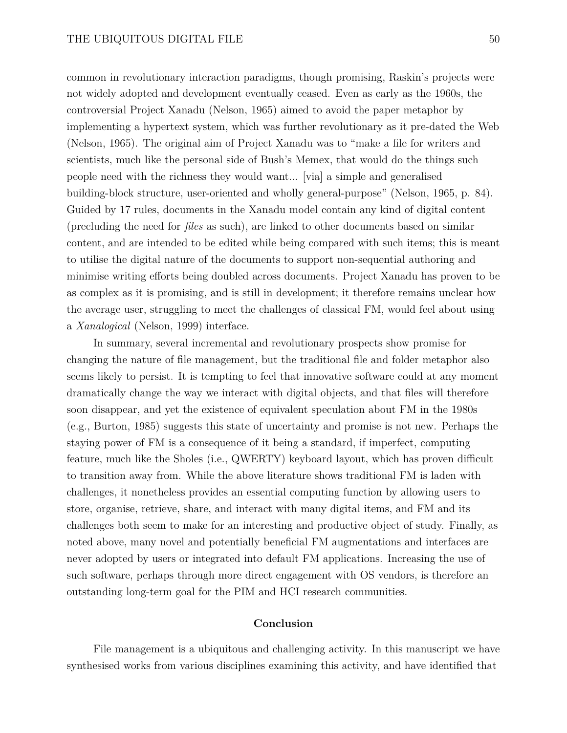common in revolutionary interaction paradigms, though promising, Raskin's projects were not widely adopted and development eventually ceased. Even as early as the 1960s, the controversial Project Xanadu (Nelson, 1965) aimed to avoid the paper metaphor by implementing a hypertext system, which was further revolutionary as it pre-dated the Web (Nelson, 1965). The original aim of Project Xanadu was to "make a file for writers and scientists, much like the personal side of Bush's Memex, that would do the things such people need with the richness they would want... [via] a simple and generalised building-block structure, user-oriented and wholly general-purpose" (Nelson, 1965, p. 84). Guided by 17 rules, documents in the Xanadu model contain any kind of digital content (precluding the need for *files* as such), are linked to other documents based on similar content, and are intended to be edited while being compared with such items; this is meant to utilise the digital nature of the documents to support non-sequential authoring and minimise writing efforts being doubled across documents. Project Xanadu has proven to be as complex as it is promising, and is still in development; it therefore remains unclear how the average user, struggling to meet the challenges of classical FM, would feel about using a *Xanalogical* (Nelson, 1999) interface.

In summary, several incremental and revolutionary prospects show promise for changing the nature of file management, but the traditional file and folder metaphor also seems likely to persist. It is tempting to feel that innovative software could at any moment dramatically change the way we interact with digital objects, and that files will therefore soon disappear, and yet the existence of equivalent speculation about FM in the 1980s (e.g., Burton, 1985) suggests this state of uncertainty and promise is not new. Perhaps the staying power of FM is a consequence of it being a standard, if imperfect, computing feature, much like the Sholes (i.e., QWERTY) keyboard layout, which has proven difficult to transition away from. While the above literature shows traditional FM is laden with challenges, it nonetheless provides an essential computing function by allowing users to store, organise, retrieve, share, and interact with many digital items, and FM and its challenges both seem to make for an interesting and productive object of study. Finally, as noted above, many novel and potentially beneficial FM augmentations and interfaces are never adopted by users or integrated into default FM applications. Increasing the use of such software, perhaps through more direct engagement with OS vendors, is therefore an outstanding long-term goal for the PIM and HCI research communities.

## Conclusion

File management is a ubiquitous and challenging activity. In this manuscript we have synthesised works from various disciplines examining this activity, and have identified that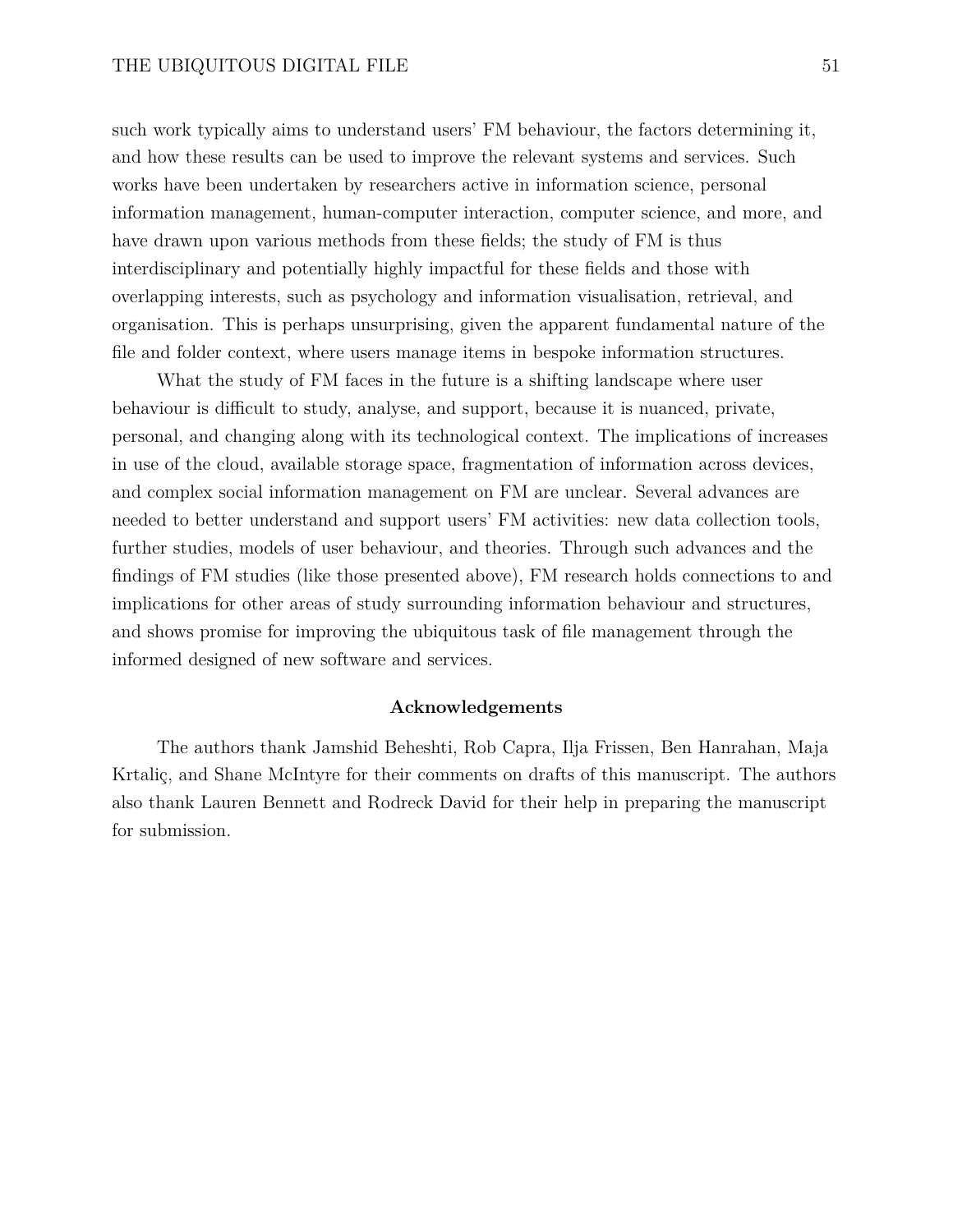such work typically aims to understand users' FM behaviour, the factors determining it, and how these results can be used to improve the relevant systems and services. Such works have been undertaken by researchers active in information science, personal information management, human-computer interaction, computer science, and more, and have drawn upon various methods from these fields; the study of FM is thus interdisciplinary and potentially highly impactful for these fields and those with overlapping interests, such as psychology and information visualisation, retrieval, and organisation. This is perhaps unsurprising, given the apparent fundamental nature of the file and folder context, where users manage items in bespoke information structures.

What the study of FM faces in the future is a shifting landscape where user behaviour is difficult to study, analyse, and support, because it is nuanced, private, personal, and changing along with its technological context. The implications of increases in use of the cloud, available storage space, fragmentation of information across devices, and complex social information management on FM are unclear. Several advances are needed to better understand and support users' FM activities: new data collection tools, further studies, models of user behaviour, and theories. Through such advances and the findings of FM studies (like those presented above), FM research holds connections to and implications for other areas of study surrounding information behaviour and structures, and shows promise for improving the ubiquitous task of file management through the informed designed of new software and services.

## Acknowledgements

The authors thank Jamshid Beheshti, Rob Capra, Ilja Frissen, Ben Hanrahan, Maja Krtaliç, and Shane McIntyre for their comments on drafts of this manuscript. The authors also thank Lauren Bennett and Rodreck David for their help in preparing the manuscript for submission.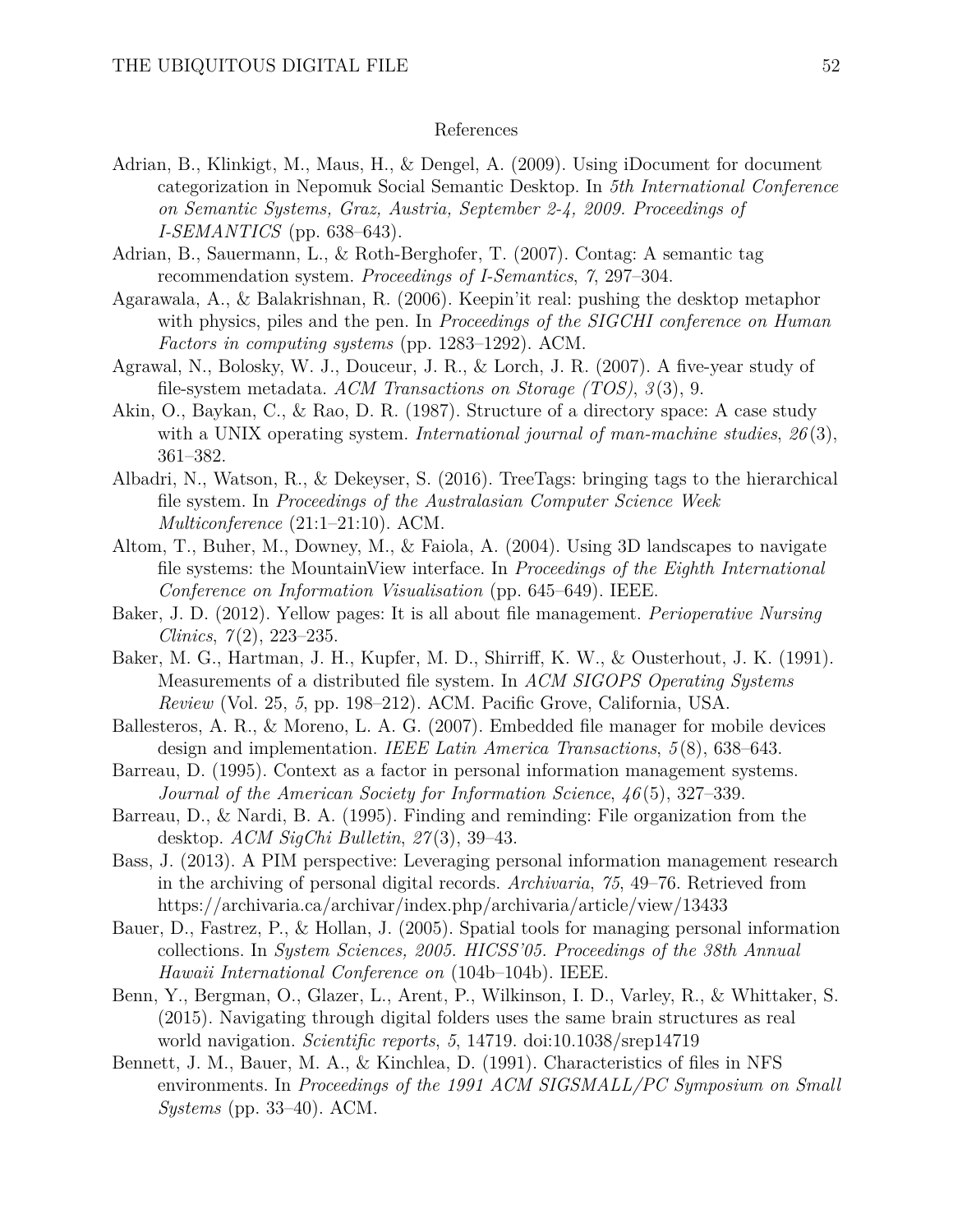## References

Adrian, B., Klinkigt, M., Maus, H., & Dengel, A. (2009). Using iDocument for document categorization in Nepomuk Social Semantic Desktop. In *5th International Conference on Semantic Systems, Graz, Austria, September 2-4, 2009. Proceedings of I-SEMANTICS* (pp. 638–643).

Adrian, B., Sauermann, L., & Roth-Berghofer, T. (2007). Contag: A semantic tag recommendation system. *Proceedings of I-Semantics*, *7*, 297–304.

Agarawala, A., & Balakrishnan, R. (2006). Keepin'it real: pushing the desktop metaphor with physics, piles and the pen. In *Proceedings of the SIGCHI conference on Human Factors in computing systems* (pp. 1283–1292). ACM.

Agrawal, N., Bolosky, W. J., Douceur, J. R., & Lorch, J. R. (2007). A five-year study of file-system metadata. *ACM Transactions on Storage (TOS)*, *3*(3), 9.

Akin, O., Baykan, C., & Rao, D. R. (1987). Structure of a directory space: A case study with a UNIX operating system. *International journal of man-machine studies*, *26*(3), 361–382.

Albadri, N., Watson, R., & Dekeyser, S. (2016). TreeTags: bringing tags to the hierarchical file system. In *Proceedings of the Australasian Computer Science Week Multiconference* (21:1–21:10). ACM.

Altom, T., Buher, M., Downey, M., & Faiola, A. (2004). Using 3D landscapes to navigate file systems: the MountainView interface. In *Proceedings of the Eighth International Conference on Information Visualisation* (pp. 645–649). IEEE.

Baker, J. D. (2012). Yellow pages: It is all about file management. *Perioperative Nursing Clinics*, *7*(2), 223–235.

Baker, M. G., Hartman, J. H., Kupfer, M. D., Shirriff, K. W., & Ousterhout, J. K. (1991). Measurements of a distributed file system. In *ACM SIGOPS Operating Systems Review* (Vol. 25, *5*, pp. 198–212). ACM. Pacific Grove, California, USA.

Ballesteros, A. R., & Moreno, L. A. G. (2007). Embedded file manager for mobile devices design and implementation. *IEEE Latin America Transactions*, *5*(8), 638–643.

Barreau, D. (1995). Context as a factor in personal information management systems. *Journal of the American Society for Information Science*, *46*(5), 327–339.

Barreau, D., & Nardi, B. A. (1995). Finding and reminding: File organization from the desktop. *ACM SigChi Bulletin*, *27*(3), 39–43.

Bass, J. (2013). A PIM perspective: Leveraging personal information management research in the archiving of personal digital records. *Archivaria*, *75*, 49–76. Retrieved from https://archivaria.ca/archivar/index.php/archivaria/article/view/13433

Bauer, D., Fastrez, P., & Hollan, J. (2005). Spatial tools for managing personal information collections. In *System Sciences, 2005. HICSS'05. Proceedings of the 38th Annual Hawaii International Conference on* (104b–104b). IEEE.

Benn, Y., Bergman, O., Glazer, L., Arent, P., Wilkinson, I. D., Varley, R., & Whittaker, S. (2015). Navigating through digital folders uses the same brain structures as real world navigation. *Scientific reports*, *5*, 14719. doi:10.1038/srep14719

Bennett, J. M., Bauer, M. A., & Kinchlea, D. (1991). Characteristics of files in NFS environments. In *Proceedings of the 1991 ACM SIGSMALL/PC Symposium on Small Systems* (pp. 33–40). ACM.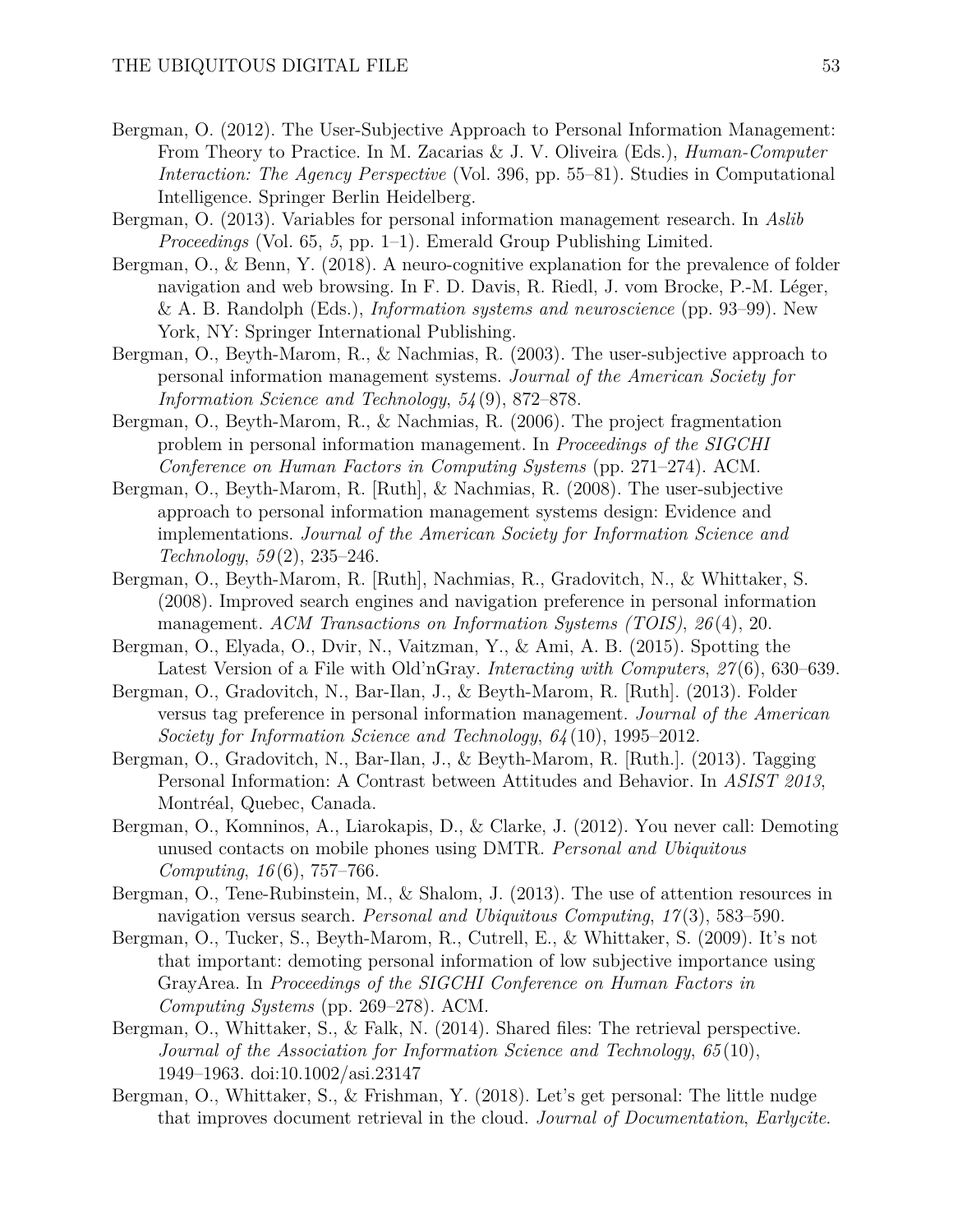Bergman, O. (2012). The User-Subjective Approach to Personal Information Management: From Theory to Practice. In M. Zacarias & J. V. Oliveira (Eds.), *Human-Computer Interaction: The Agency Perspective* (Vol. 396, pp. 55–81). Studies in Computational Intelligence. Springer Berlin Heidelberg.

Bergman, O. (2013). Variables for personal information management research. In *Aslib Proceedings* (Vol. 65, *5*, pp. 1–1). Emerald Group Publishing Limited.

Bergman, O., & Benn, Y. (2018). A neuro-cognitive explanation for the prevalence of folder navigation and web browsing. In F. D. Davis, R. Riedl, J. vom Brocke, P.-M. Léger, & A. B. Randolph (Eds.), *Information systems and neuroscience* (pp. 93–99). New York, NY: Springer International Publishing.

Bergman, O., Beyth-Marom, R., & Nachmias, R. (2003). The user-subjective approach to personal information management systems. *Journal of the American Society for Information Science and Technology*, *54*(9), 872–878.

Bergman, O., Beyth-Marom, R., & Nachmias, R. (2006). The project fragmentation problem in personal information management. In *Proceedings of the SIGCHI Conference on Human Factors in Computing Systems* (pp. 271–274). ACM.

Bergman, O., Beyth-Marom, R. [Ruth], & Nachmias, R. (2008). The user-subjective approach to personal information management systems design: Evidence and implementations. *Journal of the American Society for Information Science and Technology*, *59*(2), 235–246.

Bergman, O., Beyth-Marom, R. [Ruth], Nachmias, R., Gradovitch, N., & Whittaker, S. (2008). Improved search engines and navigation preference in personal information management. *ACM Transactions on Information Systems (TOIS)*, *26*(4), 20.

Bergman, O., Elyada, O., Dvir, N., Vaitzman, Y., & Ami, A. B. (2015). Spotting the Latest Version of a File with Old'nGray. *Interacting with Computers*, *27*(6), 630–639.

Bergman, O., Gradovitch, N., Bar-Ilan, J., & Beyth-Marom, R. [Ruth]. (2013). Folder versus tag preference in personal information management. *Journal of the American Society for Information Science and Technology*, *64*(10), 1995–2012.

Bergman, O., Gradovitch, N., Bar-Ilan, J., & Beyth-Marom, R. [Ruth.]. (2013). Tagging Personal Information: A Contrast between Attitudes and Behavior. In *ASIST 2013*, Montréal, Quebec, Canada.

Bergman, O., Komninos, A., Liarokapis, D., & Clarke, J. (2012). You never call: Demoting unused contacts on mobile phones using DMTR. *Personal and Ubiquitous Computing*, *16*(6), 757–766.

Bergman, O., Tene-Rubinstein, M., & Shalom, J. (2013). The use of attention resources in navigation versus search. *Personal and Ubiquitous Computing*, *17*(3), 583–590.

Bergman, O., Tucker, S., Beyth-Marom, R., Cutrell, E., & Whittaker, S. (2009). It's not that important: demoting personal information of low subjective importance using GrayArea. In *Proceedings of the SIGCHI Conference on Human Factors in Computing Systems* (pp. 269–278). ACM.

Bergman, O., Whittaker, S., & Falk, N. (2014). Shared files: The retrieval perspective. *Journal of the Association for Information Science and Technology*, *65*(10), 1949–1963. doi:10.1002/asi.23147

Bergman, O., Whittaker, S., & Frishman, Y. (2018). Let's get personal: The little nudge that improves document retrieval in the cloud. *Journal of Documentation*, *Earlycite*.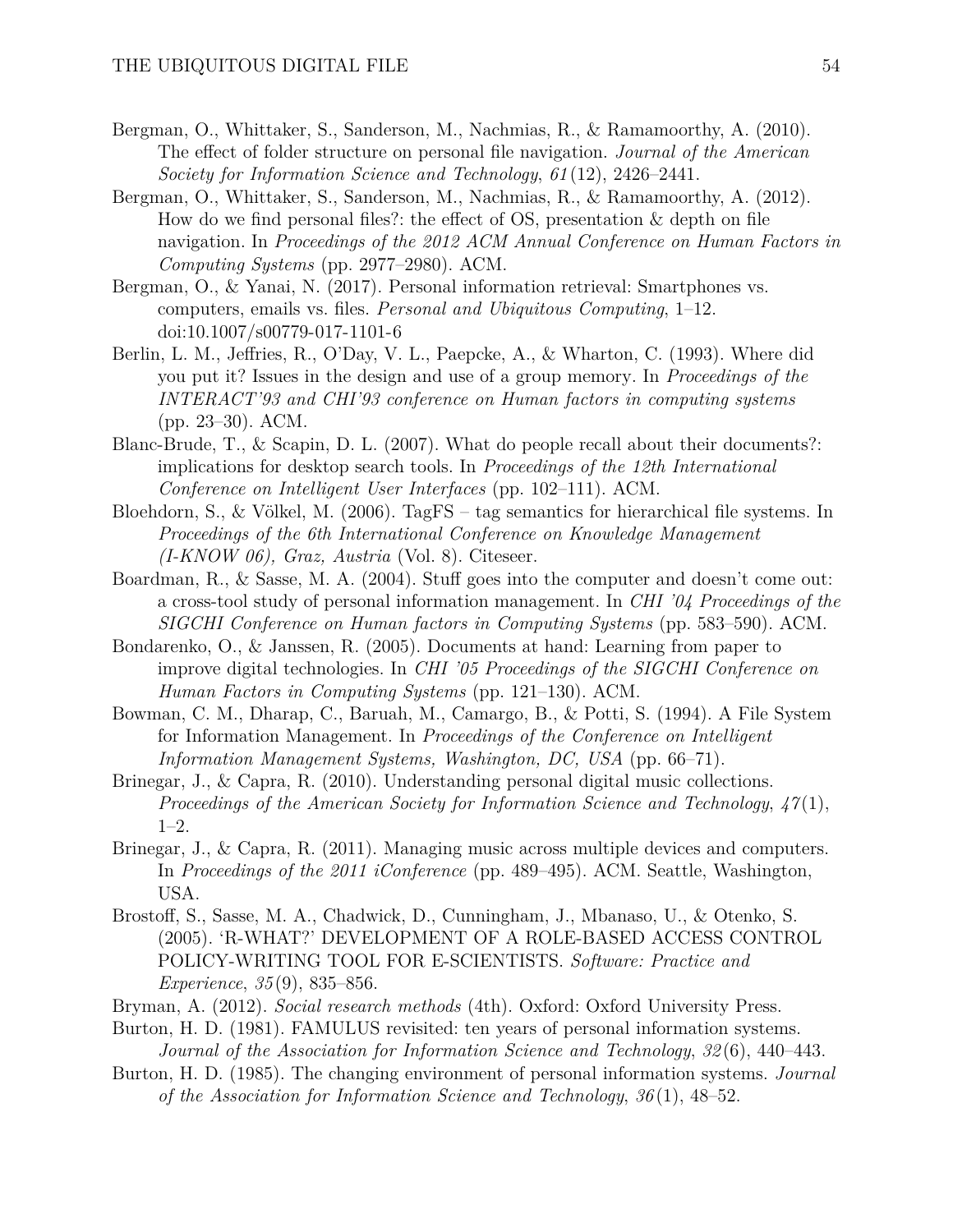Bergman, O., Whittaker, S., Sanderson, M., Nachmias, R., & Ramamoorthy, A. (2010). The effect of folder structure on personal file navigation. *Journal of the American Society for Information Science and Technology*, *61*(12), 2426–2441.

Bergman, O., Whittaker, S., Sanderson, M., Nachmias, R., & Ramamoorthy, A. (2012). How do we find personal files?: the effect of OS, presentation & depth on file navigation. In *Proceedings of the 2012 ACM Annual Conference on Human Factors in Computing Systems* (pp. 2977–2980). ACM.

Bergman, O., & Yanai, N. (2017). Personal information retrieval: Smartphones vs. computers, emails vs. files. *Personal and Ubiquitous Computing*, 1–12. doi:10.1007/s00779-017-1101-6

Berlin, L. M., Jeffries, R., O'Day, V. L., Paepcke, A., & Wharton, C. (1993). Where did you put it? Issues in the design and use of a group memory. In *Proceedings of the INTERACT'93 and CHI'93 conference on Human factors in computing systems* (pp. 23–30). ACM.

Blanc-Brude, T., & Scapin, D. L. (2007). What do people recall about their documents?: implications for desktop search tools. In *Proceedings of the 12th International Conference on Intelligent User Interfaces* (pp. 102–111). ACM.

Bloehdorn, S., & Völkel, M. (2006). TagFS – tag semantics for hierarchical file systems. In *Proceedings of the 6th International Conference on Knowledge Management (I-KNOW 06), Graz, Austria* (Vol. 8). Citeseer.

Boardman, R., & Sasse, M. A. (2004). Stuff goes into the computer and doesn't come out: a cross-tool study of personal information management. In *CHI '04 Proceedings of the SIGCHI Conference on Human factors in Computing Systems* (pp. 583–590). ACM.

Bondarenko, O., & Janssen, R. (2005). Documents at hand: Learning from paper to improve digital technologies. In *CHI '05 Proceedings of the SIGCHI Conference on Human Factors in Computing Systems* (pp. 121–130). ACM.

Bowman, C. M., Dharap, C., Baruah, M., Camargo, B., & Potti, S. (1994). A File System for Information Management. In *Proceedings of the Conference on Intelligent Information Management Systems, Washington, DC, USA* (pp. 66–71).

Brinegar, J., & Capra, R. (2010). Understanding personal digital music collections. *Proceedings of the American Society for Information Science and Technology*, *47*(1), 1–2.

Brinegar, J., & Capra, R. (2011). Managing music across multiple devices and computers. In *Proceedings of the 2011 iConference* (pp. 489–495). ACM. Seattle, Washington, USA.

Brostoff, S., Sasse, M. A., Chadwick, D., Cunningham, J., Mbanaso, U., & Otenko, S. (2005). 'R-WHAT?' DEVELOPMENT OF A ROLE-BASED ACCESS CONTROL POLICY-WRITING TOOL FOR E-SCIENTISTS. *Software: Practice and Experience*, *35*(9), 835–856.

Bryman, A. (2012). *Social research methods* (4th). Oxford: Oxford University Press.

Burton, H. D. (1981). FAMULUS revisited: ten years of personal information systems. *Journal of the Association for Information Science and Technology*, *32*(6), 440–443.

Burton, H. D. (1985). The changing environment of personal information systems. *Journal of the Association for Information Science and Technology*, *36*(1), 48–52.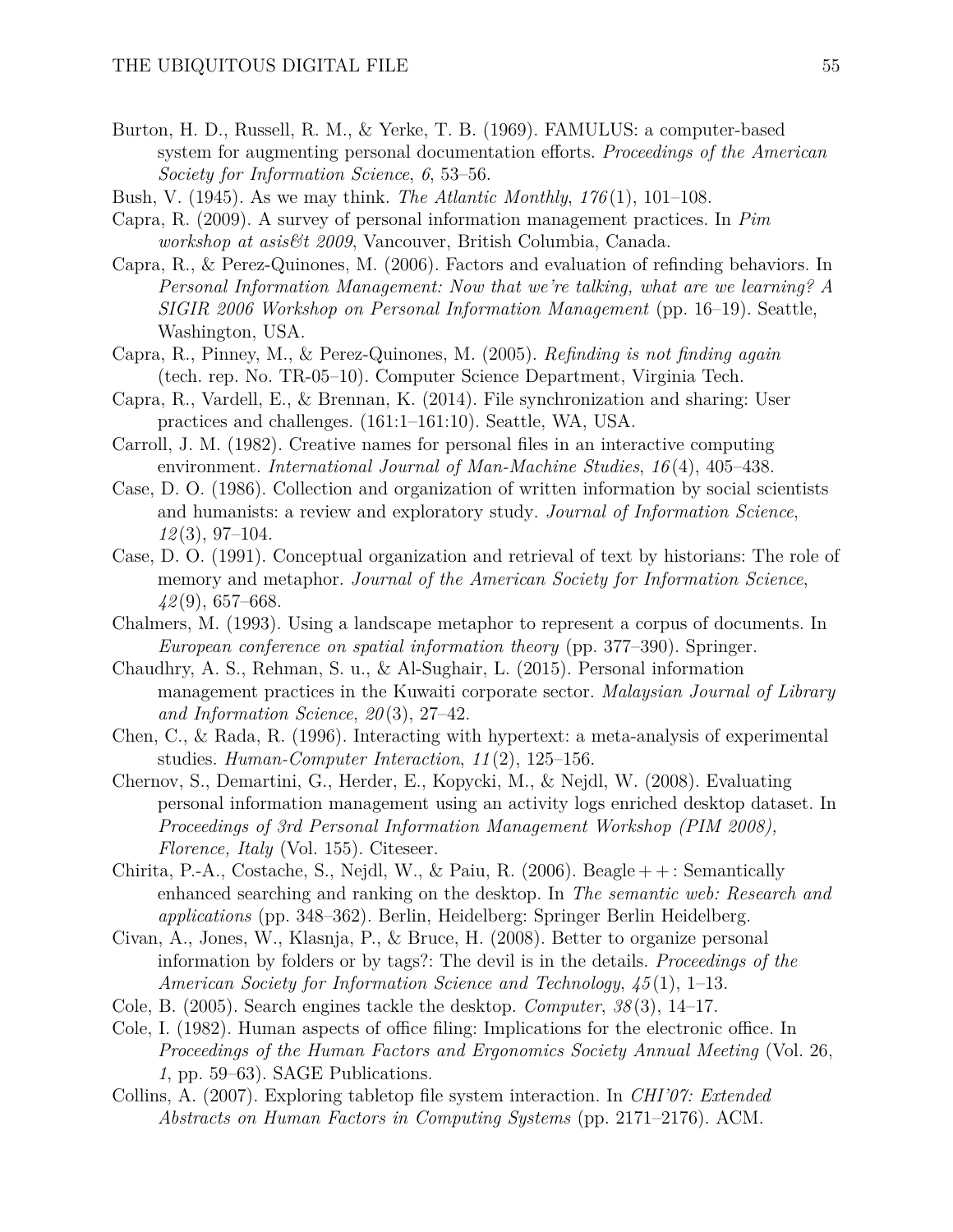Burton, H. D., Russell, R. M., & Yerke, T. B. (1969). FAMULUS: a computer-based system for augmenting personal documentation efforts. *Proceedings of the American Society for Information Science*, *6*, 53–56.

Bush, V. (1945). As we may think. *The Atlantic Monthly*, *176*(1), 101–108.

Capra, R. (2009). A survey of personal information management practices. In *Pim workshop at asis&t 2009*, Vancouver, British Columbia, Canada.

Capra, R., & Perez-Quinones, M. (2006). Factors and evaluation of refinding behaviors. In *Personal Information Management: Now that we're talking, what are we learning? A SIGIR 2006 Workshop on Personal Information Management* (pp. 16–19). Seattle, Washington, USA.

Capra, R., Pinney, M., & Perez-Quinones, M. (2005). *Refinding is not finding again* (tech. rep. No. TR-05–10). Computer Science Department, Virginia Tech.

Capra, R., Vardell, E., & Brennan, K. (2014). File synchronization and sharing: User practices and challenges. (161:1–161:10). Seattle, WA, USA.

Carroll, J. M. (1982). Creative names for personal files in an interactive computing environment. *International Journal of Man-Machine Studies*, *16*(4), 405–438.

Case, D. O. (1986). Collection and organization of written information by social scientists and humanists: a review and exploratory study. *Journal of Information Science*, *12*(3), 97–104.

Case, D. O. (1991). Conceptual organization and retrieval of text by historians: The role of memory and metaphor. *Journal of the American Society for Information Science*, *42*(9), 657–668.

Chalmers, M. (1993). Using a landscape metaphor to represent a corpus of documents. In *European conference on spatial information theory* (pp. 377–390). Springer.

Chaudhry, A. S., Rehman, S. u., & Al-Sughair, L. (2015). Personal information management practices in the Kuwaiti corporate sector. *Malaysian Journal of Library and Information Science*, *20*(3), 27–42.

Chen, C., & Rada, R. (1996). Interacting with hypertext: a meta-analysis of experimental studies. *Human-Computer Interaction*, *11*(2), 125–156.

Chernov, S., Demartini, G., Herder, E., Kopycki, M., & Nejdl, W. (2008). Evaluating personal information management using an activity logs enriched desktop dataset. In *Proceedings of 3rd Personal Information Management Workshop (PIM 2008), Florence, Italy* (Vol. 155). Citeseer.

Chirita, P.-A., Costache, S., Nejdl, W., & Paiu, R. (2006). Beagle++: Semantically enhanced searching and ranking on the desktop. In *The semantic web: Research and applications* (pp. 348–362). Berlin, Heidelberg: Springer Berlin Heidelberg.

Civan, A., Jones, W., Klasnja, P., & Bruce, H. (2008). Better to organize personal information by folders or by tags?: The devil is in the details. *Proceedings of the American Society for Information Science and Technology*, *45*(1), 1–13.

Cole, B. (2005). Search engines tackle the desktop. *Computer*, *38*(3), 14–17.

Cole, I. (1982). Human aspects of office filing: Implications for the electronic office. In *Proceedings of the Human Factors and Ergonomics Society Annual Meeting* (Vol. 26, *1*, pp. 59–63). SAGE Publications.

Collins, A. (2007). Exploring tabletop file system interaction. In *CHI'07: Extended Abstracts on Human Factors in Computing Systems* (pp. 2171–2176). ACM.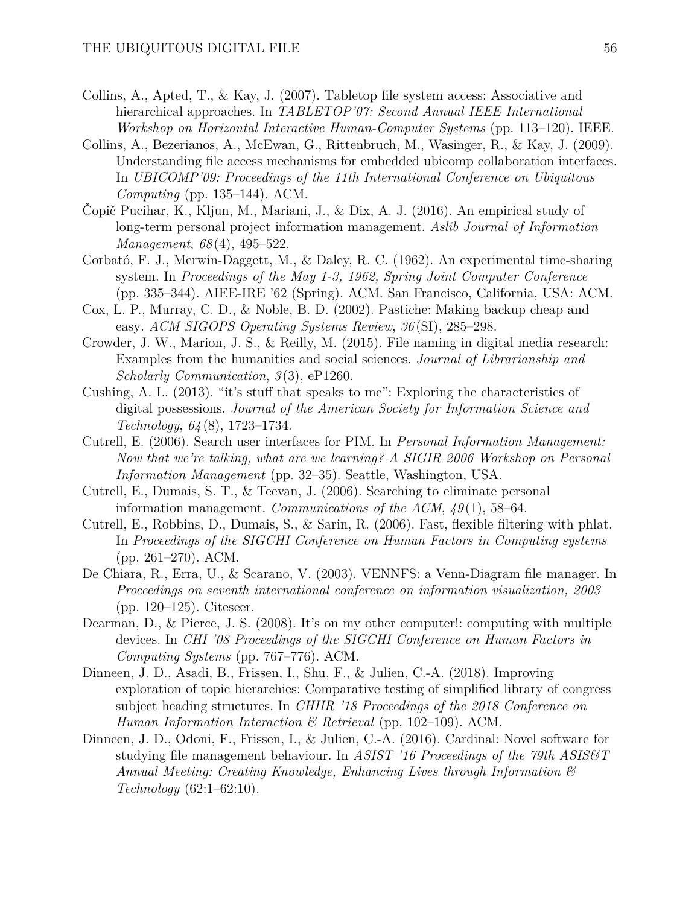Collins, A., Apted, T., & Kay, J. (2007). Tabletop file system access: Associative and hierarchical approaches. In *TABLETOP'07: Second Annual IEEE International Workshop on Horizontal Interactive Human-Computer Systems* (pp. 113–120). IEEE.

Collins, A., Bezerianos, A., McEwan, G., Rittenbruch, M., Wasinger, R., & Kay, J. (2009). Understanding file access mechanisms for embedded ubicomp collaboration interfaces. In *UBICOMP'09: Proceedings of the 11th International Conference on Ubiquitous Computing* (pp. 135–144). ACM.

Čopič Pucihar, K., Kljun, M., Mariani, J., & Dix, A. J. (2016). An empirical study of long-term personal project information management. *Aslib Journal of Information Management*, *68*(4), 495–522.

Corbató, F. J., Merwin-Daggett, M., & Daley, R. C. (1962). An experimental time-sharing system. In *Proceedings of the May 1-3, 1962, Spring Joint Computer Conference* (pp. 335–344). AIEE-IRE '62 (Spring). ACM. San Francisco, California, USA: ACM.

Cox, L. P., Murray, C. D., & Noble, B. D. (2002). Pastiche: Making backup cheap and easy. *ACM SIGOPS Operating Systems Review*, *36*(SI), 285–298.

Crowder, J. W., Marion, J. S., & Reilly, M. (2015). File naming in digital media research: Examples from the humanities and social sciences. *Journal of Librarianship and Scholarly Communication*, *3*(3), eP1260.

Cushing, A. L. (2013). "it's stuff that speaks to me": Exploring the characteristics of digital possessions. *Journal of the American Society for Information Science and Technology*, *64*(8), 1723–1734.

Cutrell, E. (2006). Search user interfaces for PIM. In *Personal Information Management: Now that we're talking, what are we learning? A SIGIR 2006 Workshop on Personal Information Management* (pp. 32–35). Seattle, Washington, USA.

Cutrell, E., Dumais, S. T., & Teevan, J. (2006). Searching to eliminate personal information management. *Communications of the ACM*, *49*(1), 58–64.

Cutrell, E., Robbins, D., Dumais, S., & Sarin, R. (2006). Fast, flexible filtering with phlat. In *Proceedings of the SIGCHI Conference on Human Factors in Computing systems* (pp. 261–270). ACM.

De Chiara, R., Erra, U., & Scarano, V. (2003). VENNFS: a Venn-Diagram file manager. In *Proceedings on seventh international conference on information visualization, 2003* (pp. 120–125). Citeseer.

Dearman, D., & Pierce, J. S. (2008). It's on my other computer!: computing with multiple devices. In *CHI '08 Proceedings of the SIGCHI Conference on Human Factors in Computing Systems* (pp. 767–776). ACM.

Dinneen, J. D., Asadi, B., Frissen, I., Shu, F., & Julien, C.-A. (2018). Improving exploration of topic hierarchies: Comparative testing of simplified library of congress subject heading structures. In *CHIIR '18 Proceedings of the 2018 Conference on Human Information Interaction & Retrieval* (pp. 102–109). ACM.

Dinneen, J. D., Odoni, F., Frissen, I., & Julien, C.-A. (2016). Cardinal: Novel software for studying file management behaviour. In *ASIST '16 Proceedings of the 79th ASIS&T Annual Meeting: Creating Knowledge, Enhancing Lives through Information & Technology* (62:1–62:10).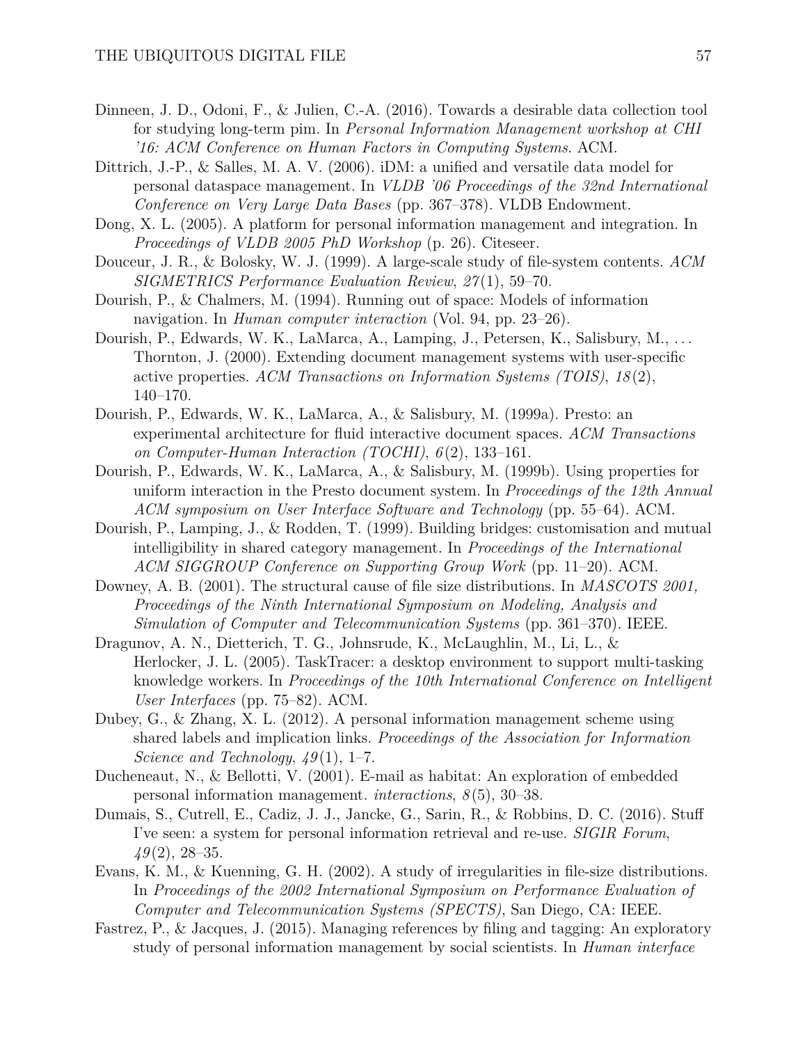Dinneen, J. D., Odoni, F., & Julien, C.-A. (2016). Towards a desirable data collection tool for studying long-term pim. In *Personal Information Management workshop at CHI '16: ACM Conference on Human Factors in Computing Systems*. ACM.

Dittrich, J.-P., & Salles, M. A. V. (2006). iDM: a unified and versatile data model for personal dataspace management. In *VLDB '06 Proceedings of the 32nd International Conference on Very Large Data Bases* (pp. 367–378). VLDB Endowment.

Dong, X. L. (2005). A platform for personal information management and integration. In *Proceedings of VLDB 2005 PhD Workshop* (p. 26). Citeseer.

Douceur, J. R., & Bolosky, W. J. (1999). A large-scale study of file-system contents. *ACM SIGMETRICS Performance Evaluation Review*, *27*(1), 59–70.

Dourish, P., & Chalmers, M. (1994). Running out of space: Models of information navigation. In *Human computer interaction* (Vol. 94, pp. 23–26).

Dourish, P., Edwards, W. K., LaMarca, A., Lamping, J., Petersen, K., Salisbury, M., ... Thornton, J. (2000). Extending document management systems with user-specific active properties. *ACM Transactions on Information Systems (TOIS)*, *18*(2), 140–170.

Dourish, P., Edwards, W. K., LaMarca, A., & Salisbury, M. (1999a). Presto: an experimental architecture for fluid interactive document spaces. *ACM Transactions on Computer-Human Interaction (TOCHI)*, *6*(2), 133–161.

Dourish, P., Edwards, W. K., LaMarca, A., & Salisbury, M. (1999b). Using properties for uniform interaction in the Presto document system. In *Proceedings of the 12th Annual ACM symposium on User Interface Software and Technology* (pp. 55–64). ACM.

Dourish, P., Lamping, J., & Rodden, T. (1999). Building bridges: customisation and mutual intelligibility in shared category management. In *Proceedings of the International ACM SIGGROUP Conference on Supporting Group Work* (pp. 11–20). ACM.

Downey, A. B. (2001). The structural cause of file size distributions. In *MASCOTS 2001, Proceedings of the Ninth International Symposium on Modeling, Analysis and Simulation of Computer and Telecommunication Systems* (pp. 361–370). IEEE.

Dragunov, A. N., Dietterich, T. G., Johnsrude, K., McLaughlin, M., Li, L., & Herlocker, J. L. (2005). TaskTracer: a desktop environment to support multi-tasking knowledge workers. In *Proceedings of the 10th International Conference on Intelligent User Interfaces* (pp. 75–82). ACM.

Dubey, G., & Zhang, X. L. (2012). A personal information management scheme using shared labels and implication links. *Proceedings of the Association for Information Science and Technology*, *49*(1), 1–7.

Ducheneaut, N., & Bellotti, V. (2001). E-mail as habitat: An exploration of embedded personal information management. *interactions*, *8*(5), 30–38.

Dumais, S., Cutrell, E., Cadiz, J. J., Jancke, G., Sarin, R., & Robbins, D. C. (2016). Stuff I've seen: a system for personal information retrieval and re-use. *SIGIR Forum*, *49*(2), 28–35.

Evans, K. M., & Kuenning, G. H. (2002). A study of irregularities in file-size distributions. In *Proceedings of the 2002 International Symposium on Performance Evaluation of Computer and Telecommunication Systems (SPECTS)*, San Diego, CA: IEEE.

Fastrez, P., & Jacques, J. (2015). Managing references by filing and tagging: An exploratory study of personal information management by social scientists. In *Human interface*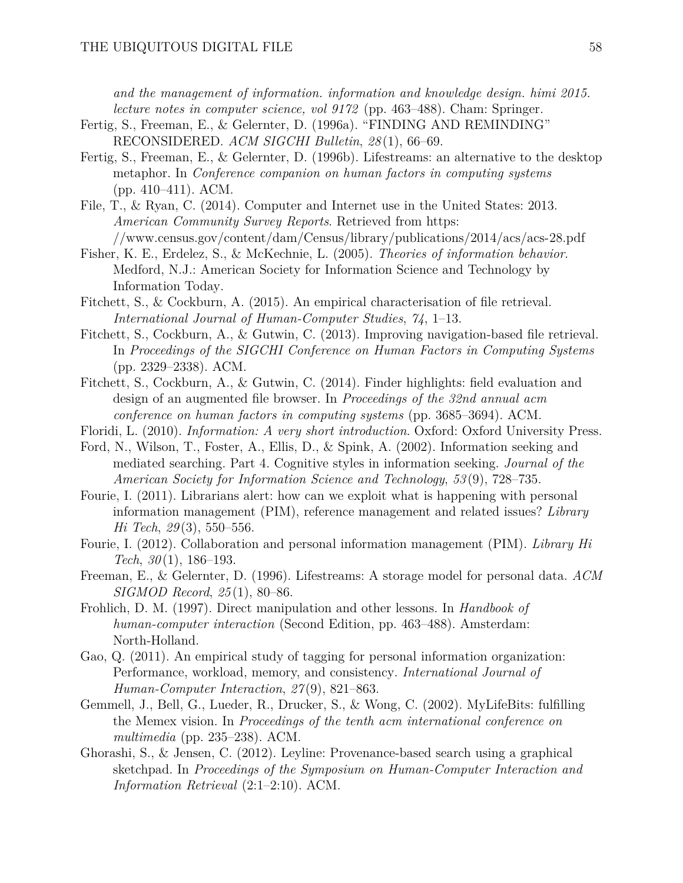*and the management of information. information and knowledge design. himi 2015. lecture notes in computer science, vol 9172* (pp. 463–488). Cham: Springer.

Fertig, S., Freeman, E., & Gelernter, D. (1996a). "FINDING AND REMINDING" RECONSIDERED. *ACM SIGCHI Bulletin*, *28*(1), 66–69.

Fertig, S., Freeman, E., & Gelernter, D. (1996b). Lifestreams: an alternative to the desktop metaphor. In *Conference companion on human factors in computing systems* (pp. 410–411). ACM.

File, T., & Ryan, C. (2014). Computer and Internet use in the United States: 2013. *American Community Survey Reports*. Retrieved from https://www.census.gov/content/dam/Census/library/publications/2014/acs/acs-28.pdf

Fisher, K. E., Erdelez, S., & McKechnie, L. (2005). *Theories of information behavior*. Medford, N.J.: American Society for Information Science and Technology by Information Today.

Fitchett, S., & Cockburn, A. (2015). An empirical characterisation of file retrieval. *International Journal of Human-Computer Studies*, *74*, 1–13.

Fitchett, S., Cockburn, A., & Gutwin, C. (2013). Improving navigation-based file retrieval. In *Proceedings of the SIGCHI Conference on Human Factors in Computing Systems* (pp. 2329–2338). ACM.

Fitchett, S., Cockburn, A., & Gutwin, C. (2014). Finder highlights: field evaluation and design of an augmented file browser. In *Proceedings of the 32nd annual acm conference on human factors in computing systems* (pp. 3685–3694). ACM.

Floridi, L. (2010). *Information: A very short introduction*. Oxford: Oxford University Press.

Ford, N., Wilson, T., Foster, A., Ellis, D., & Spink, A. (2002). Information seeking and mediated searching. Part 4. Cognitive styles in information seeking. *Journal of the American Society for Information Science and Technology*, *53*(9), 728–735.

Fourie, I. (2011). Librarians alert: how can we exploit what is happening with personal information management (PIM), reference management and related issues? *Library Hi Tech*, *29*(3), 550–556.

Fourie, I. (2012). Collaboration and personal information management (PIM). *Library Hi Tech*, *30*(1), 186–193.

Freeman, E., & Gelernter, D. (1996). Lifestreams: A storage model for personal data. *ACM SIGMOD Record*, *25*(1), 80–86.

Frohlich, D. M. (1997). Direct manipulation and other lessons. In *Handbook of human-computer interaction* (Second Edition, pp. 463–488). Amsterdam: North-Holland.

Gao, Q. (2011). An empirical study of tagging for personal information organization: Performance, workload, memory, and consistency. *International Journal of Human-Computer Interaction*, *27*(9), 821–863.

Gemmell, J., Bell, G., Lueder, R., Drucker, S., & Wong, C. (2002). MyLifeBits: fulfilling the Memex vision. In *Proceedings of the tenth acm international conference on multimedia* (pp. 235–238). ACM.

Ghorashi, S., & Jensen, C. (2012). Leyline: Provenance-based search using a graphical sketchpad. In *Proceedings of the Symposium on Human-Computer Interaction and Information Retrieval* (2:1–2:10). ACM.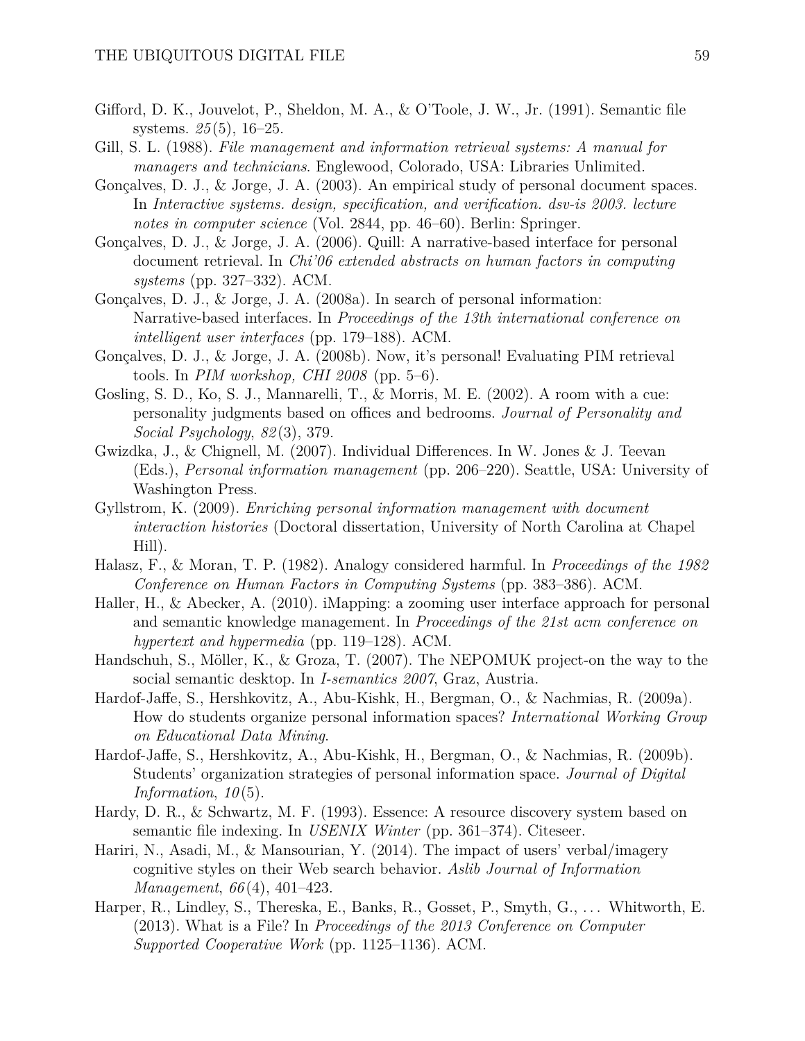Gifford, D. K., Jouvelot, P., Sheldon, M. A., & O'Toole, J. W., Jr. (1991). Semantic file systems. *25*(5), 16–25.

Gill, S. L. (1988). *File management and information retrieval systems: A manual for managers and technicians*. Englewood, Colorado, USA: Libraries Unlimited.

Gonçalves, D. J., & Jorge, J. A. (2003). An empirical study of personal document spaces. In *Interactive systems. design, specification, and verification. dsv-is 2003. lecture notes in computer science* (Vol. 2844, pp. 46–60). Berlin: Springer.

Gonçalves, D. J., & Jorge, J. A. (2006). Quill: A narrative-based interface for personal document retrieval. In *Chi'06 extended abstracts on human factors in computing systems* (pp. 327–332). ACM.

Gonçalves, D. J., & Jorge, J. A. (2008a). In search of personal information: Narrative-based interfaces. In *Proceedings of the 13th international conference on intelligent user interfaces* (pp. 179–188). ACM.

Gonçalves, D. J., & Jorge, J. A. (2008b). Now, it's personal! Evaluating PIM retrieval tools. In *PIM workshop, CHI 2008* (pp. 5–6).

Gosling, S. D., Ko, S. J., Mannarelli, T., & Morris, M. E. (2002). A room with a cue: personality judgments based on offices and bedrooms. *Journal of Personality and Social Psychology*, *82*(3), 379.

Gwizdka, J., & Chignell, M. (2007). Individual Differences. In W. Jones & J. Teevan (Eds.), *Personal information management* (pp. 206–220). Seattle, USA: University of Washington Press.

Gyllstrom, K. (2009). *Enriching personal information management with document interaction histories* (Doctoral dissertation, University of North Carolina at Chapel Hill).

Halasz, F., & Moran, T. P. (1982). Analogy considered harmful. In *Proceedings of the 1982 Conference on Human Factors in Computing Systems* (pp. 383–386). ACM.

Haller, H., & Abecker, A. (2010). iMapping: a zooming user interface approach for personal and semantic knowledge management. In *Proceedings of the 21st acm conference on hypertext and hypermedia* (pp. 119–128). ACM.

Handschuh, S., Möller, K., & Groza, T. (2007). The NEPOMUK project-on the way to the social semantic desktop. In *I-semantics 2007*, Graz, Austria.

Hardof-Jaffe, S., Hershkovitz, A., Abu-Kishk, H., Bergman, O., & Nachmias, R. (2009a). How do students organize personal information spaces? *International Working Group on Educational Data Mining*.

Hardof-Jaffe, S., Hershkovitz, A., Abu-Kishk, H., Bergman, O., & Nachmias, R. (2009b). Students' organization strategies of personal information space. *Journal of Digital Information*, *10*(5).

Hardy, D. R., & Schwartz, M. F. (1993). Essence: A resource discovery system based on semantic file indexing. In *USENIX Winter* (pp. 361–374). Citeseer.

Hariri, N., Asadi, M., & Mansourian, Y. (2014). The impact of users' verbal/imagery cognitive styles on their Web search behavior. *Aslib Journal of Information Management*, *66*(4), 401–423.

Harper, R., Lindley, S., Thereska, E., Banks, R., Gosset, P., Smyth, G., ... Whitworth, E. (2013). What is a File? In *Proceedings of the 2013 Conference on Computer Supported Cooperative Work* (pp. 1125–1136). ACM.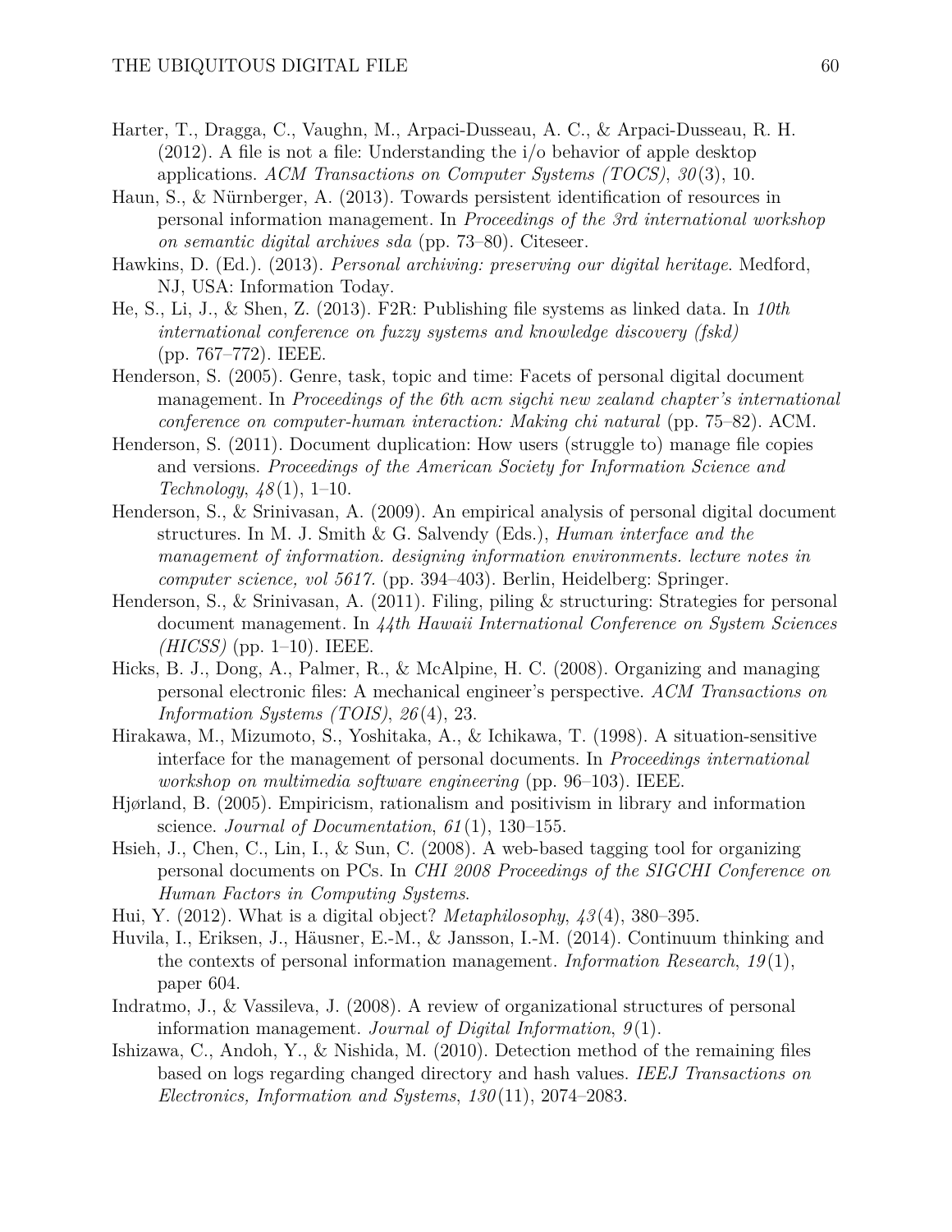Harter, T., Dragga, C., Vaughn, M., Arpaci-Dusseau, A. C., & Arpaci-Dusseau, R. H. (2012). A file is not a file: Understanding the i/o behavior of apple desktop applications. *ACM Transactions on Computer Systems (TOCS)*, *30*(3), 10.

Haun, S., & Nürnberger, A. (2013). Towards persistent identification of resources in personal information management. In *Proceedings of the 3rd international workshop on semantic digital archives sda* (pp. 73–80). Citeseer.

Hawkins, D. (Ed.). (2013). *Personal archiving: preserving our digital heritage*. Medford, NJ, USA: Information Today.

He, S., Li, J., & Shen, Z. (2013). F2R: Publishing file systems as linked data. In *10th international conference on fuzzy systems and knowledge discovery (fskd)* (pp. 767–772). IEEE.

Henderson, S. (2005). Genre, task, topic and time: Facets of personal digital document management. In *Proceedings of the 6th acm sigchi new zealand chapter's international conference on computer-human interaction: Making chi natural* (pp. 75–82). ACM.

Henderson, S. (2011). Document duplication: How users (struggle to) manage file copies and versions. *Proceedings of the American Society for Information Science and Technology*, *48*(1), 1–10.

Henderson, S., & Srinivasan, A. (2009). An empirical analysis of personal digital document structures. In M. J. Smith & G. Salvendy (Eds.), *Human interface and the management of information. designing information environments. lecture notes in computer science, vol 5617.* (pp. 394–403). Berlin, Heidelberg: Springer.

Henderson, S., & Srinivasan, A. (2011). Filing, piling & structuring: Strategies for personal document management. In *44th Hawaii International Conference on System Sciences (HICSS)* (pp. 1–10). IEEE.

Hicks, B. J., Dong, A., Palmer, R., & McAlpine, H. C. (2008). Organizing and managing personal electronic files: A mechanical engineer's perspective. *ACM Transactions on Information Systems (TOIS)*, *26*(4), 23.

Hirakawa, M., Mizumoto, S., Yoshitaka, A., & Ichikawa, T. (1998). A situation-sensitive interface for the management of personal documents. In *Proceedings international workshop on multimedia software engineering* (pp. 96–103). IEEE.

Hjørland, B. (2005). Empiricism, rationalism and positivism in library and information science. *Journal of Documentation*, *61*(1), 130–155.

Hsieh, J., Chen, C., Lin, I., & Sun, C. (2008). A web-based tagging tool for organizing personal documents on PCs. In *CHI 2008 Proceedings of the SIGCHI Conference on Human Factors in Computing Systems*.

Hui, Y. (2012). What is a digital object? *Metaphilosophy*, *43*(4), 380–395.

Huvila, I., Eriksen, J., Häusner, E.-M., & Jansson, I.-M. (2014). Continuum thinking and the contexts of personal information management. *Information Research*, *19*(1), paper 604.

Indratmo, J., & Vassileva, J. (2008). A review of organizational structures of personal information management. *Journal of Digital Information*, *9*(1).

Ishizawa, C., Andoh, Y., & Nishida, M. (2010). Detection method of the remaining files based on logs regarding changed directory and hash values. *IEEJ Transactions on Electronics, Information and Systems*, *130*(11), 2074–2083.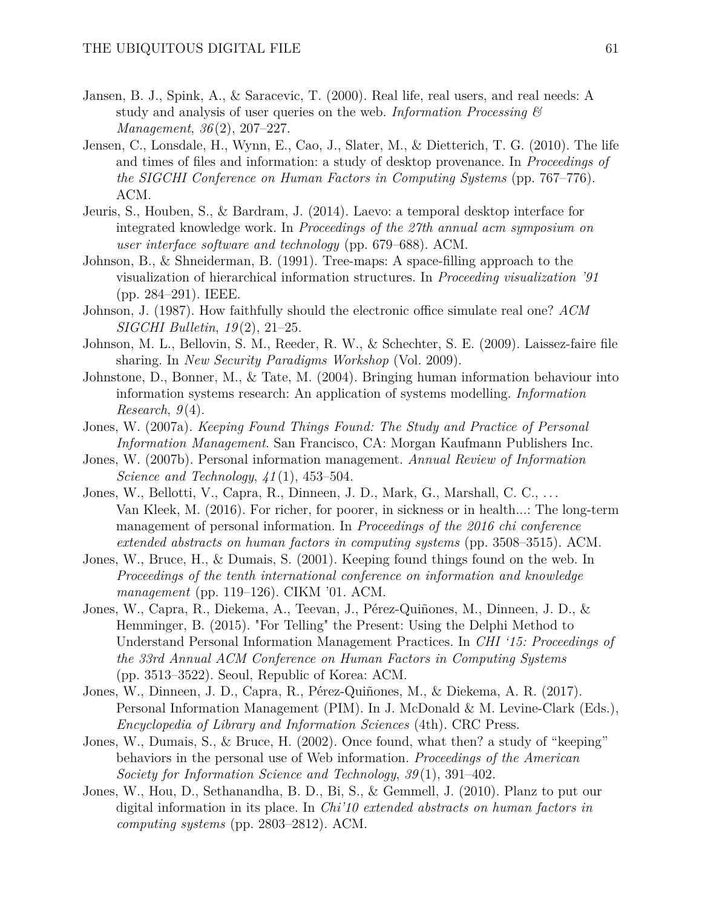Jansen, B. J., Spink, A., & Saracevic, T. (2000). Real life, real users, and real needs: A study and analysis of user queries on the web. *Information Processing & Management*, *36*(2), 207–227.

Jensen, C., Lonsdale, H., Wynn, E., Cao, J., Slater, M., & Dietterich, T. G. (2010). The life and times of files and information: a study of desktop provenance. In *Proceedings of the SIGCHI Conference on Human Factors in Computing Systems* (pp. 767–776). ACM.

Jeuris, S., Houben, S., & Bardram, J. (2014). Laevo: a temporal desktop interface for integrated knowledge work. In *Proceedings of the 27th annual acm symposium on user interface software and technology* (pp. 679–688). ACM.

Johnson, B., & Shneiderman, B. (1991). Tree-maps: A space-filling approach to the visualization of hierarchical information structures. In *Proceeding visualization '91* (pp. 284–291). IEEE.

Johnson, J. (1987). How faithfully should the electronic office simulate real one? *ACM SIGCHI Bulletin*, *19*(2), 21–25.

Johnson, M. L., Bellovin, S. M., Reeder, R. W., & Schechter, S. E. (2009). Laissez-faire file sharing. In *New Security Paradigms Workshop* (Vol. 2009).

Johnstone, D., Bonner, M., & Tate, M. (2004). Bringing human information behaviour into information systems research: An application of systems modelling. *Information Research*, *9*(4).

Jones, W. (2007a). *Keeping Found Things Found: The Study and Practice of Personal Information Management*. San Francisco, CA: Morgan Kaufmann Publishers Inc.

Jones, W. (2007b). Personal information management. *Annual Review of Information Science and Technology*, *41*(1), 453–504.

Jones, W., Bellotti, V., Capra, R., Dinneen, J. D., Mark, G., Marshall, C. C., ... Van Kleek, M. (2016). For richer, for poorer, in sickness or in health...: The long-term management of personal information. In *Proceedings of the 2016 chi conference extended abstracts on human factors in computing systems* (pp. 3508–3515). ACM.

Jones, W., Bruce, H., & Dumais, S. (2001). Keeping found things found on the web. In *Proceedings of the tenth international conference on information and knowledge management* (pp. 119–126). CIKM '01. ACM.

Jones, W., Capra, R., Diekema, A., Teevan, J., Pérez-Quiñones, M., Dinneen, J. D., & Hemminger, B. (2015). "For Telling" the Present: Using the Delphi Method to Understand Personal Information Management Practices. In *CHI '15: Proceedings of the 33rd Annual ACM Conference on Human Factors in Computing Systems* (pp. 3513–3522). Seoul, Republic of Korea: ACM.

Jones, W., Dinneen, J. D., Capra, R., Pérez-Quiñones, M., & Diekema, A. R. (2017). Personal Information Management (PIM). In J. McDonald & M. Levine-Clark (Eds.), *Encyclopedia of Library and Information Sciences* (4th). CRC Press.

Jones, W., Dumais, S., & Bruce, H. (2002). Once found, what then? a study of "keeping" behaviors in the personal use of Web information. *Proceedings of the American Society for Information Science and Technology*, *39*(1), 391–402.

Jones, W., Hou, D., Sethanandha, B. D., Bi, S., & Gemmell, J. (2010). Planz to put our digital information in its place. In *Chi'10 extended abstracts on human factors in computing systems* (pp. 2803–2812). ACM.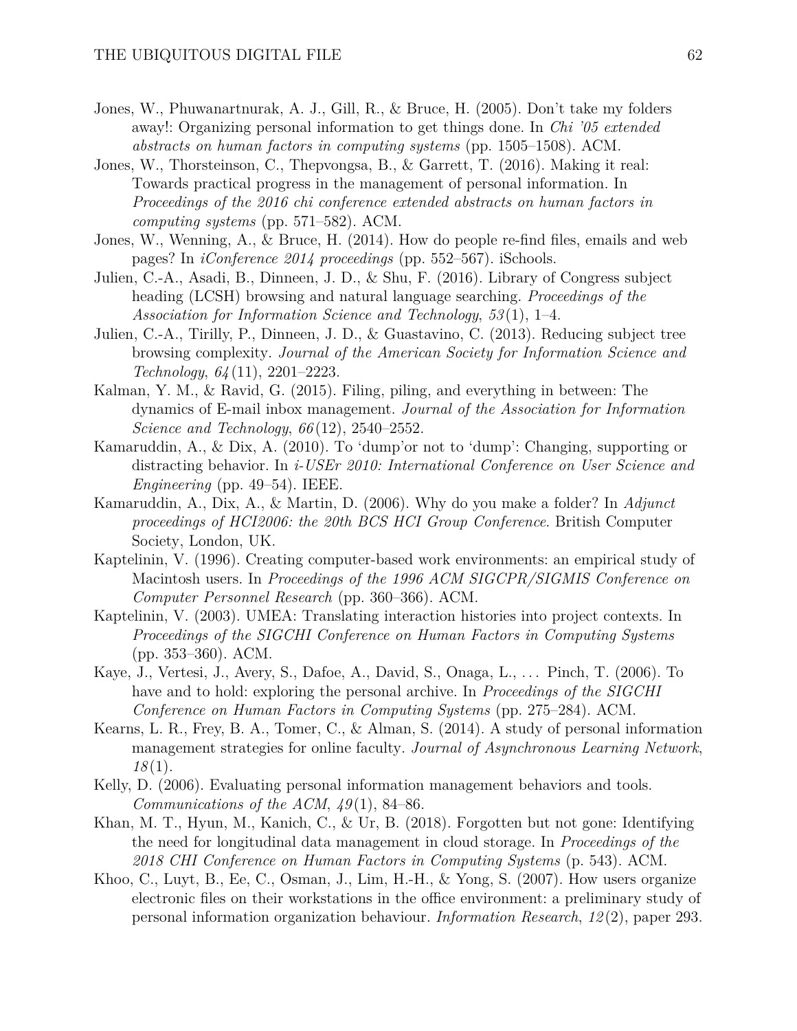Jones, W., Phuwanartnurak, A. J., Gill, R., & Bruce, H. (2005). Don't take my folders away!: Organizing personal information to get things done. In *Chi '05 extended abstracts on human factors in computing systems* (pp. 1505–1508). ACM.

Jones, W., Thorsteinson, C., Thepvongsa, B., & Garrett, T. (2016). Making it real: Towards practical progress in the management of personal information. In *Proceedings of the 2016 chi conference extended abstracts on human factors in computing systems* (pp. 571–582). ACM.

Jones, W., Wenning, A., & Bruce, H. (2014). How do people re-find files, emails and web pages? In *iConference 2014 proceedings* (pp. 552–567). iSchools.

Julien, C.-A., Asadi, B., Dinneen, J. D., & Shu, F. (2016). Library of Congress subject heading (LCSH) browsing and natural language searching. *Proceedings of the Association for Information Science and Technology*, *53*(1), 1–4.

Julien, C.-A., Tirilly, P., Dinneen, J. D., & Guastavino, C. (2013). Reducing subject tree browsing complexity. *Journal of the American Society for Information Science and Technology*, *64*(11), 2201–2223.

Kalman, Y. M., & Ravid, G. (2015). Filing, piling, and everything in between: The dynamics of E-mail inbox management. *Journal of the Association for Information Science and Technology*, *66*(12), 2540–2552.

Kamaruddin, A., & Dix, A. (2010). To 'dump'or not to 'dump': Changing, supporting or distracting behavior. In *i-USEr 2010: International Conference on User Science and Engineering* (pp. 49–54). IEEE.

Kamaruddin, A., Dix, A., & Martin, D. (2006). Why do you make a folder? In *Adjunct proceedings of HCI2006: the 20th BCS HCI Group Conference*. British Computer Society, London, UK.

Kaptelinin, V. (1996). Creating computer-based work environments: an empirical study of Macintosh users. In *Proceedings of the 1996 ACM SIGCPR/SIGMIS Conference on Computer Personnel Research* (pp. 360–366). ACM.

Kaptelinin, V. (2003). UMEA: Translating interaction histories into project contexts. In *Proceedings of the SIGCHI Conference on Human Factors in Computing Systems* (pp. 353–360). ACM.

Kaye, J., Vertesi, J., Avery, S., Dafoe, A., David, S., Onaga, L., ... Pinch, T. (2006). To have and to hold: exploring the personal archive. In *Proceedings of the SIGCHI Conference on Human Factors in Computing Systems* (pp. 275–284). ACM.

Kearns, L. R., Frey, B. A., Tomer, C., & Alman, S. (2014). A study of personal information management strategies for online faculty. *Journal of Asynchronous Learning Network*, *18*(1).

Kelly, D. (2006). Evaluating personal information management behaviors and tools. *Communications of the ACM*, *49*(1), 84–86.

Khan, M. T., Hyun, M., Kanich, C., & Ur, B. (2018). Forgotten but not gone: Identifying the need for longitudinal data management in cloud storage. In *Proceedings of the 2018 CHI Conference on Human Factors in Computing Systems* (p. 543). ACM.

Khoo, C., Luyt, B., Ee, C., Osman, J., Lim, H.-H., & Yong, S. (2007). How users organize electronic files on their workstations in the office environment: a preliminary study of personal information organization behaviour. *Information Research*, *12*(2), paper 293.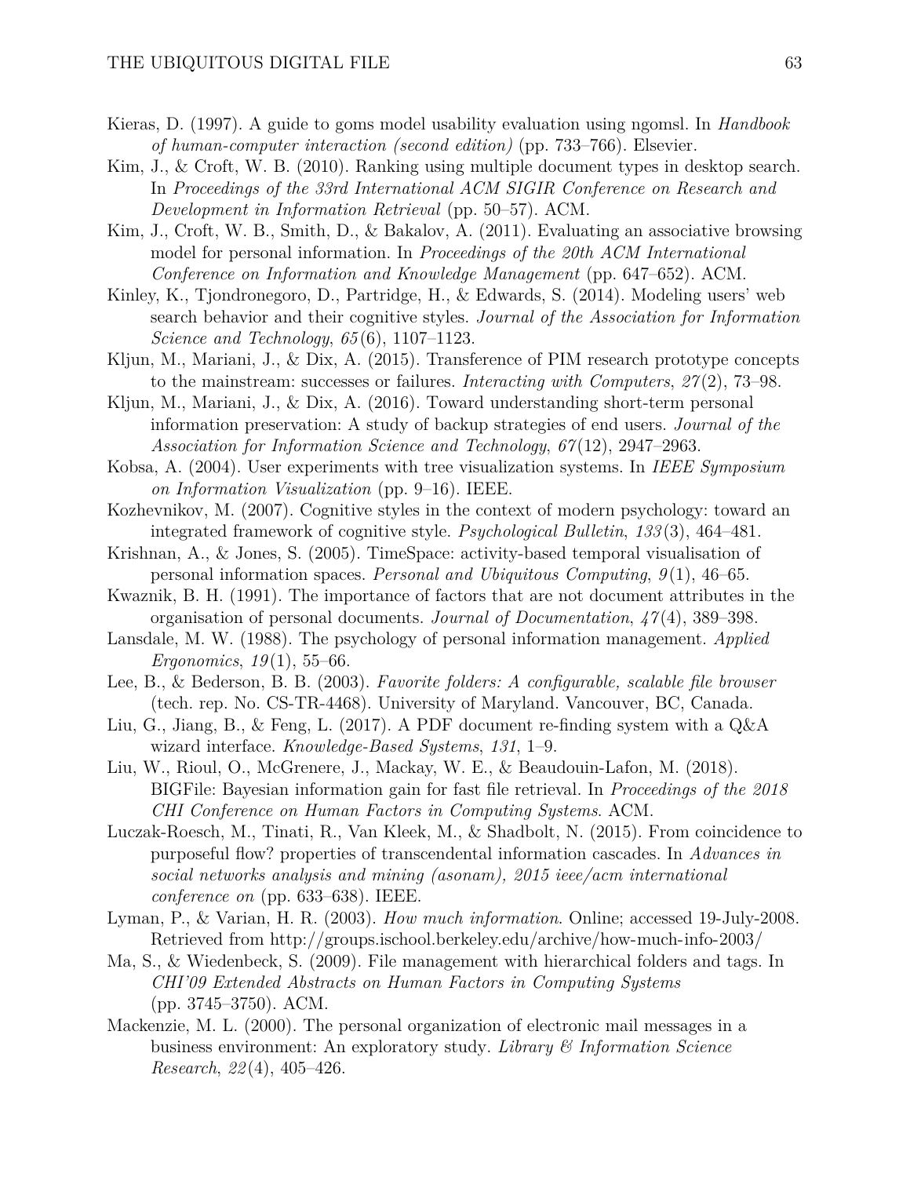Kieras, D. (1997). A guide to goms model usability evaluation using ngomsl. In *Handbook of human-computer interaction (second edition)* (pp. 733–766). Elsevier.

Kim, J., & Croft, W. B. (2010). Ranking using multiple document types in desktop search. In *Proceedings of the 33rd International ACM SIGIR Conference on Research and Development in Information Retrieval* (pp. 50–57). ACM.

Kim, J., Croft, W. B., Smith, D., & Bakalov, A. (2011). Evaluating an associative browsing model for personal information. In *Proceedings of the 20th ACM International Conference on Information and Knowledge Management* (pp. 647–652). ACM.

Kinley, K., Tjondronegoro, D., Partridge, H., & Edwards, S. (2014). Modeling users' web search behavior and their cognitive styles. *Journal of the Association for Information Science and Technology*, *65*(6), 1107–1123.

Kljun, M., Mariani, J., & Dix, A. (2015). Transference of PIM research prototype concepts to the mainstream: successes or failures. *Interacting with Computers*, *27*(2), 73–98.

Kljun, M., Mariani, J., & Dix, A. (2016). Toward understanding short-term personal information preservation: A study of backup strategies of end users. *Journal of the Association for Information Science and Technology*, *67*(12), 2947–2963.

Kobsa, A. (2004). User experiments with tree visualization systems. In *IEEE Symposium on Information Visualization* (pp. 9–16). IEEE.

Kozhevnikov, M. (2007). Cognitive styles in the context of modern psychology: toward an integrated framework of cognitive style. *Psychological Bulletin*, *133*(3), 464–481.

Krishnan, A., & Jones, S. (2005). TimeSpace: activity-based temporal visualisation of personal information spaces. *Personal and Ubiquitous Computing*, *9*(1), 46–65.

Kwaznik, B. H. (1991). The importance of factors that are not document attributes in the organisation of personal documents. *Journal of Documentation*, *47*(4), 389–398.

Lansdale, M. W. (1988). The psychology of personal information management. *Applied Ergonomics*, *19*(1), 55–66.

Lee, B., & Bederson, B. B. (2003). *Favorite folders: A configurable, scalable file browser* (tech. rep. No. CS-TR-4468). University of Maryland. Vancouver, BC, Canada.

Liu, G., Jiang, B., & Feng, L. (2017). A PDF document re-finding system with a Q&A wizard interface. *Knowledge-Based Systems*, *131*, 1–9.

Liu, W., Rioul, O., McGrenere, J., Mackay, W. E., & Beaudouin-Lafon, M. (2018). BIGFile: Bayesian information gain for fast file retrieval. In *Proceedings of the 2018 CHI Conference on Human Factors in Computing Systems*. ACM.

Luczak-Roesch, M., Tinati, R., Van Kleek, M., & Shadbolt, N. (2015). From coincidence to purposeful flow? properties of transcendental information cascades. In *Advances in social networks analysis and mining (asonam), 2015 ieee/acm international conference on* (pp. 633–638). IEEE.

Lyman, P., & Varian, H. R. (2003). *How much information*. Online; accessed 19-July-2008. Retrieved from http://groups.ischool.berkeley.edu/archive/how-much-info-2003/

Ma, S., & Wiedenbeck, S. (2009). File management with hierarchical folders and tags. In *CHI'09 Extended Abstracts on Human Factors in Computing Systems* (pp. 3745–3750). ACM.

Mackenzie, M. L. (2000). The personal organization of electronic mail messages in a business environment: An exploratory study. *Library & Information Science Research*, *22*(4), 405–426.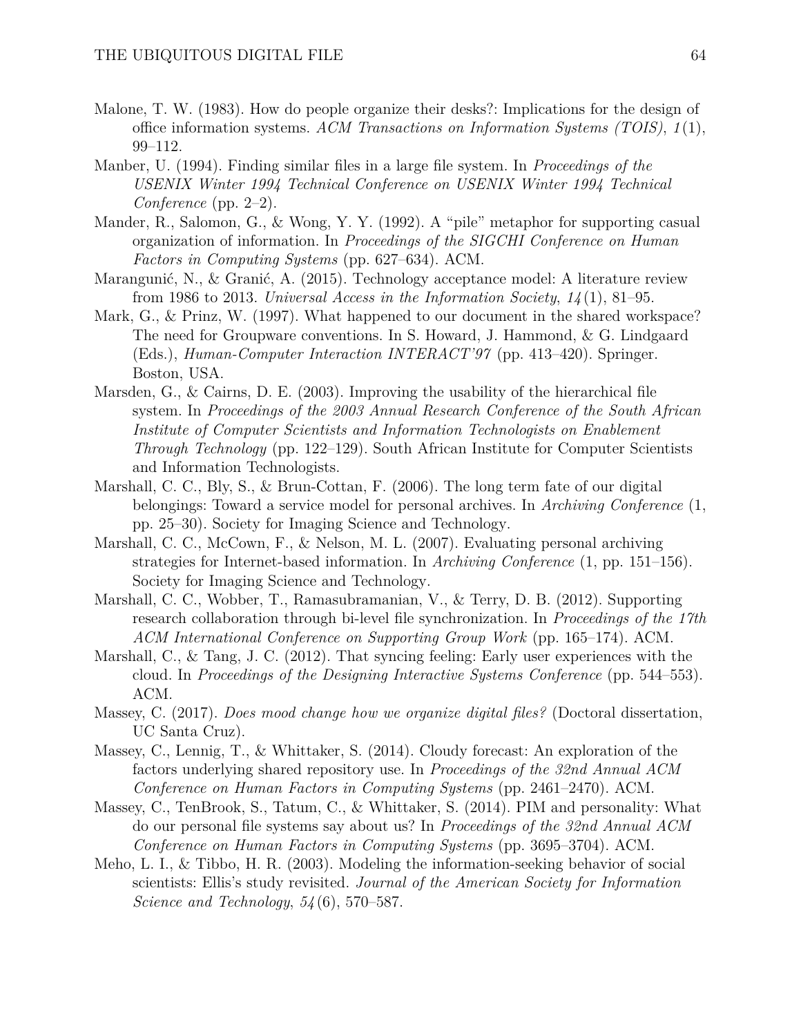Malone, T. W. (1983). How do people organize their desks?: Implications for the design of office information systems. *ACM Transactions on Information Systems (TOIS)*, *1*(1), 99–112.

Manber, U. (1994). Finding similar files in a large file system. In *Proceedings of the USENIX Winter 1994 Technical Conference on USENIX Winter 1994 Technical Conference* (pp. 2–2).

Mander, R., Salomon, G., & Wong, Y. Y. (1992). A "pile" metaphor for supporting casual organization of information. In *Proceedings of the SIGCHI Conference on Human Factors in Computing Systems* (pp. 627–634). ACM.

Marangunić, N., & Granić, A. (2015). Technology acceptance model: A literature review from 1986 to 2013. *Universal Access in the Information Society*, *14*(1), 81–95.

Mark, G., & Prinz, W. (1997). What happened to our document in the shared workspace? The need for Groupware conventions. In S. Howard, J. Hammond, & G. Lindgaard (Eds.), *Human-Computer Interaction INTERACT'97* (pp. 413–420). Springer. Boston, USA.

Marsden, G., & Cairns, D. E. (2003). Improving the usability of the hierarchical file system. In *Proceedings of the 2003 Annual Research Conference of the South African Institute of Computer Scientists and Information Technologists on Enablement Through Technology* (pp. 122–129). South African Institute for Computer Scientists and Information Technologists.

Marshall, C. C., Bly, S., & Brun-Cottan, F. (2006). The long term fate of our digital belongings: Toward a service model for personal archives. In *Archiving Conference* (1, pp. 25–30). Society for Imaging Science and Technology.

Marshall, C. C., McCown, F., & Nelson, M. L. (2007). Evaluating personal archiving strategies for Internet-based information. In *Archiving Conference* (1, pp. 151–156). Society for Imaging Science and Technology.

Marshall, C. C., Wobber, T., Ramasubramanian, V., & Terry, D. B. (2012). Supporting research collaboration through bi-level file synchronization. In *Proceedings of the 17th ACM International Conference on Supporting Group Work* (pp. 165–174). ACM.

Marshall, C., & Tang, J. C. (2012). That syncing feeling: Early user experiences with the cloud. In *Proceedings of the Designing Interactive Systems Conference* (pp. 544–553). ACM.

Massey, C. (2017). *Does mood change how we organize digital files?* (Doctoral dissertation, UC Santa Cruz).

Massey, C., Lennig, T., & Whittaker, S. (2014). Cloudy forecast: An exploration of the factors underlying shared repository use. In *Proceedings of the 32nd Annual ACM Conference on Human Factors in Computing Systems* (pp. 2461–2470). ACM.

Massey, C., TenBrook, S., Tatum, C., & Whittaker, S. (2014). PIM and personality: What do our personal file systems say about us? In *Proceedings of the 32nd Annual ACM Conference on Human Factors in Computing Systems* (pp. 3695–3704). ACM.

Meho, L. I., & Tibbo, H. R. (2003). Modeling the information-seeking behavior of social scientists: Ellis's study revisited. *Journal of the American Society for Information Science and Technology*, *54*(6), 570–587.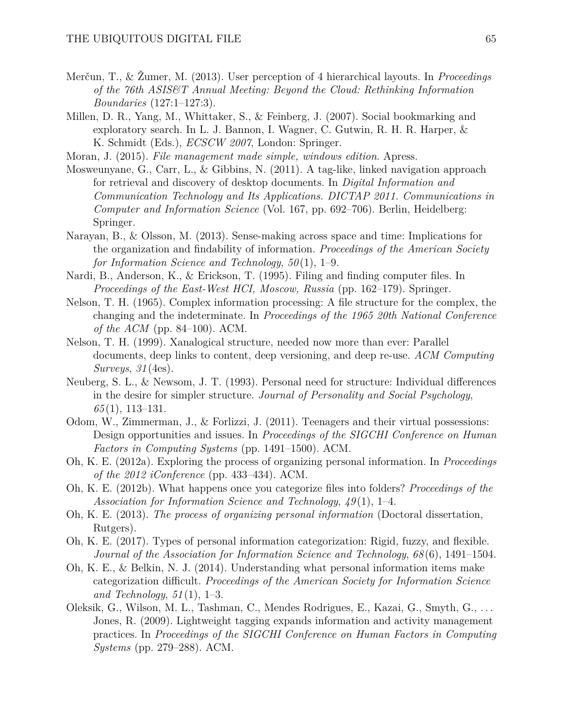Merčun, T., & Žumer, M. (2013). User perception of 4 hierarchical layouts. In *Proceedings of the 76th ASIS&T Annual Meeting: Beyond the Cloud: Rethinking Information Boundaries* (127:1–127:3).

Millen, D. R., Yang, M., Whittaker, S., & Feinberg, J. (2007). Social bookmarking and exploratory search. In L. J. Bannon, I. Wagner, C. Gutwin, R. H. R. Harper, & K. Schmidt (Eds.), *ECSCW 2007*, London: Springer.

Moran, J. (2015). *File management made simple, windows edition*. Apress.

Mosweunyane, G., Carr, L., & Gibbins, N. (2011). A tag-like, linked navigation approach for retrieval and discovery of desktop documents. In *Digital Information and Communication Technology and Its Applications. DICTAP 2011. Communications in Computer and Information Science* (Vol. 167, pp. 692–706). Berlin, Heidelberg: Springer.

Narayan, B., & Olsson, M. (2013). Sense-making across space and time: Implications for the organization and findability of information. *Proceedings of the American Society for Information Science and Technology*, *50*(1), 1–9.

Nardi, B., Anderson, K., & Erickson, T. (1995). Filing and finding computer files. In *Proceedings of the East-West HCI, Moscow, Russia* (pp. 162–179). Springer.

Nelson, T. H. (1965). Complex information processing: A file structure for the complex, the changing and the indeterminate. In *Proceedings of the 1965 20th National Conference of the ACM* (pp. 84–100). ACM.

Nelson, T. H. (1999). Xanalogical structure, needed now more than ever: Parallel documents, deep links to content, deep versioning, and deep re-use. *ACM Computing Surveys*, *31*(4es).

Neuberg, S. L., & Newsom, J. T. (1993). Personal need for structure: Individual differences in the desire for simpler structure. *Journal of Personality and Social Psychology*, *65*(1), 113–131.

Odom, W., Zimmerman, J., & Forlizzi, J. (2011). Teenagers and their virtual possessions: Design opportunities and issues. In *Proceedings of the SIGCHI Conference on Human Factors in Computing Systems* (pp. 1491–1500). ACM.

Oh, K. E. (2012a). Exploring the process of organizing personal information. In *Proceedings of the 2012 iConference* (pp. 433–434). ACM.

Oh, K. E. (2012b). What happens once you categorize files into folders? *Proceedings of the Association for Information Science and Technology*, *49*(1), 1–4.

Oh, K. E. (2013). *The process of organizing personal information* (Doctoral dissertation, Rutgers).

Oh, K. E. (2017). Types of personal information categorization: Rigid, fuzzy, and flexible. *Journal of the Association for Information Science and Technology*, *68*(6), 1491–1504.

Oh, K. E., & Belkin, N. J. (2014). Understanding what personal information items make categorization difficult. *Proceedings of the American Society for Information Science and Technology*, *51*(1), 1–3.

Oleksik, G., Wilson, M. L., Tashman, C., Mendes Rodrigues, E., Kazai, G., Smyth, G., ... Jones, R. (2009). Lightweight tagging expands information and activity management practices. In *Proceedings of the SIGCHI Conference on Human Factors in Computing Systems* (pp. 279–288). ACM.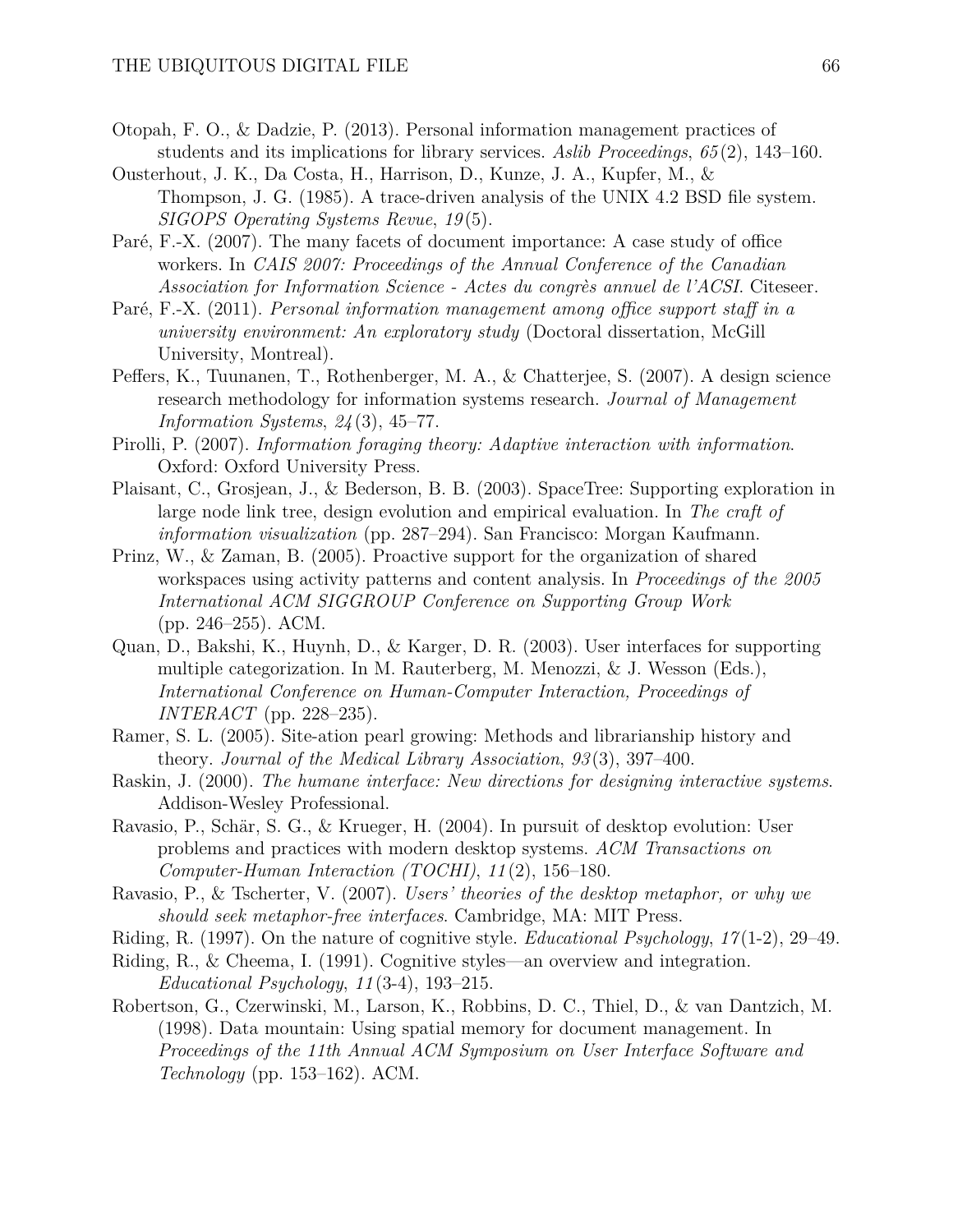Otopah, F. O., & Dadzie, P. (2013). Personal information management practices of students and its implications for library services. *Aslib Proceedings*, *65*(2), 143–160.

Ousterhout, J. K., Da Costa, H., Harrison, D., Kunze, J. A., Kupfer, M., & Thompson, J. G. (1985). A trace-driven analysis of the UNIX 4.2 BSD file system. *SIGOPS Operating Systems Revue*, *19*(5).

Paré, F.-X. (2007). The many facets of document importance: A case study of office workers. In *CAIS 2007: Proceedings of the Annual Conference of the Canadian Association for Information Science - Actes du congrès annuel de l'ACSI*. Citeseer.

Paré, F.-X. (2011). *Personal information management among office support staff in a university environment: An exploratory study* (Doctoral dissertation, McGill University, Montreal).

Peffers, K., Tuunanen, T., Rothenberger, M. A., & Chatterjee, S. (2007). A design science research methodology for information systems research. *Journal of Management Information Systems*, *24*(3), 45–77.

Pirolli, P. (2007). *Information foraging theory: Adaptive interaction with information*. Oxford: Oxford University Press.

Plaisant, C., Grosjean, J., & Bederson, B. B. (2003). SpaceTree: Supporting exploration in large node link tree, design evolution and empirical evaluation. In *The craft of information visualization* (pp. 287–294). San Francisco: Morgan Kaufmann.

Prinz, W., & Zaman, B. (2005). Proactive support for the organization of shared workspaces using activity patterns and content analysis. In *Proceedings of the 2005 International ACM SIGGROUP Conference on Supporting Group Work* (pp. 246–255). ACM.

Quan, D., Bakshi, K., Huynh, D., & Karger, D. R. (2003). User interfaces for supporting multiple categorization. In M. Rauterberg, M. Menozzi, & J. Wesson (Eds.), *International Conference on Human-Computer Interaction, Proceedings of INTERACT* (pp. 228–235).

Ramer, S. L. (2005). Site-ation pearl growing: Methods and librarianship history and theory. *Journal of the Medical Library Association*, *93*(3), 397–400.

Raskin, J. (2000). *The humane interface: New directions for designing interactive systems*. Addison-Wesley Professional.

Ravasio, P., Schär, S. G., & Krueger, H. (2004). In pursuit of desktop evolution: User problems and practices with modern desktop systems. *ACM Transactions on Computer-Human Interaction (TOCHI)*, *11*(2), 156–180.

Ravasio, P., & Tscherter, V. (2007). *Users' theories of the desktop metaphor, or why we should seek metaphor-free interfaces*. Cambridge, MA: MIT Press.

Riding, R. (1997). On the nature of cognitive style. *Educational Psychology*, *17*(1-2), 29–49.

Riding, R., & Cheema, I. (1991). Cognitive styles—an overview and integration. *Educational Psychology*, *11*(3-4), 193–215.

Robertson, G., Czerwinski, M., Larson, K., Robbins, D. C., Thiel, D., & van Dantzich, M. (1998). Data mountain: Using spatial memory for document management. In *Proceedings of the 11th Annual ACM Symposium on User Interface Software and Technology* (pp. 153–162). ACM.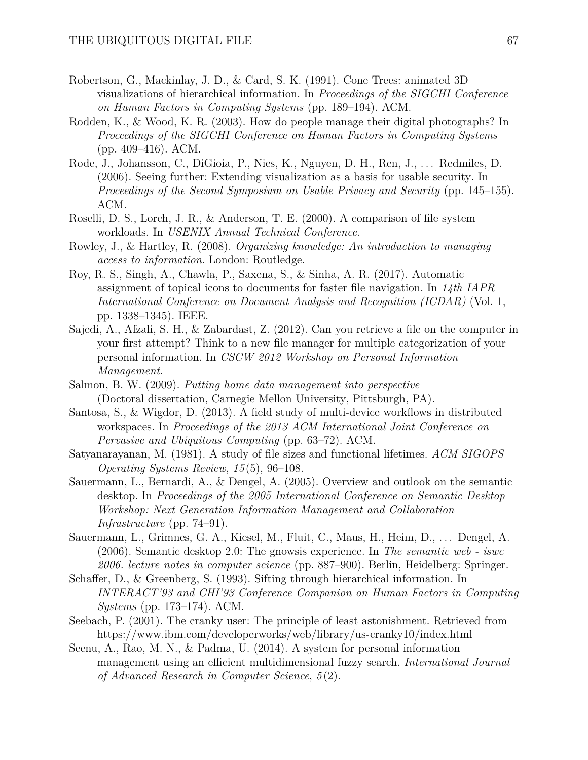Robertson, G., Mackinlay, J. D., & Card, S. K. (1991). Cone Trees: animated 3D visualizations of hierarchical information. In *Proceedings of the SIGCHI Conference on Human Factors in Computing Systems* (pp. 189–194). ACM.

Rodden, K., & Wood, K. R. (2003). How do people manage their digital photographs? In *Proceedings of the SIGCHI Conference on Human Factors in Computing Systems* (pp. 409–416). ACM.

Rode, J., Johansson, C., DiGioia, P., Nies, K., Nguyen, D. H., Ren, J., . . . Redmiles, D. (2006). Seeing further: Extending visualization as a basis for usable security. In *Proceedings of the Second Symposium on Usable Privacy and Security* (pp. 145–155). ACM.

Roselli, D. S., Lorch, J. R., & Anderson, T. E. (2000). A comparison of file system workloads. In *USENIX Annual Technical Conference*.

Rowley, J., & Hartley, R. (2008). *Organizing knowledge: An introduction to managing access to information*. London: Routledge.

Roy, R. S., Singh, A., Chawla, P., Saxena, S., & Sinha, A. R. (2017). Automatic assignment of topical icons to documents for faster file navigation. In *14th IAPR International Conference on Document Analysis and Recognition (ICDAR)* (Vol. 1, pp. 1338–1345). IEEE.

Sajedi, A., Afzali, S. H., & Zabardast, Z. (2012). Can you retrieve a file on the computer in your first attempt? Think to a new file manager for multiple categorization of your personal information. In *CSCW 2012 Workshop on Personal Information Management*.

Salmon, B. W. (2009). *Putting home data management into perspective* (Doctoral dissertation, Carnegie Mellon University, Pittsburgh, PA).

Santosa, S., & Wigdor, D. (2013). A field study of multi-device workflows in distributed workspaces. In *Proceedings of the 2013 ACM International Joint Conference on Pervasive and Ubiquitous Computing* (pp. 63–72). ACM.

Satyanarayanan, M. (1981). A study of file sizes and functional lifetimes. *ACM SIGOPS Operating Systems Review*, *15*(5), 96–108.

Sauermann, L., Bernardi, A., & Dengel, A. (2005). Overview and outlook on the semantic desktop. In *Proceedings of the 2005 International Conference on Semantic Desktop Workshop: Next Generation Information Management and Collaboration Infrastructure* (pp. 74–91).

Sauermann, L., Grimnes, G. A., Kiesel, M., Fluit, C., Maus, H., Heim, D., . . . Dengel, A. (2006). Semantic desktop 2.0: The gnowsis experience. In *The semantic web - iswc 2006. lecture notes in computer science* (pp. 887–900). Berlin, Heidelberg: Springer.

Schaffer, D., & Greenberg, S. (1993). Sifting through hierarchical information. In *INTERACT'93 and CHI'93 Conference Companion on Human Factors in Computing Systems* (pp. 173–174). ACM.

Seebach, P. (2001). The cranky user: The principle of least astonishment. Retrieved from https://www.ibm.com/developerworks/web/library/us-cranky10/index.html

Seenu, A., Rao, M. N., & Padma, U. (2014). A system for personal information management using an efficient multidimensional fuzzy search. *International Journal of Advanced Research in Computer Science*, *5*(2).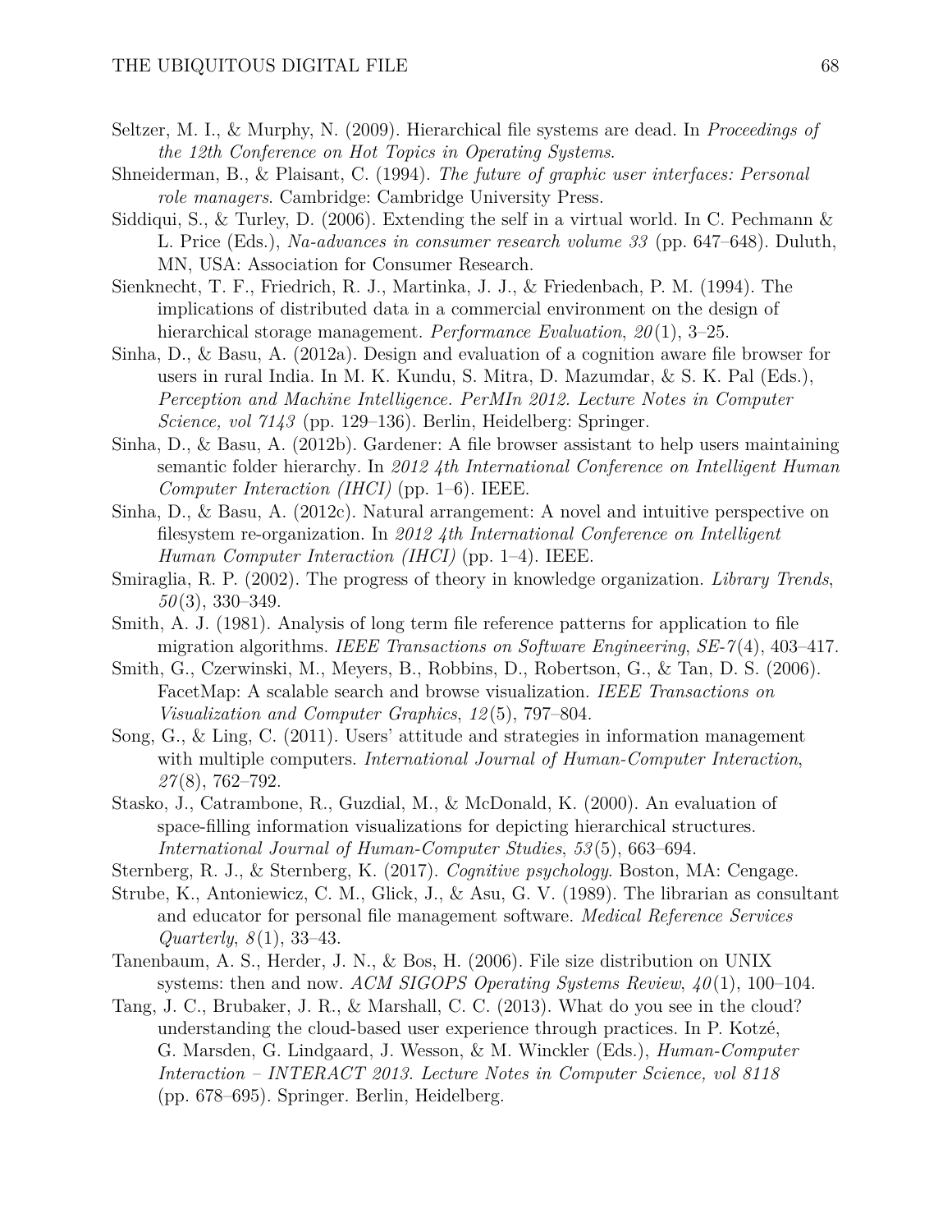Seltzer, M. I., & Murphy, N. (2009). Hierarchical file systems are dead. In *Proceedings of the 12th Conference on Hot Topics in Operating Systems*.

Shneiderman, B., & Plaisant, C. (1994). *The future of graphic user interfaces: Personal role managers*. Cambridge: Cambridge University Press.

Siddiqui, S., & Turley, D. (2006). Extending the self in a virtual world. In C. Pechmann & L. Price (Eds.), *Na-advances in consumer research volume 33* (pp. 647–648). Duluth, MN, USA: Association for Consumer Research.

Sienknecht, T. F., Friedrich, R. J., Martinka, J. J., & Friedenbach, P. M. (1994). The implications of distributed data in a commercial environment on the design of hierarchical storage management. *Performance Evaluation*, *20*(1), 3–25.

Sinha, D., & Basu, A. (2012a). Design and evaluation of a cognition aware file browser for users in rural India. In M. K. Kundu, S. Mitra, D. Mazumdar, & S. K. Pal (Eds.), *Perception and Machine Intelligence. PerMIn 2012. Lecture Notes in Computer Science, vol 7143* (pp. 129–136). Berlin, Heidelberg: Springer.

Sinha, D., & Basu, A. (2012b). Gardener: A file browser assistant to help users maintaining semantic folder hierarchy. In *2012 4th International Conference on Intelligent Human Computer Interaction (IHCI)* (pp. 1–6). IEEE.

Sinha, D., & Basu, A. (2012c). Natural arrangement: A novel and intuitive perspective on filesystem re-organization. In *2012 4th International Conference on Intelligent Human Computer Interaction (IHCI)* (pp. 1–4). IEEE.

Smiraglia, R. P. (2002). The progress of theory in knowledge organization. *Library Trends*, *50*(3), 330–349.

Smith, A. J. (1981). Analysis of long term file reference patterns for application to file migration algorithms. *IEEE Transactions on Software Engineering*, *SE-7*(4), 403–417.

Smith, G., Czerwinski, M., Meyers, B., Robbins, D., Robertson, G., & Tan, D. S. (2006). FacetMap: A scalable search and browse visualization. *IEEE Transactions on Visualization and Computer Graphics*, *12*(5), 797–804.

Song, G., & Ling, C. (2011). Users' attitude and strategies in information management with multiple computers. *International Journal of Human-Computer Interaction*, *27*(8), 762–792.

Stasko, J., Catrambone, R., Guzdial, M., & McDonald, K. (2000). An evaluation of space-filling information visualizations for depicting hierarchical structures. *International Journal of Human-Computer Studies*, *53*(5), 663–694.

Sternberg, R. J., & Sternberg, K. (2017). *Cognitive psychology*. Boston, MA: Cengage.

Strube, K., Antoniewicz, C. M., Glick, J., & Asu, G. V. (1989). The librarian as consultant and educator for personal file management software. *Medical Reference Services Quarterly*, *8*(1), 33–43.

Tanenbaum, A. S., Herder, J. N., & Bos, H. (2006). File size distribution on UNIX systems: then and now. *ACM SIGOPS Operating Systems Review*, *40*(1), 100–104.

Tang, J. C., Brubaker, J. R., & Marshall, C. C. (2013). What do you see in the cloud? understanding the cloud-based user experience through practices. In P. Kotzé, G. Marsden, G. Lindgaard, J. Wesson, & M. Winckler (Eds.), *Human-Computer Interaction – INTERACT 2013. Lecture Notes in Computer Science, vol 8118* (pp. 678–695). Springer. Berlin, Heidelberg.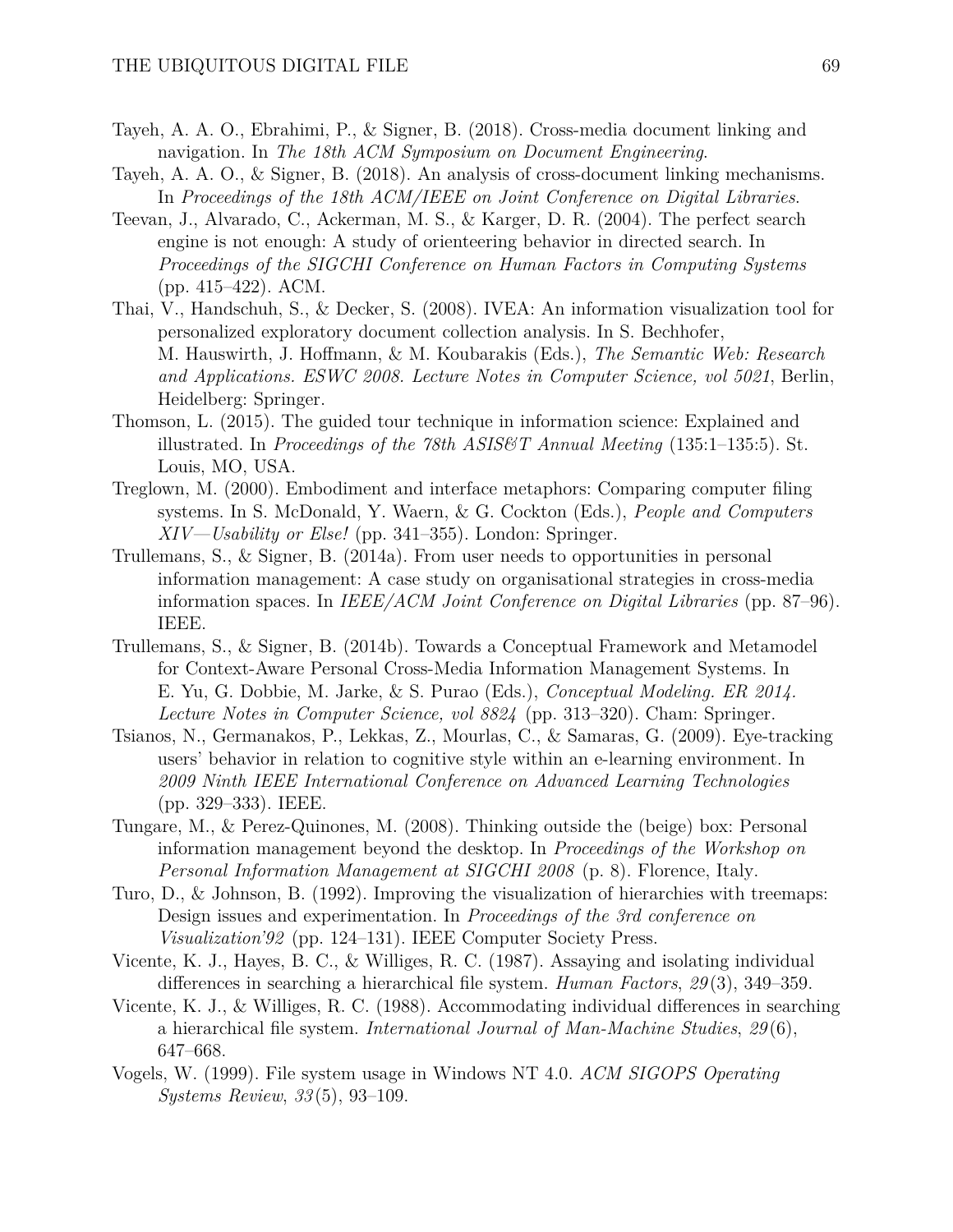Tayeh, A. A. O., Ebrahimi, P., & Signer, B. (2018). Cross-media document linking and navigation. In *The 18th ACM Symposium on Document Engineering*.

Tayeh, A. A. O., & Signer, B. (2018). An analysis of cross-document linking mechanisms. In *Proceedings of the 18th ACM/IEEE on Joint Conference on Digital Libraries*.

Teevan, J., Alvarado, C., Ackerman, M. S., & Karger, D. R. (2004). The perfect search engine is not enough: A study of orienteering behavior in directed search. In *Proceedings of the SIGCHI Conference on Human Factors in Computing Systems* (pp. 415–422). ACM.

Thai, V., Handschuh, S., & Decker, S. (2008). IVEA: An information visualization tool for personalized exploratory document collection analysis. In S. Bechhofer, M. Hauswirth, J. Hoffmann, & M. Koubarakis (Eds.), *The Semantic Web: Research and Applications. ESWC 2008. Lecture Notes in Computer Science, vol 5021*, Berlin, Heidelberg: Springer.

Thomson, L. (2015). The guided tour technique in information science: Explained and illustrated. In *Proceedings of the 78th ASIS&T Annual Meeting* (135:1–135:5). St. Louis, MO, USA.

Treglown, M. (2000). Embodiment and interface metaphors: Comparing computer filing systems. In S. McDonald, Y. Waern, & G. Cockton (Eds.), *People and Computers XIV—Usability or Else!* (pp. 341–355). London: Springer.

Trullemans, S., & Signer, B. (2014a). From user needs to opportunities in personal information management: A case study on organisational strategies in cross-media information spaces. In *IEEE/ACM Joint Conference on Digital Libraries* (pp. 87–96). IEEE.

Trullemans, S., & Signer, B. (2014b). Towards a Conceptual Framework and Metamodel for Context-Aware Personal Cross-Media Information Management Systems. In E. Yu, G. Dobbie, M. Jarke, & S. Purao (Eds.), *Conceptual Modeling. ER 2014. Lecture Notes in Computer Science, vol 8824* (pp. 313–320). Cham: Springer.

Tsianos, N., Germanakos, P., Lekkas, Z., Mourlas, C., & Samaras, G. (2009). Eye-tracking users' behavior in relation to cognitive style within an e-learning environment. In *2009 Ninth IEEE International Conference on Advanced Learning Technologies* (pp. 329–333). IEEE.

Tungare, M., & Perez-Quinones, M. (2008). Thinking outside the (beige) box: Personal information management beyond the desktop. In *Proceedings of the Workshop on Personal Information Management at SIGCHI 2008* (p. 8). Florence, Italy.

Turo, D., & Johnson, B. (1992). Improving the visualization of hierarchies with treemaps: Design issues and experimentation. In *Proceedings of the 3rd conference on Visualization'92* (pp. 124–131). IEEE Computer Society Press.

Vicente, K. J., Hayes, B. C., & Williges, R. C. (1987). Assaying and isolating individual differences in searching a hierarchical file system. *Human Factors*, *29*(3), 349–359.

Vicente, K. J., & Williges, R. C. (1988). Accommodating individual differences in searching a hierarchical file system. *International Journal of Man-Machine Studies*, *29*(6), 647–668.

Vogels, W. (1999). File system usage in Windows NT 4.0. *ACM SIGOPS Operating Systems Review*, *33*(5), 93–109.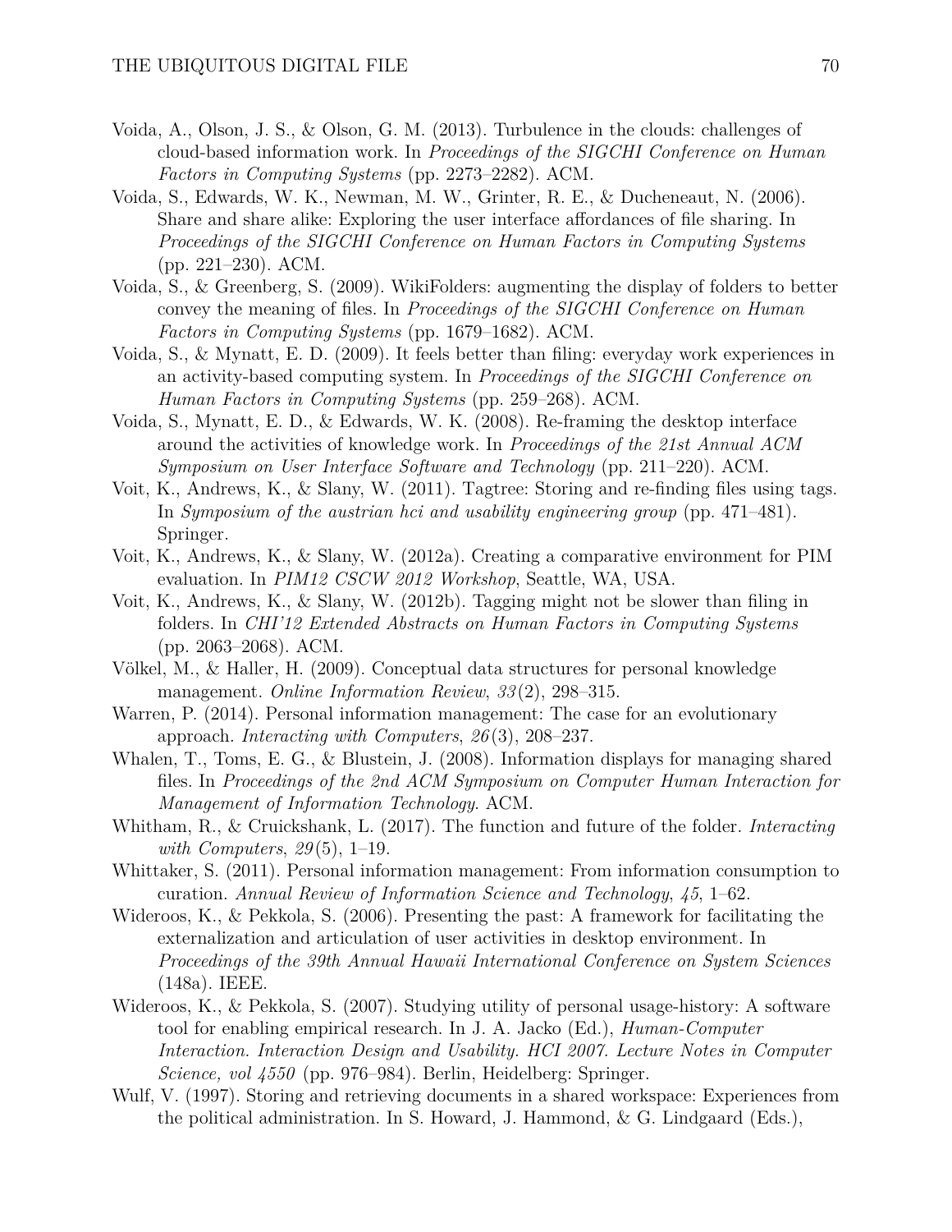Voida, A., Olson, J. S., & Olson, G. M. (2013). Turbulence in the clouds: challenges of cloud-based information work. In *Proceedings of the SIGCHI Conference on Human Factors in Computing Systems* (pp. 2273–2282). ACM.

Voida, S., Edwards, W. K., Newman, M. W., Grinter, R. E., & Ducheneaut, N. (2006). Share and share alike: Exploring the user interface affordances of file sharing. In *Proceedings of the SIGCHI Conference on Human Factors in Computing Systems* (pp. 221–230). ACM.

Voida, S., & Greenberg, S. (2009). WikiFolders: augmenting the display of folders to better convey the meaning of files. In *Proceedings of the SIGCHI Conference on Human Factors in Computing Systems* (pp. 1679–1682). ACM.

Voida, S., & Mynatt, E. D. (2009). It feels better than filing: everyday work experiences in an activity-based computing system. In *Proceedings of the SIGCHI Conference on Human Factors in Computing Systems* (pp. 259–268). ACM.

Voida, S., Mynatt, E. D., & Edwards, W. K. (2008). Re-framing the desktop interface around the activities of knowledge work. In *Proceedings of the 21st Annual ACM Symposium on User Interface Software and Technology* (pp. 211–220). ACM.

Voit, K., Andrews, K., & Slany, W. (2011). Tagtree: Storing and re-finding files using tags. In *Symposium of the austrian hci and usability engineering group* (pp. 471–481). Springer.

Voit, K., Andrews, K., & Slany, W. (2012a). Creating a comparative environment for PIM evaluation. In *PIM12 CSCW 2012 Workshop*, Seattle, WA, USA.

Voit, K., Andrews, K., & Slany, W. (2012b). Tagging might not be slower than filing in folders. In *CHI'12 Extended Abstracts on Human Factors in Computing Systems* (pp. 2063–2068). ACM.

Völkel, M., & Haller, H. (2009). Conceptual data structures for personal knowledge management. *Online Information Review*, *33*(2), 298–315.

Warren, P. (2014). Personal information management: The case for an evolutionary approach. *Interacting with Computers*, *26*(3), 208–237.

Whalen, T., Toms, E. G., & Blustein, J. (2008). Information displays for managing shared files. In *Proceedings of the 2nd ACM Symposium on Computer Human Interaction for Management of Information Technology*. ACM.

Whitham, R., & Cruickshank, L. (2017). The function and future of the folder. *Interacting with Computers*, *29*(5), 1–19.

Whittaker, S. (2011). Personal information management: From information consumption to curation. *Annual Review of Information Science and Technology*, *45*, 1–62.

Wideroos, K., & Pekkola, S. (2006). Presenting the past: A framework for facilitating the externalization and articulation of user activities in desktop environment. In *Proceedings of the 39th Annual Hawaii International Conference on System Sciences* (148a). IEEE.

Wideroos, K., & Pekkola, S. (2007). Studying utility of personal usage-history: A software tool for enabling empirical research. In J. A. Jacko (Ed.), *Human-Computer Interaction. Interaction Design and Usability. HCI 2007. Lecture Notes in Computer Science, vol 4550* (pp. 976–984). Berlin, Heidelberg: Springer.

Wulf, V. (1997). Storing and retrieving documents in a shared workspace: Experiences from the political administration. In S. Howard, J. Hammond, & G. Lindgaard (Eds.),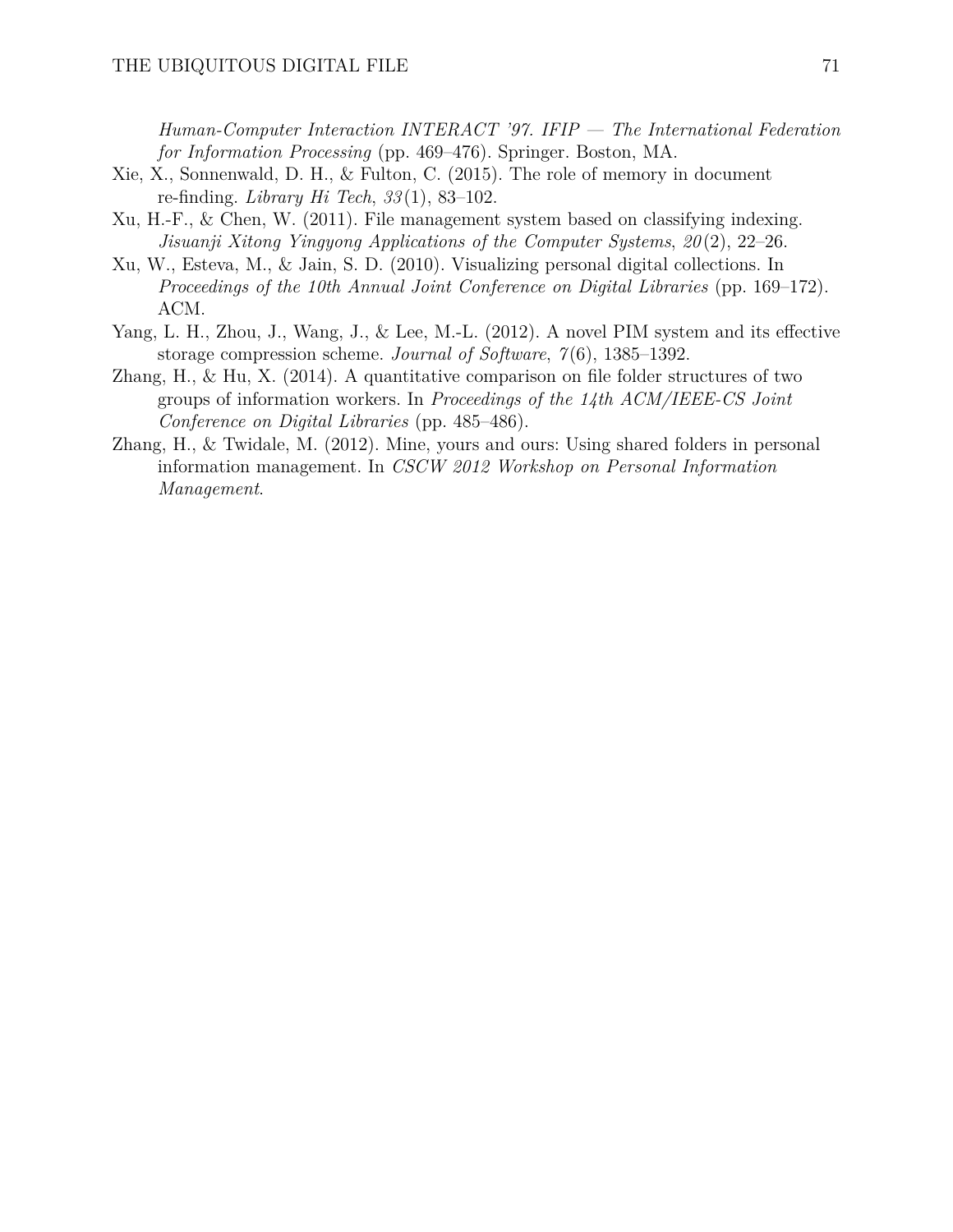*Human-Computer Interaction INTERACT '97. IFIP — The International Federation for Information Processing* (pp. 469–476). Springer. Boston, MA.

Xie, X., Sonnenwald, D. H., & Fulton, C. (2015). The role of memory in document re-finding. *Library Hi Tech*, *33*(1), 83–102.

Xu, H.-F., & Chen, W. (2011). File management system based on classifying indexing. *Jisuanji Xitong Yingyong Applications of the Computer Systems*, *20*(2), 22–26.

Xu, W., Esteva, M., & Jain, S. D. (2010). Visualizing personal digital collections. In *Proceedings of the 10th Annual Joint Conference on Digital Libraries* (pp. 169–172). ACM.

Yang, L. H., Zhou, J., Wang, J., & Lee, M.-L. (2012). A novel PIM system and its effective storage compression scheme. *Journal of Software*, *7*(6), 1385–1392.

Zhang, H., & Hu, X. (2014). A quantitative comparison on file folder structures of two groups of information workers. In *Proceedings of the 14th ACM/IEEE-CS Joint Conference on Digital Libraries* (pp. 485–486).

Zhang, H., & Twidale, M. (2012). Mine, yours and ours: Using shared folders in personal information management. In *CSCW 2012 Workshop on Personal Information Management*.